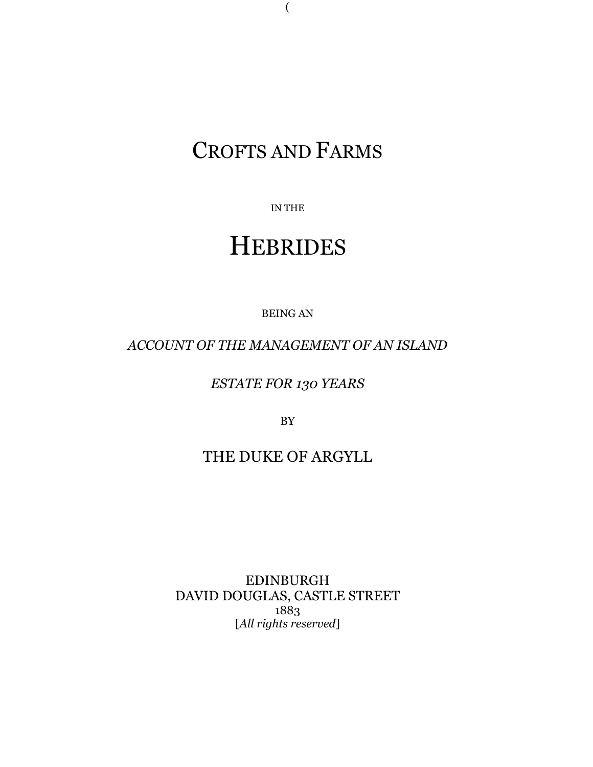# CROFTS AND FARMS

IN THE

# HEBRIDES

BEING AN

*ACCOUNT OF THE MANAGEMENT OF AN ISLAND*

*ESTATE FOR 130 YEARS*

BY

THE DUKE OF ARGYLL

EDINBURGH
DAVID DOUGLAS, CASTLE STREET
1883
[*All rights reserved*]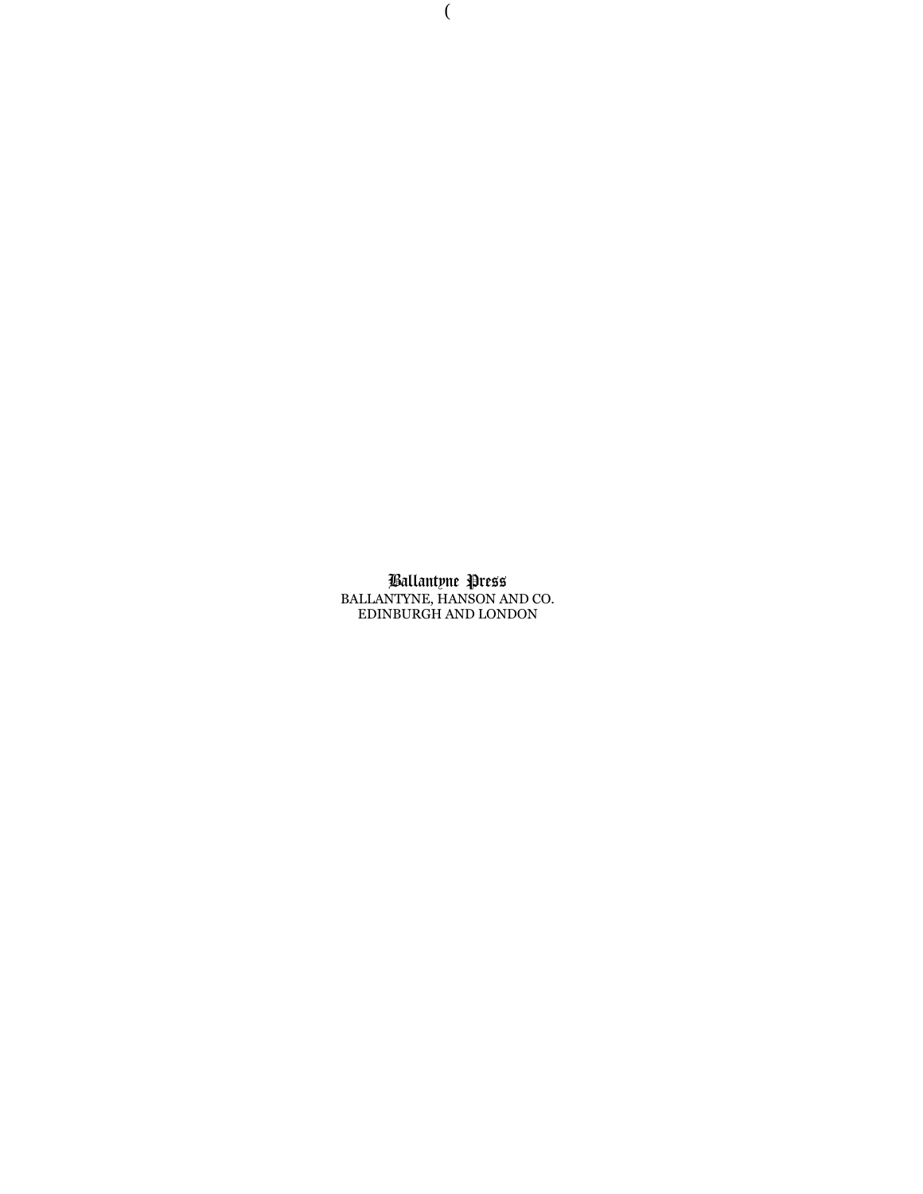(

Ballantyne Press
BALLANTYNE, HANSON AND CO.
EDINBURGH AND LONDON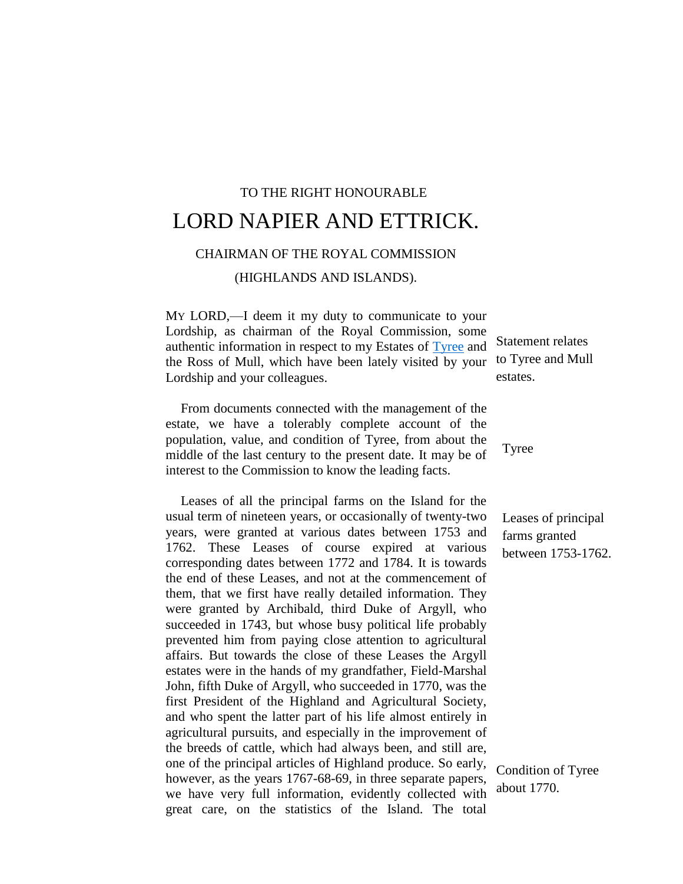TO THE RIGHT HONOURABLE

# LORD NAPIER AND ETTRICK.

CHAIRMAN OF THE ROYAL COMMISSION

(HIGHLANDS AND ISLANDS).

Statement relates to Tyree and Mull estates.

MY LORD,—I deem it my duty to communicate to your Lordship, as chairman of the Royal Commission, some authentic information in respect to my Estates of Tyree and the Ross of Mull, which have been lately visited by your Lordship and your colleagues.

Tyree

From documents connected with the management of the estate, we have a tolerably complete account of the population, value, and condition of Tyree, from about the middle of the last century to the present date. It may be of interest to the Commission to know the leading facts.

Leases of principal farms granted between 1753-1762.

Leases of all the principal farms on the Island for the usual term of nineteen years, or occasionally of twenty-two years, were granted at various dates between 1753 and 1762. These Leases of course expired at various corresponding dates between 1772 and 1784. It is towards the end of these Leases, and not at the commencement of them, that we first have really detailed information. They were granted by Archibald, third Duke of Argyll, who succeeded in 1743, but whose busy political life probably prevented him from paying close attention to agricultural affairs. But towards the close of these Leases the Argyll estates were in the hands of my grandfather, Field-Marshal John, fifth Duke of Argyll, who succeeded in 1770, was the first President of the Highland and Agricultural Society, and who spent the latter part of his life almost entirely in agricultural pursuits, and especially in the improvement of the breeds of cattle, which had always been, and still are, one of the principal articles of Highland produce. So early, however, as the years 1767-68-69, in three separate papers, we have very full information, evidently collected with great care, on the statistics of the Island. The total

Condition of Tyree about 1770.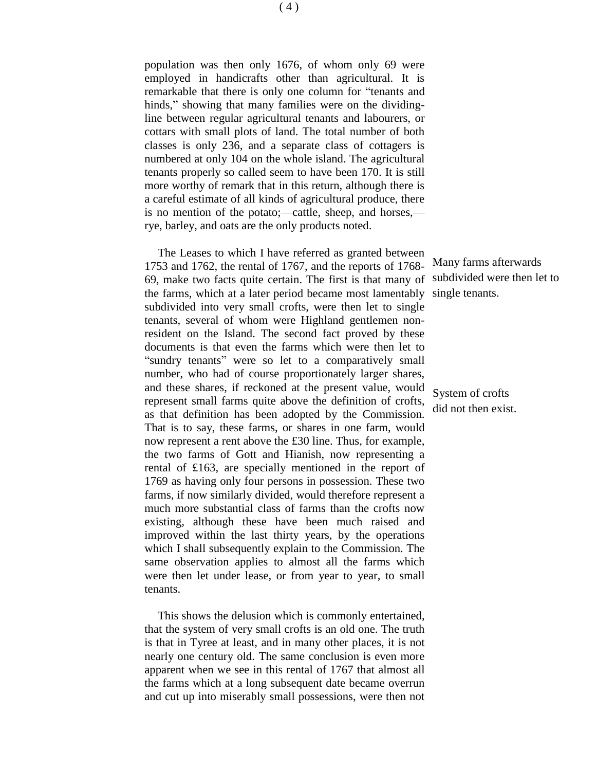population was then only 1676, of whom only 69 were employed in handicrafts other than agricultural. It is remarkable that there is only one column for "tenants and hinds," showing that many families were on the dividing-line between regular agricultural tenants and labourers, or cottars with small plots of land. The total number of both classes is only 236, and a separate class of cottagers is numbered at only 104 on the whole island. The agricultural tenants properly so called seem to have been 170. It is still more worthy of remark that in this return, although there is a careful estimate of all kinds of agricultural produce, there is no mention of the potato;—cattle, sheep, and horses,—rye, barley, and oats are the only products noted.

*Many farms afterwards subdivided were then let to single tenants.*

The Leases to which I have referred as granted between 1753 and 1762, the rental of 1767, and the reports of 1768-69, make two facts quite certain. The first is that many of the farms, which at a later period became most lamentably subdivided into very small crofts, were then let to single tenants, several of whom were Highland gentlemen non-resident on the Island. The second fact proved by these documents is that even the farms which were then let to "sundry tenants" were so let to a comparatively small number, who had of course proportionately larger shares, and these shares, if reckoned at the present value, would represent small farms quite above the definition of crofts, as that definition has been adopted by the Commission. That is to say, these farms, or shares in one farm, would now represent a rent above the £30 line. Thus, for example, the two farms of Gott and Hianish, now representing a rental of £163, are specially mentioned in the report of 1769 as having only four persons in possession. These two farms, if now similarly divided, would therefore represent a much more substantial class of farms than the crofts now existing, although these have been much raised and improved within the last thirty years, by the operations which I shall subsequently explain to the Commission. The same observation applies to almost all the farms which were then let under lease, or from year to year, to small tenants.

*System of crofts did not then exist.*

This shows the delusion which is commonly entertained, that the system of very small crofts is an old one. The truth is that in Tyree at least, and in many other places, it is not nearly one century old. The same conclusion is even more apparent when we see in this rental of 1767 that almost all the farms which at a long subsequent date became overrun and cut up into miserably small possessions, were then not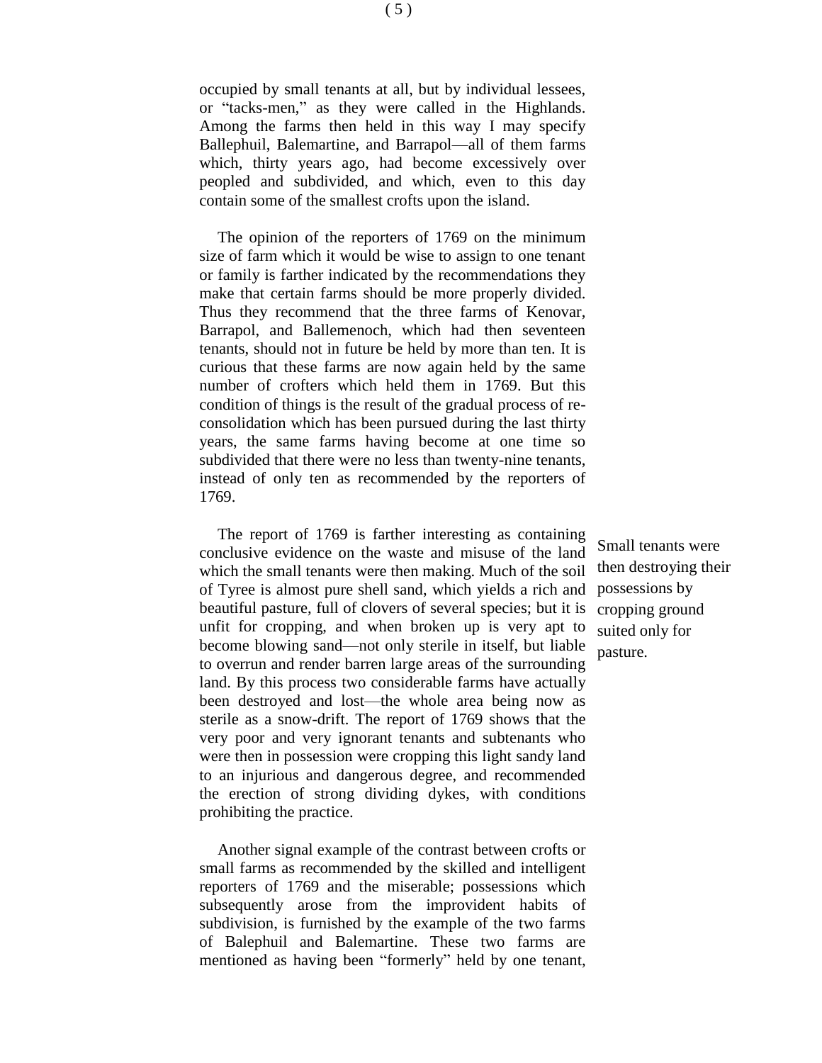occupied by small tenants at all, but by individual lessees, or "tacks-men," as they were called in the Highlands. Among the farms then held in this way I may specify Ballephuil, Balemartine, and Barrapol—all of them farms which, thirty years ago, had become excessively over peopled and subdivided, and which, even to this day contain some of the smallest crofts upon the island.

The opinion of the reporters of 1769 on the minimum size of farm which it would be wise to assign to one tenant or family is farther indicated by the recommendations they make that certain farms should be more properly divided. Thus they recommend that the three farms of Kenovar, Barrapol, and Ballemenoch, which had then seventeen tenants, should not in future be held by more than ten. It is curious that these farms are now again held by the same number of crofters which held them in 1769. But this condition of things is the result of the gradual process of re-consolidation which has been pursued during the last thirty years, the same farms having become at one time so subdivided that there were no less than twenty-nine tenants, instead of only ten as recommended by the reporters of 1769.

Small tenants were then destroying their possessions by cropping ground suited only for pasture.

The report of 1769 is farther interesting as containing conclusive evidence on the waste and misuse of the land which the small tenants were then making. Much of the soil of Tyree is almost pure shell sand, which yields a rich and beautiful pasture, full of clovers of several species; but it is unfit for cropping, and when broken up is very apt to become blowing sand—not only sterile in itself, but liable to overrun and render barren large areas of the surrounding land. By this process two considerable farms have actually been destroyed and lost—the whole area being now as sterile as a snow-drift. The report of 1769 shows that the very poor and very ignorant tenants and subtenants who were then in possession were cropping this light sandy land to an injurious and dangerous degree, and recommended the erection of strong dividing dykes, with conditions prohibiting the practice.

Another signal example of the contrast between crofts or small farms as recommended by the skilled and intelligent reporters of 1769 and the miserable; possessions which subsequently arose from the improvident habits of subdivision, is furnished by the example of the two farms of Balephuil and Balemartine. These two farms are mentioned as having been "formerly" held by one tenant,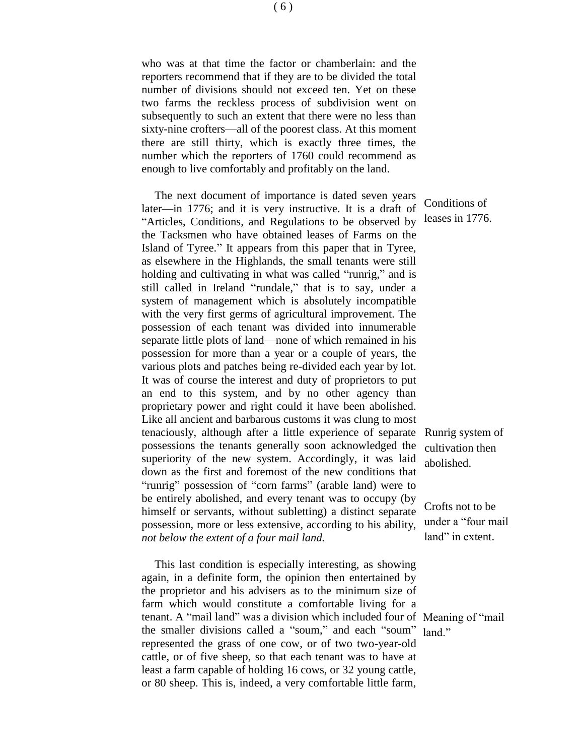who was at that time the factor or chamberlain: and the reporters recommend that if they are to be divided the total number of divisions should not exceed ten. Yet on these two farms the reckless process of subdivision went on subsequently to such an extent that there were no less than sixty-nine crofters—all of the poorest class. At this moment there are still thirty, which is exactly three times, the number which the reporters of 1760 could recommend as enough to live comfortably and profitably on the land.

*Conditions of leases in 1776.*

The next document of importance is dated seven years later—in 1776; and it is very instructive. It is a draft of "Articles, Conditions, and Regulations to be observed by the Tacksmen who have obtained leases of Farms on the Island of Tyree." It appears from this paper that in Tyree, as elsewhere in the Highlands, the small tenants were still holding and cultivating in what was called "runrig," and is still called in Ireland "rundale," that is to say, under a system of management which is absolutely incompatible with the very first germs of agricultural improvement. The possession of each tenant was divided into innumerable separate little plots of land—none of which remained in his possession for more than a year or a couple of years, the various plots and patches being re-divided each year by lot. It was of course the interest and duty of proprietors to put an end to this system, and by no other agency than proprietary power and right could it have been abolished. Like all ancient and barbarous customs it was clung to most tenaciously, although after a little experience of separate possessions the tenants generally soon acknowledged the superiority of the new system. Accordingly, it was laid down as the first and foremost of the new conditions that "runrig" possession of "corn farms" (arable land) were to be entirely abolished, and every tenant was to occupy (by himself or servants, without subletting) a distinct separate possession, more or less extensive, according to his ability, *not below the extent of a four mail land.*

*Runrig system of cultivation then abolished.*

*Crofts not to be under a "four mail land" in extent.*

This last condition is especially interesting, as showing again, in a definite form, the opinion then entertained by the proprietor and his advisers as to the minimum size of farm which would constitute a comfortable living for a tenant. A "mail land" was a division which included four of the smaller divisions called a "soum," and each "soum" represented the grass of one cow, or of two two-year-old cattle, or of five sheep, so that each tenant was to have at least a farm capable of holding 16 cows, or 32 young cattle, or 80 sheep. This is, indeed, a very comfortable little farm,

*Meaning of "mail land."*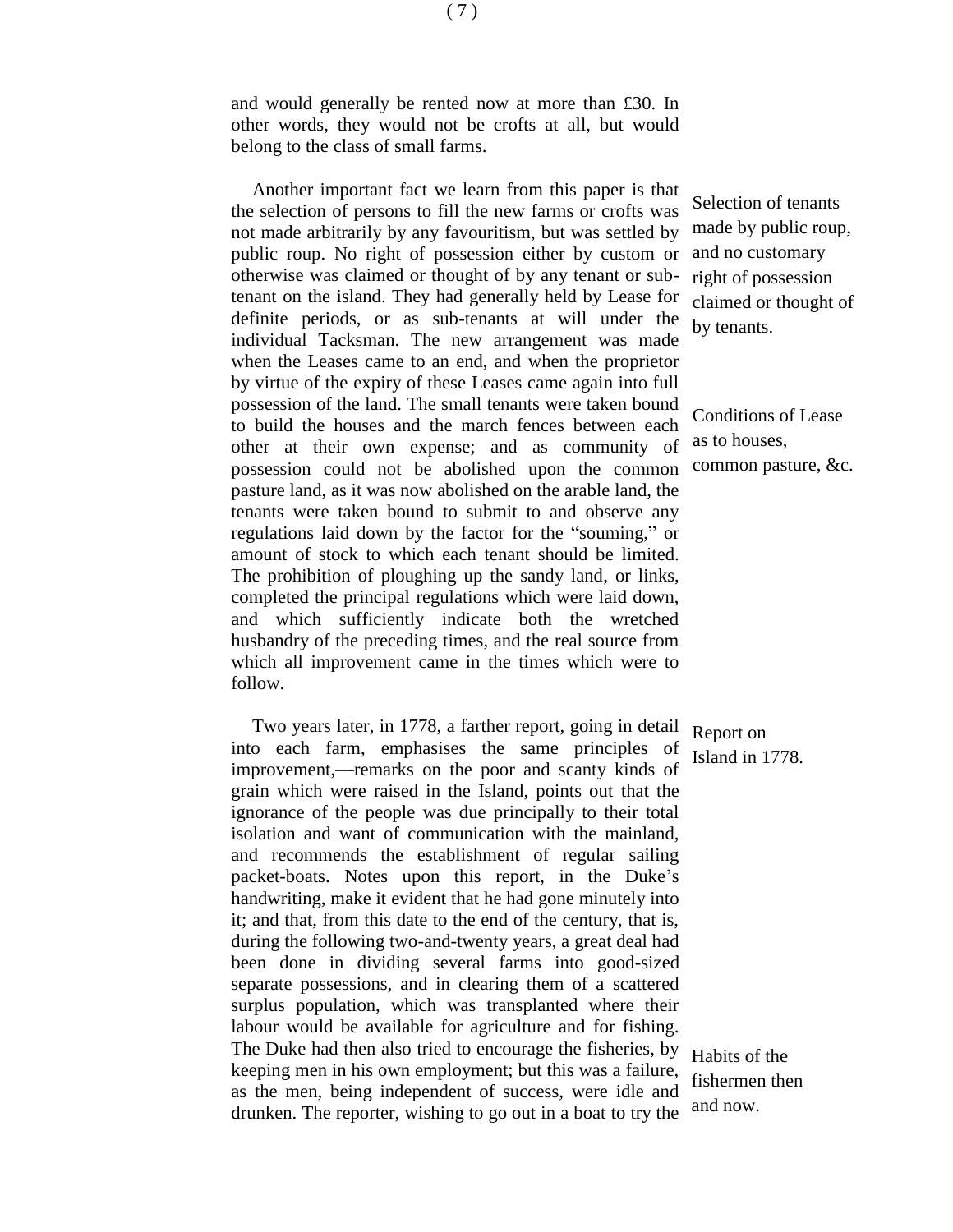and would generally be rented now at more than £30. In other words, they would not be crofts at all, but would belong to the class of small farms.

Selection of tenants made by public roup, and no customary right of possession claimed or thought of by tenants.

Another important fact we learn from this paper is that the selection of persons to fill the new farms or crofts was not made arbitrarily by any favouritism, but was settled by public roup. No right of possession either by custom or otherwise was claimed or thought of by any tenant or sub-tenant on the island. They had generally held by Lease for definite periods, or as sub-tenants at will under the individual Tacksman. The new arrangement was made when the Leases came to an end, and when the proprietor by virtue of the expiry of these Leases came again into full possession of the land. The small tenants were taken bound to build the houses and the march fences between each other at their own expense; and as community of possession could not be abolished upon the common pasture land, as it was now abolished on the arable land, the tenants were taken bound to submit to and observe any regulations laid down by the factor for the "souming," or amount of stock to which each tenant should be limited. The prohibition of ploughing up the sandy land, or links, completed the principal regulations which were laid down, and which sufficiently indicate both the wretched husbandry of the preceding times, and the real source from which all improvement came in the times which were to follow.

Conditions of Lease as to houses, common pasture, &c.

Report on Island in 1778.

Two years later, in 1778, a farther report, going in detail into each farm, emphasises the same principles of improvement,—remarks on the poor and scanty kinds of grain which were raised in the Island, points out that the ignorance of the people was due principally to their total isolation and want of communication with the mainland, and recommends the establishment of regular sailing packet-boats. Notes upon this report, in the Duke's handwriting, make it evident that he had gone minutely into it; and that, from this date to the end of the century, that is, during the following two-and-twenty years, a great deal had been done in dividing several farms into good-sized separate possessions, and in clearing them of a scattered surplus population, which was transplanted where their labour would be available for agriculture and for fishing. The Duke had then also tried to encourage the fisheries, by keeping men in his own employment; but this was a failure, as the men, being independent of success, were idle and drunken. The reporter, wishing to go out in a boat to try the

Habits of the fishermen then and now.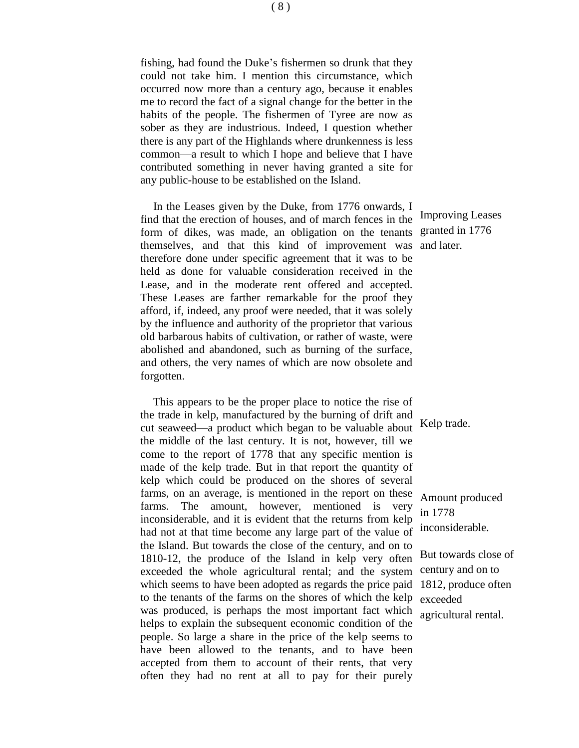fishing, had found the Duke's fishermen so drunk that they could not take him. I mention this circumstance, which occurred now more than a century ago, because it enables me to record the fact of a signal change for the better in the habits of the people. The fishermen of Tyree are now as sober as they are industrious. Indeed, I question whether there is any part of the Highlands where drunkenness is less common—a result to which I hope and believe that I have contributed something in never having granted a site for any public-house to be established on the Island.

In the Leases given by the Duke, from 1776 onwards, I find that the erection of houses, and of march fences in the form of dikes, was made, an obligation on the tenants themselves, and that this kind of improvement was therefore done under specific agreement that it was to be held as done for valuable consideration received in the Lease, and in the moderate rent offered and accepted. These Leases are farther remarkable for the proof they afford, if, indeed, any proof were needed, that it was solely by the influence and authority of the proprietor that various old barbarous habits of cultivation, or rather of waste, were abolished and abandoned, such as burning of the surface, and others, the very names of which are now obsolete and forgotten.

*Improving Leases granted in 1776 and later.*

This appears to be the proper place to notice the rise of the trade in kelp, manufactured by the burning of drift and cut seaweed—a product which began to be valuable about the middle of the last century. It is not, however, till we come to the report of 1778 that any specific mention is made of the kelp trade. But in that report the quantity of kelp which could be produced on the shores of several farms, on an average, is mentioned in the report on these farms. The amount, however, mentioned is very inconsiderable, and it is evident that the returns from kelp had not at that time become any large part of the value of the Island. But towards the close of the century, and on to 1810-12, the produce of the Island in kelp very often exceeded the whole agricultural rental; and the system which seems to have been adopted as regards the price paid to the tenants of the farms on the shores of which the kelp was produced, is perhaps the most important fact which helps to explain the subsequent economic condition of the people. So large a share in the price of the kelp seems to have been allowed to the tenants, and to have been accepted from them to account of their rents, that very often they had no rent at all to pay for their purely

*Kelp trade.*

*Amount produced in 1778 inconsiderable.*

*But towards close of century and on to 1812, produce often exceeded agricultural rental.*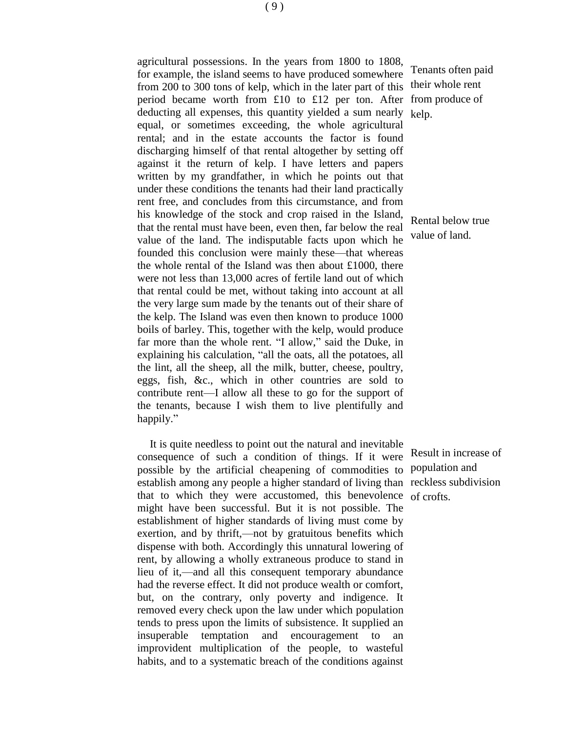agricultural possessions. In the years from 1800 to 1808, for example, the island seems to have produced somewhere from 200 to 300 tons of kelp, which in the later part of this period became worth from £10 to £12 per ton. After deducting all expenses, this quantity yielded a sum nearly equal, or sometimes exceeding, the whole agricultural rental; and in the estate accounts the factor is found discharging himself of that rental altogether by setting off against it the return of kelp. I have letters and papers written by my grandfather, in which he points out that under these conditions the tenants had their land practically rent free, and concludes from this circumstance, and from his knowledge of the stock and crop raised in the Island, that the rental must have been, even then, far below the real value of the land. The indisputable facts upon which he founded this conclusion were mainly these—that whereas the whole rental of the Island was then about £1000, there were not less than 13,000 acres of fertile land out of which that rental could be met, without taking into account at all the very large sum made by the tenants out of their share of the kelp. The Island was even then known to produce 1000 boils of barley. This, together with the kelp, would produce far more than the whole rent. "I allow," said the Duke, in explaining his calculation, "all the oats, all the potatoes, all the lint, all the sheep, all the milk, butter, cheese, poultry, eggs, fish, &c., which in other countries are sold to contribute rent—I allow all these to go for the support of the tenants, because I wish them to live plentifully and happily."

*Tenants often paid their whole rent from produce of kelp.*

*Rental below true value of land.*

It is quite needless to point out the natural and inevitable consequence of such a condition of things. If it were possible by the artificial cheapening of commodities to establish among any people a higher standard of living than that to which they were accustomed, this benevolence might have been successful. But it is not possible. The establishment of higher standards of living must come by exertion, and by thrift,—not by gratuitous benefits which dispense with both. Accordingly this unnatural lowering of rent, by allowing a wholly extraneous produce to stand in lieu of it,—and all this consequent temporary abundance had the reverse effect. It did not produce wealth or comfort, but, on the contrary, only poverty and indigence. It removed every check upon the law under which population tends to press upon the limits of subsistence. It supplied an insuperable temptation and encouragement to an improvident multiplication of the people, to wasteful habits, and to a systematic breach of the conditions against

*Result in increase of population and reckless subdivision of crofts.*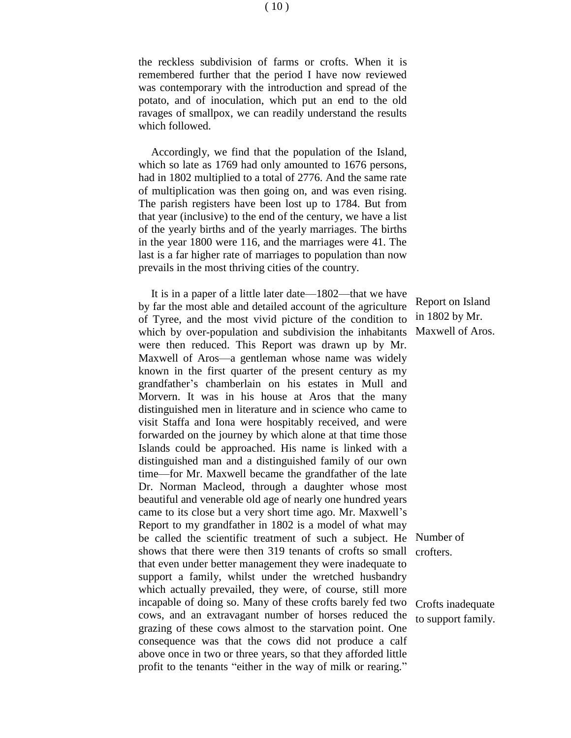the reckless subdivision of farms or crofts. When it is remembered further that the period I have now reviewed was contemporary with the introduction and spread of the potato, and of inoculation, which put an end to the old ravages of smallpox, we can readily understand the results which followed.

Accordingly, we find that the population of the Island, which so late as 1769 had only amounted to 1676 persons, had in 1802 multiplied to a total of 2776. And the same rate of multiplication was then going on, and was even rising. The parish registers have been lost up to 1784. But from that year (inclusive) to the end of the century, we have a list of the yearly births and of the yearly marriages. The births in the year 1800 were 116, and the marriages were 41. The last is a far higher rate of marriages to population than now prevails in the most thriving cities of the country.

*Report on Island in 1802 by Mr. Maxwell of Aros.*

It is in a paper of a little later date—1802—that we have by far the most able and detailed account of the agriculture of Tyree, and the most vivid picture of the condition to which by over-population and subdivision the inhabitants were then reduced. This Report was drawn up by Mr. Maxwell of Aros—a gentleman whose name was widely known in the first quarter of the present century as my grandfather's chamberlain on his estates in Mull and Morvern. It was in his house at Aros that the many distinguished men in literature and in science who came to visit Staffa and Iona were hospitably received, and were forwarded on the journey by which alone at that time those Islands could be approached. His name is linked with a distinguished man and a distinguished family of our own time—for Mr. Maxwell became the grandfather of the late Dr. Norman Macleod, through a daughter whose most beautiful and venerable old age of nearly one hundred years came to its close but a very short time ago. Mr. Maxwell's Report to my grandfather in 1802 is a model of what may be called the scientific treatment of such a subject. He shows that there were then 319 tenants of crofts so small that even under better management they were inadequate to support a family, whilst under the wretched husbandry which actually prevailed, they were, of course, still more incapable of doing so. Many of these crofts barely fed two cows, and an extravagant number of horses reduced the grazing of these cows almost to the starvation point. One consequence was that the cows did not produce a calf above once in two or three years, so that they afforded little profit to the tenants "either in the way of milk or rearing."

*Number of crofters.*

*Crofts inadequate to support family.*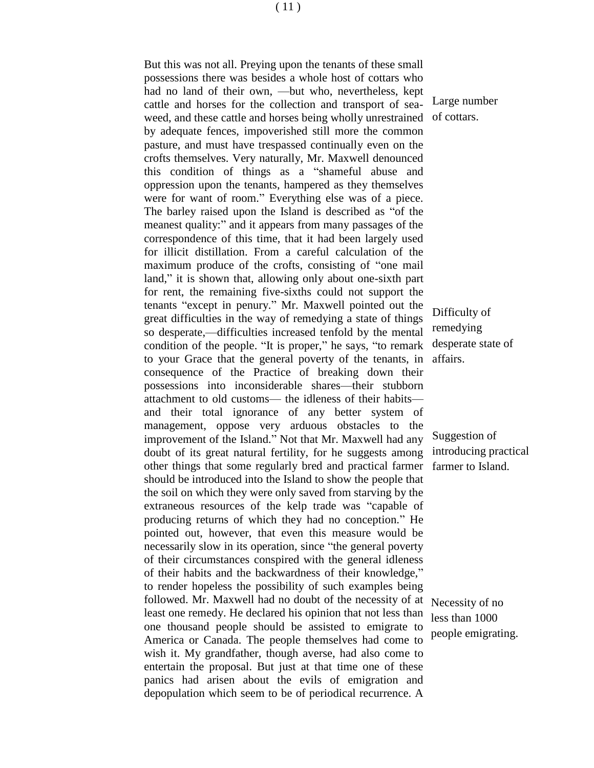But this was not all. Preying upon the tenants of these small possessions there was besides a whole host of cottars who had no land of their own, —but who, nevertheless, kept cattle and horses for the collection and transport of sea-weed, and these cattle and horses being wholly unrestrained by adequate fences, impoverished still more the common pasture, and must have trespassed continually even on the crofts themselves. Very naturally, Mr. Maxwell denounced this condition of things as a "shameful abuse and oppression upon the tenants, hampered as they themselves were for want of room." Everything else was of a piece. The barley raised upon the Island is described as "of the meanest quality:" and it appears from many passages of the correspondence of this time, that it had been largely used for illicit distillation. From a careful calculation of the maximum produce of the crofts, consisting of "one mail land," it is shown that, allowing only about one-sixth part for rent, the remaining five-sixths could not support the tenants "except in penury." Mr. Maxwell pointed out the great difficulties in the way of remedying a state of things so desperate,—difficulties increased tenfold by the mental condition of the people. "It is proper," he says, "to remark to your Grace that the general poverty of the tenants, in consequence of the Practice of breaking down their possessions into inconsiderable shares—their stubborn attachment to old customs— the idleness of their habits—and their total ignorance of any better system of management, oppose very arduous obstacles to the improvement of the Island." Not that Mr. Maxwell had any doubt of its great natural fertility, for he suggests among other things that some regularly bred and practical farmer should be introduced into the Island to show the people that the soil on which they were only saved from starving by the extraneous resources of the kelp trade was "capable of producing returns of which they had no conception." He pointed out, however, that even this measure would be necessarily slow in its operation, since "the general poverty of their circumstances conspired with the general idleness of their habits and the backwardness of their knowledge," to render hopeless the possibility of such examples being followed. Mr. Maxwell had no doubt of the necessity of at least one remedy. He declared his opinion that not less than one thousand people should be assisted to emigrate to America or Canada. The people themselves had come to wish it. My grandfather, though averse, had also come to entertain the proposal. But just at that time one of these panics had arisen about the evils of emigration and depopulation which seem to be of periodical recurrence. A

*Large number of cottars.*

*Difficulty of remedying desperate state of affairs.*

*Suggestion of introducing practical farmer to Island.*

*Necessity of no less than 1000 people emigrating.*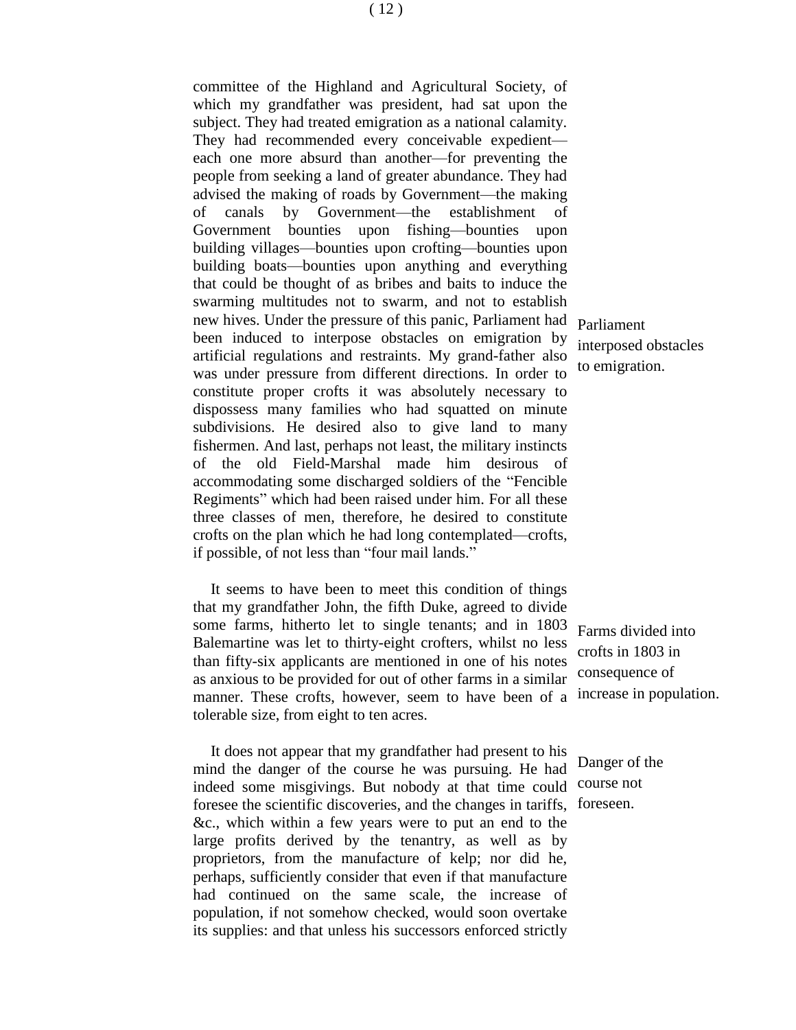committee of the Highland and Agricultural Society, of which my grandfather was president, had sat upon the subject. They had treated emigration as a national calamity. They had recommended every conceivable expedient—each one more absurd than another—for preventing the people from seeking a land of greater abundance. They had advised the making of roads by Government—the making of canals by Government—the establishment of Government bounties upon fishing—bounties upon building villages—bounties upon crofting—bounties upon building boats—bounties upon anything and everything that could be thought of as bribes and baits to induce the swarming multitudes not to swarm, and not to establish new hives. Under the pressure of this panic, Parliament had been induced to interpose obstacles on emigration by artificial regulations and restraints. My grand-father also was under pressure from different directions. In order to constitute proper crofts it was absolutely necessary to dispossess many families who had squatted on minute subdivisions. He desired also to give land to many fishermen. And last, perhaps not least, the military instincts of the old Field-Marshal made him desirous of accommodating some discharged soldiers of the "Fencible Regiments" which had been raised under him. For all these three classes of men, therefore, he desired to constitute crofts on the plan which he had long contemplated—crofts, if possible, of not less than "four mail lands."

*Parliament interposed obstacles to emigration.*

It seems to have been to meet this condition of things that my grandfather John, the fifth Duke, agreed to divide some farms, hitherto let to single tenants; and in 1803 Balemartine was let to thirty-eight crofters, whilst no less than fifty-six applicants are mentioned in one of his notes as anxious to be provided for out of other farms in a similar manner. These crofts, however, seem to have been of a tolerable size, from eight to ten acres.

*Farms divided into crofts in 1803 in consequence of increase in population.*

It does not appear that my grandfather had present to his mind the danger of the course he was pursuing. He had indeed some misgivings. But nobody at that time could foresee the scientific discoveries, and the changes in tariffs, &c., which within a few years were to put an end to the large profits derived by the tenantry, as well as by proprietors, from the manufacture of kelp; nor did he, perhaps, sufficiently consider that even if that manufacture had continued on the same scale, the increase of population, if not somehow checked, would soon overtake its supplies: and that unless his successors enforced strictly

*Danger of the course not foreseen.*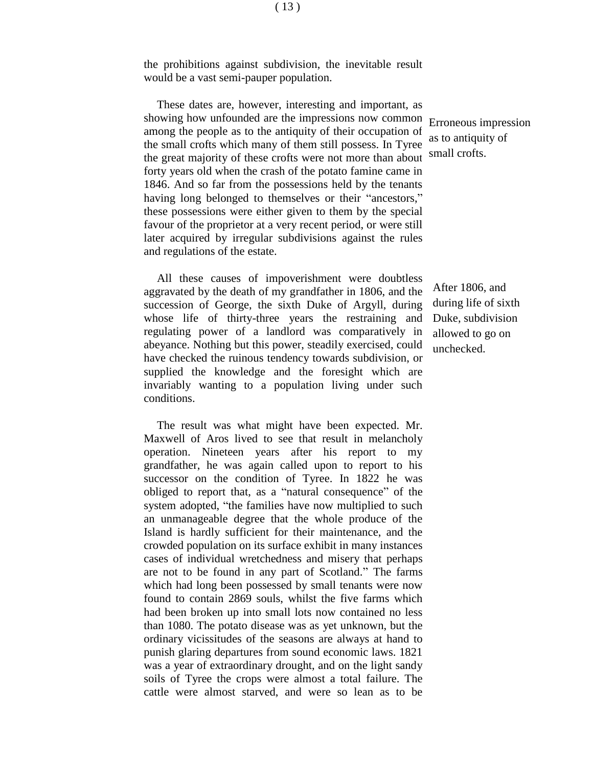the prohibitions against subdivision, the inevitable result would be a vast semi-pauper population.

These dates are, however, interesting and important, as showing how unfounded are the impressions now common among the people as to the antiquity of their occupation of the small crofts which many of them still possess. In Tyree the great majority of these crofts were not more than about forty years old when the crash of the potato famine came in 1846. And so far from the possessions held by the tenants having long belonged to themselves or their "ancestors," these possessions were either given to them by the special favour of the proprietor at a very recent period, or were still later acquired by irregular subdivisions against the rules and regulations of the estate.

*Erroneous impression as to antiquity of small crofts.*

All these causes of impoverishment were doubtless aggravated by the death of my grandfather in 1806, and the succession of George, the sixth Duke of Argyll, during whose life of thirty-three years the restraining and regulating power of a landlord was comparatively in abeyance. Nothing but this power, steadily exercised, could have checked the ruinous tendency towards subdivision, or supplied the knowledge and the foresight which are invariably wanting to a population living under such conditions.

*After 1806, and during life of sixth Duke, subdivision allowed to go on unchecked.*

The result was what might have been expected. Mr. Maxwell of Aros lived to see that result in melancholy operation. Nineteen years after his report to my grandfather, he was again called upon to report to his successor on the condition of Tyree. In 1822 he was obliged to report that, as a "natural consequence" of the system adopted, "the families have now multiplied to such an unmanageable degree that the whole produce of the Island is hardly sufficient for their maintenance, and the crowded population on its surface exhibit in many instances cases of individual wretchedness and misery that perhaps are not to be found in any part of Scotland." The farms which had long been possessed by small tenants were now found to contain 2869 souls, whilst the five farms which had been broken up into small lots now contained no less than 1080. The potato disease was as yet unknown, but the ordinary vicissitudes of the seasons are always at hand to punish glaring departures from sound economic laws. 1821 was a year of extraordinary drought, and on the light sandy soils of Tyree the crops were almost a total failure. The cattle were almost starved, and were so lean as to be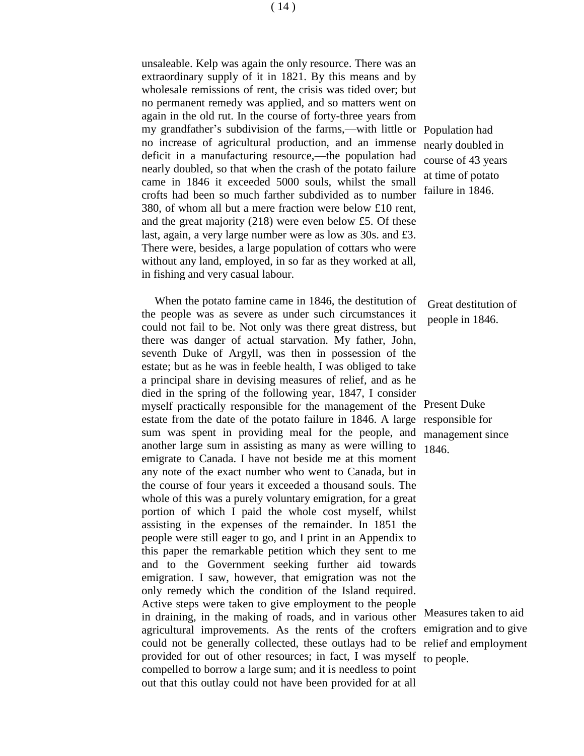unsaleable. Kelp was again the only resource. There was an extraordinary supply of it in 1821. By this means and by wholesale remissions of rent, the crisis was tided over; but no permanent remedy was applied, and so matters went on again in the old rut. In the course of forty-three years from my grandfather's subdivision of the farms,—with little or no increase of agricultural production, and an immense deficit in a manufacturing resource,—the population had nearly doubled, so that when the crash of the potato failure came in 1846 it exceeded 5000 souls, whilst the small crofts had been so much farther subdivided as to number 380, of whom all but a mere fraction were below £10 rent, and the great majority (218) were even below £5. Of these last, again, a very large number were as low as 30s. and £3. There were, besides, a large population of cottars who were without any land, employed, in so far as they worked at all, in fishing and very casual labour.

*Population had nearly doubled in course of 43 years at time of potato failure in 1846.*

When the potato famine came in 1846, the destitution of the people was as severe as under such circumstances it could not fail to be. Not only was there great distress, but there was danger of actual starvation. My father, John, seventh Duke of Argyll, was then in possession of the estate; but as he was in feeble health, I was obliged to take a principal share in devising measures of relief, and as he died in the spring of the following year, 1847, I consider myself practically responsible for the management of the estate from the date of the potato failure in 1846. A large sum was spent in providing meal for the people, and another large sum in assisting as many as were willing to emigrate to Canada. I have not beside me at this moment any note of the exact number who went to Canada, but in the course of four years it exceeded a thousand souls. The whole of this was a purely voluntary emigration, for a great portion of which I paid the whole cost myself, whilst assisting in the expenses of the remainder. In 1851 the people were still eager to go, and I print in an Appendix to this paper the remarkable petition which they sent to me and to the Government seeking further aid towards emigration. I saw, however, that emigration was not the only remedy which the condition of the Island required. Active steps were taken to give employment to the people in draining, in the making of roads, and in various other agricultural improvements. As the rents of the crofters could not be generally collected, these outlays had to be provided for out of other resources; in fact, I was myself compelled to borrow a large sum; and it is needless to point out that this outlay could not have been provided for at all

*Great destitution of people in 1846.*

*Present Duke responsible for management since 1846.*

*Measures taken to aid emigration and to give relief and employment to people.*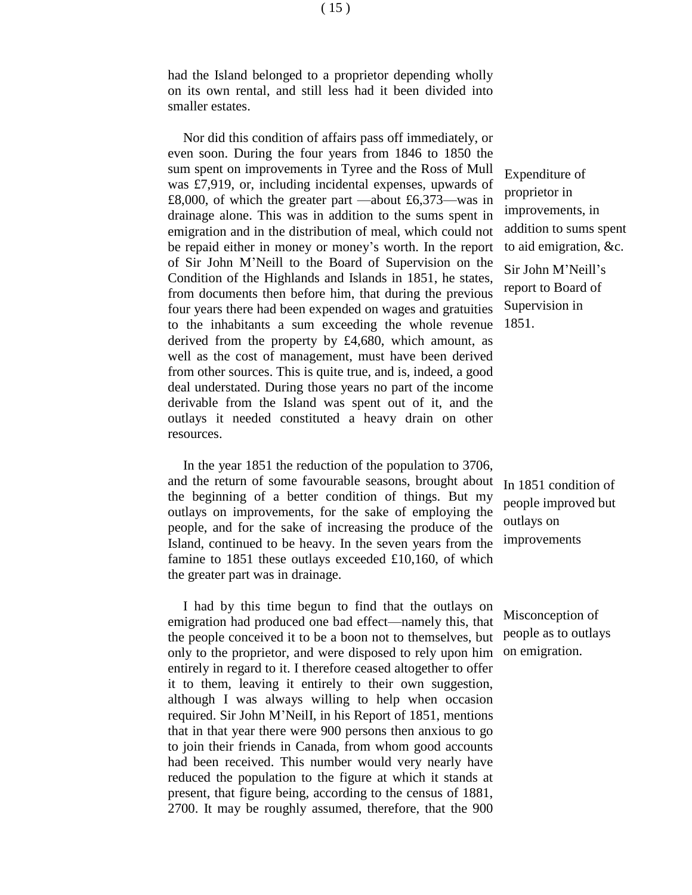had the Island belonged to a proprietor depending wholly on its own rental, and still less had it been divided into smaller estates.

Nor did this condition of affairs pass off immediately, or even soon. During the four years from 1846 to 1850 the sum spent on improvements in Tyree and the Ross of Mull was £7,919, or, including incidental expenses, upwards of £8,000, of which the greater part —about £6,373—was in drainage alone. This was in addition to the sums spent in emigration and in the distribution of meal, which could not be repaid either in money or money's worth. In the report of Sir John M'Neill to the Board of Supervision on the Condition of the Highlands and Islands in 1851, he states, from documents then before him, that during the previous four years there had been expended on wages and gratuities to the inhabitants a sum exceeding the whole revenue derived from the property by £4,680, which amount, as well as the cost of management, must have been derived from other sources. This is quite true, and is, indeed, a good deal understated. During those years no part of the income derivable from the Island was spent out of it, and the outlays it needed constituted a heavy drain on other resources.

*Expenditure of proprietor in improvements, in addition to sums spent to aid emigration, &c.*

*Sir John M'Neill's report to Board of Supervision in 1851.*

In the year 1851 the reduction of the population to 3706, and the return of some favourable seasons, brought about the beginning of a better condition of things. But my outlays on improvements, for the sake of employing the people, and for the sake of increasing the produce of the Island, continued to be heavy. In the seven years from the famine to 1851 these outlays exceeded £10,160, of which the greater part was in drainage.

*In 1851 condition of people improved but outlays on improvements*

I had by this time begun to find that the outlays on emigration had produced one bad effect—namely this, that the people conceived it to be a boon not to themselves, but only to the proprietor, and were disposed to rely upon him entirely in regard to it. I therefore ceased altogether to offer it to them, leaving it entirely to their own suggestion, although I was always willing to help when occasion required. Sir John M'NeilI, in his Report of 1851, mentions that in that year there were 900 persons then anxious to go to join their friends in Canada, from whom good accounts had been received. This number would very nearly have reduced the population to the figure at which it stands at present, that figure being, according to the census of 1881, 2700. It may be roughly assumed, therefore, that the 900

*Misconception of people as to outlays on emigration.*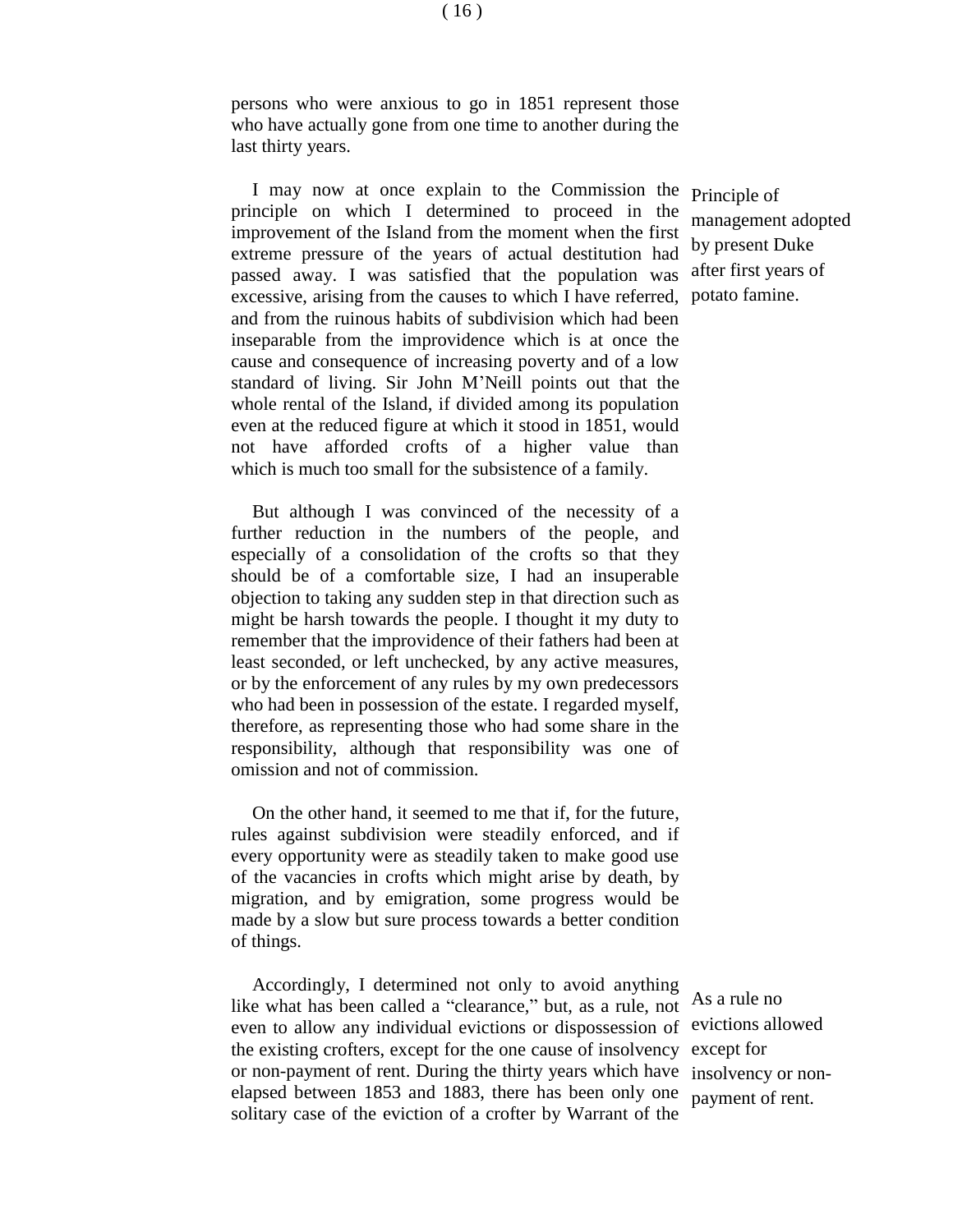persons who were anxious to go in 1851 represent those who have actually gone from one time to another during the last thirty years.

Principle of management adopted by present Duke after first years of potato famine.

I may now at once explain to the Commission the principle on which I determined to proceed in the improvement of the Island from the moment when the first extreme pressure of the years of actual destitution had passed away. I was satisfied that the population was excessive, arising from the causes to which I have referred, and from the ruinous habits of subdivision which had been inseparable from the improvidence which is at once the cause and consequence of increasing poverty and of a low standard of living. Sir John M'Neill points out that the whole rental of the Island, if divided among its population even at the reduced figure at which it stood in 1851, would not have afforded crofts of a higher value than which is much too small for the subsistence of a family.

But although I was convinced of the necessity of a further reduction in the numbers of the people, and especially of a consolidation of the crofts so that they should be of a comfortable size, I had an insuperable objection to taking any sudden step in that direction such as might be harsh towards the people. I thought it my duty to remember that the improvidence of their fathers had been at least seconded, or left unchecked, by any active measures, or by the enforcement of any rules by my own predecessors who had been in possession of the estate. I regarded myself, therefore, as representing those who had some share in the responsibility, although that responsibility was one of omission and not of commission.

On the other hand, it seemed to me that if, for the future, rules against subdivision were steadily enforced, and if every opportunity were as steadily taken to make good use of the vacancies in crofts which might arise by death, by migration, and by emigration, some progress would be made by a slow but sure process towards a better condition of things.

As a rule no evictions allowed except for insolvency or non-payment of rent.

Accordingly, I determined not only to avoid anything like what has been called a "clearance," but, as a rule, not even to allow any individual evictions or dispossession of the existing crofters, except for the one cause of insolvency or non-payment of rent. During the thirty years which have elapsed between 1853 and 1883, there has been only one solitary case of the eviction of a crofter by Warrant of the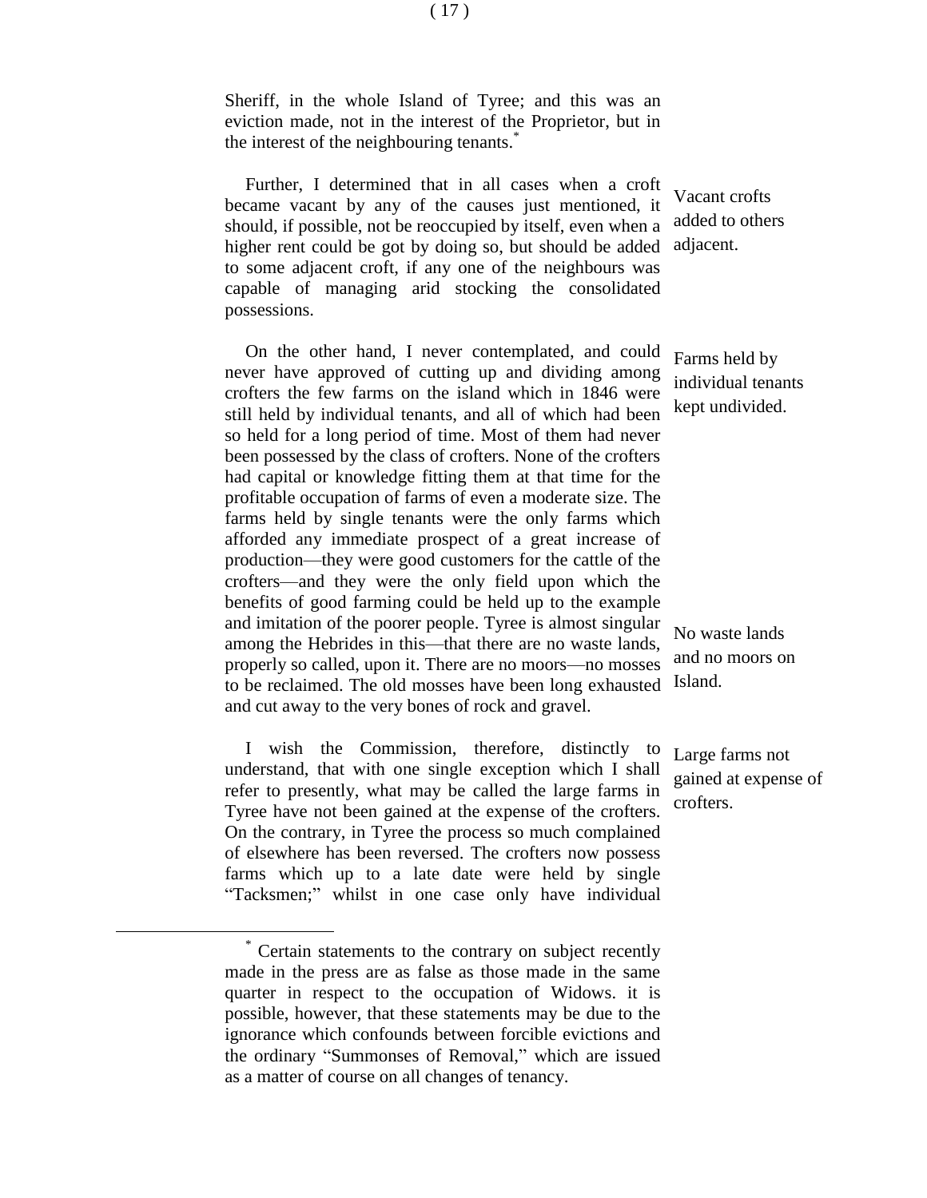Sheriff, in the whole Island of Tyree; and this was an eviction made, not in the interest of the Proprietor, but in the interest of the neighbouring tenants.*

Vacant crofts added to others adjacent.

Further, I determined that in all cases when a croft became vacant by any of the causes just mentioned, it should, if possible, not be reoccupied by itself, even when a higher rent could be got by doing so, but should be added to some adjacent croft, if any one of the neighbours was capable of managing arid stocking the consolidated possessions.

Farms held by individual tenants kept undivided.

On the other hand, I never contemplated, and could never have approved of cutting up and dividing among crofters the few farms on the island which in 1846 were still held by individual tenants, and all of which had been so held for a long period of time. Most of them had never been possessed by the class of crofters. None of the crofters had capital or knowledge fitting them at that time for the profitable occupation of farms of even a moderate size. The farms held by single tenants were the only farms which afforded any immediate prospect of a great increase of production—they were good customers for the cattle of the crofters—and they were the only field upon which the benefits of good farming could be held up to the example and imitation of the poorer people. Tyree is almost singular among the Hebrides in this—that there are no waste lands, properly so called, upon it. There are no moors—no mosses to be reclaimed. The old mosses have been long exhausted and cut away to the very bones of rock and gravel.

No waste lands and no moors on Island.

Large farms not gained at expense of crofters.

I wish the Commission, therefore, distinctly to understand, that with one single exception which I shall refer to presently, what may be called the large farms in Tyree have not been gained at the expense of the crofters. On the contrary, in Tyree the process so much complained of elsewhere has been reversed. The crofters now possess farms which up to a late date were held by single "Tacksmen;" whilst in one case only have individual

---

* Certain statements to the contrary on subject recently made in the press are as false as those made in the same quarter in respect to the occupation of Widows. it is possible, however, that these statements may be due to the ignorance which confounds between forcible evictions and the ordinary "Summonses of Removal," which are issued as a matter of course on all changes of tenancy.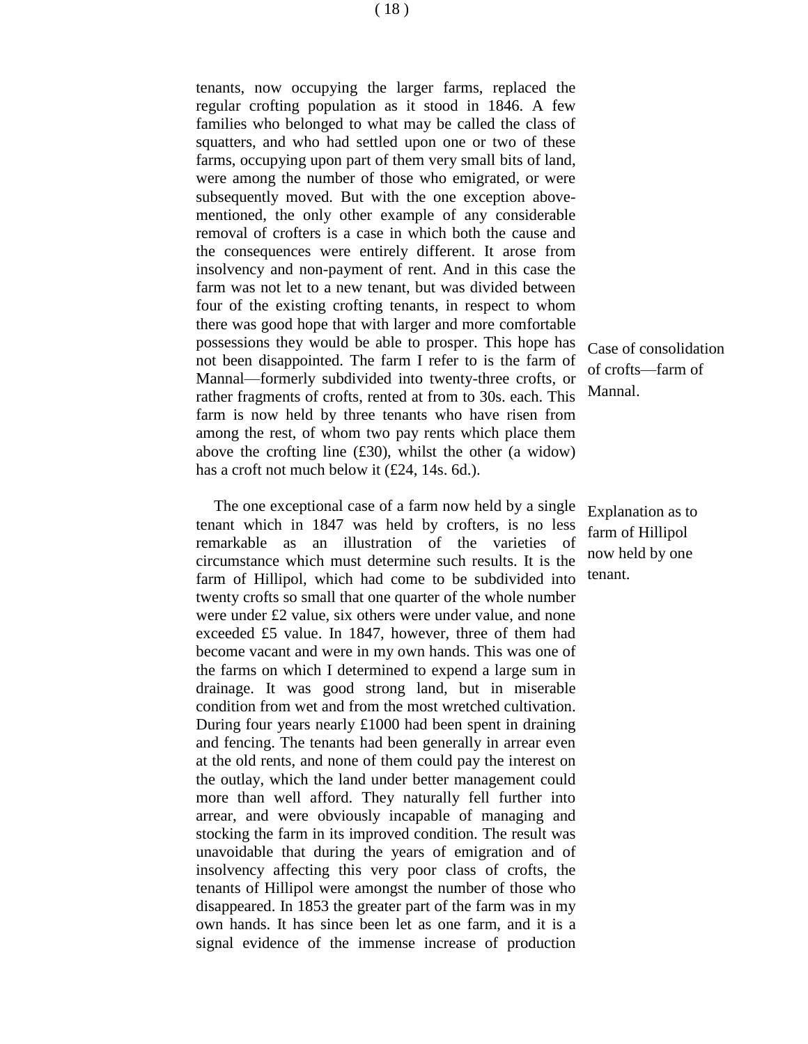tenants, now occupying the larger farms, replaced the regular crofting population as it stood in 1846. A few families who belonged to what may be called the class of squatters, and who had settled upon one or two of these farms, occupying upon part of them very small bits of land, were among the number of those who emigrated, or were subsequently moved. But with the one exception above-mentioned, the only other example of any considerable removal of crofters is a case in which both the cause and the consequences were entirely different. It arose from insolvency and non-payment of rent. And in this case the farm was not let to a new tenant, but was divided between four of the existing crofting tenants, in respect to whom there was good hope that with larger and more comfortable possessions they would be able to prosper. This hope has not been disappointed. The farm I refer to is the farm of Mannal—formerly subdivided into twenty-three crofts, or rather fragments of crofts, rented at from to 30s. each. This farm is now held by three tenants who have risen from among the rest, of whom two pay rents which place them above the crofting line (£30), whilst the other (a widow) has a croft not much below it (£24, 14s. 6d.).

Case of consolidation of crofts—farm of Mannal.

The one exceptional case of a farm now held by a single tenant which in 1847 was held by crofters, is no less remarkable as an illustration of the varieties of circumstance which must determine such results. It is the farm of Hillipol, which had come to be subdivided into twenty crofts so small that one quarter of the whole number were under £2 value, six others were under value, and none exceeded £5 value. In 1847, however, three of them had become vacant and were in my own hands. This was one of the farms on which I determined to expend a large sum in drainage. It was good strong land, but in miserable condition from wet and from the most wretched cultivation. During four years nearly £1000 had been spent in draining and fencing. The tenants had been generally in arrear even at the old rents, and none of them could pay the interest on the outlay, which the land under better management could more than well afford. They naturally fell further into arrear, and were obviously incapable of managing and stocking the farm in its improved condition. The result was unavoidable that during the years of emigration and of insolvency affecting this very poor class of crofts, the tenants of Hillipol were amongst the number of those who disappeared. In 1853 the greater part of the farm was in my own hands. It has since been let as one farm, and it is a signal evidence of the immense increase of production

Explanation as to farm of Hillipol now held by one tenant.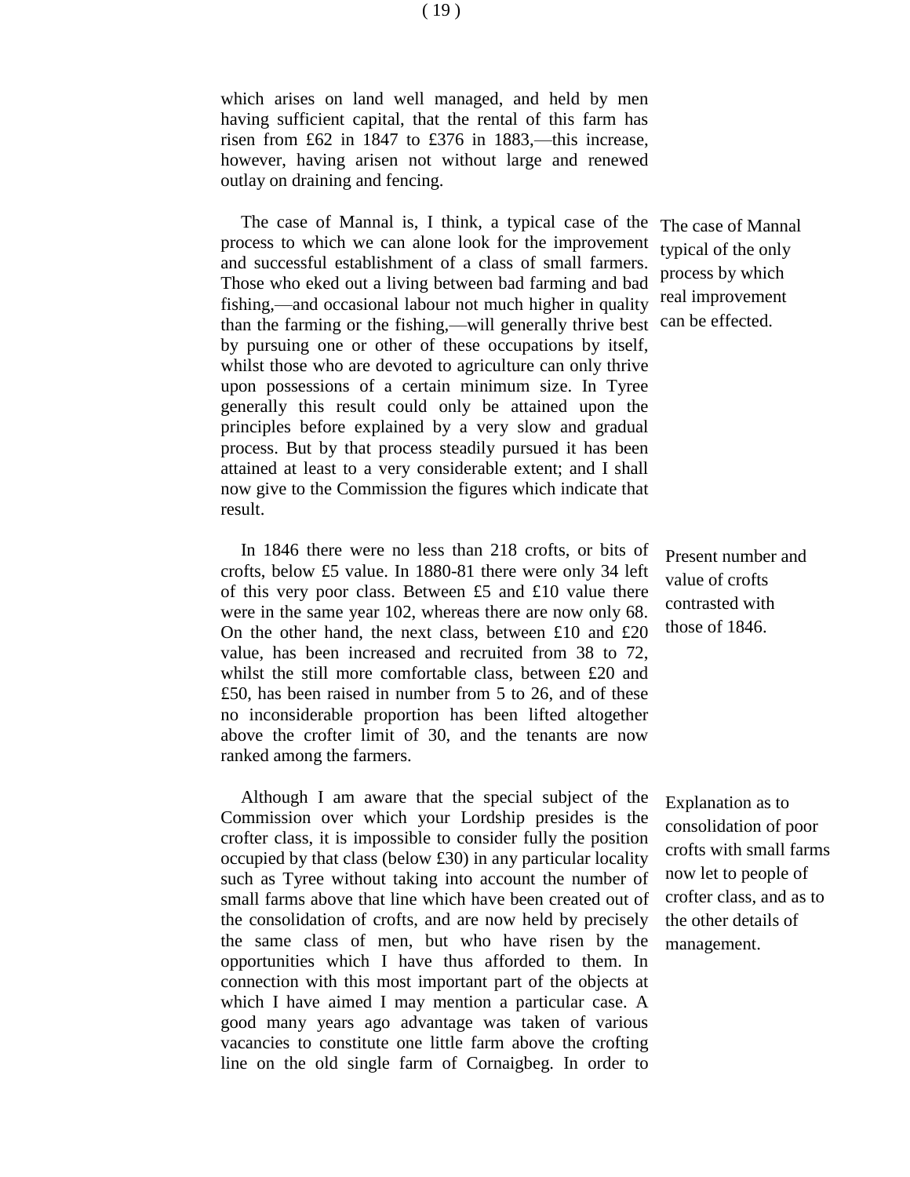which arises on land well managed, and held by men having sufficient capital, that the rental of this farm has risen from £62 in 1847 to £376 in 1883,—this increase, however, having arisen not without large and renewed outlay on draining and fencing.

The case of Mannal typical of the only process by which real improvement can be effected.

The case of Mannal is, I think, a typical case of the process to which we can alone look for the improvement and successful establishment of a class of small farmers. Those who eked out a living between bad farming and bad fishing,—and occasional labour not much higher in quality than the farming or the fishing,—will generally thrive best by pursuing one or other of these occupations by itself, whilst those who are devoted to agriculture can only thrive upon possessions of a certain minimum size. In Tyree generally this result could only be attained upon the principles before explained by a very slow and gradual process. But by that process steadily pursued it has been attained at least to a very considerable extent; and I shall now give to the Commission the figures which indicate that result.

Present number and value of crofts contrasted with those of 1846.

In 1846 there were no less than 218 crofts, or bits of crofts, below £5 value. In 1880-81 there were only 34 left of this very poor class. Between £5 and £10 value there were in the same year 102, whereas there are now only 68. On the other hand, the next class, between £10 and £20 value, has been increased and recruited from 38 to 72, whilst the still more comfortable class, between £20 and £50, has been raised in number from 5 to 26, and of these no inconsiderable proportion has been lifted altogether above the crofter limit of 30, and the tenants are now ranked among the farmers.

Explanation as to consolidation of poor crofts with small farms now let to people of crofter class, and as to the other details of management.

Although I am aware that the special subject of the Commission over which your Lordship presides is the crofter class, it is impossible to consider fully the position occupied by that class (below £30) in any particular locality such as Tyree without taking into account the number of small farms above that line which have been created out of the consolidation of crofts, and are now held by precisely the same class of men, but who have risen by the opportunities which I have thus afforded to them. In connection with this most important part of the objects at which I have aimed I may mention a particular case. A good many years ago advantage was taken of various vacancies to constitute one little farm above the crofting line on the old single farm of Cornaigbeg. In order to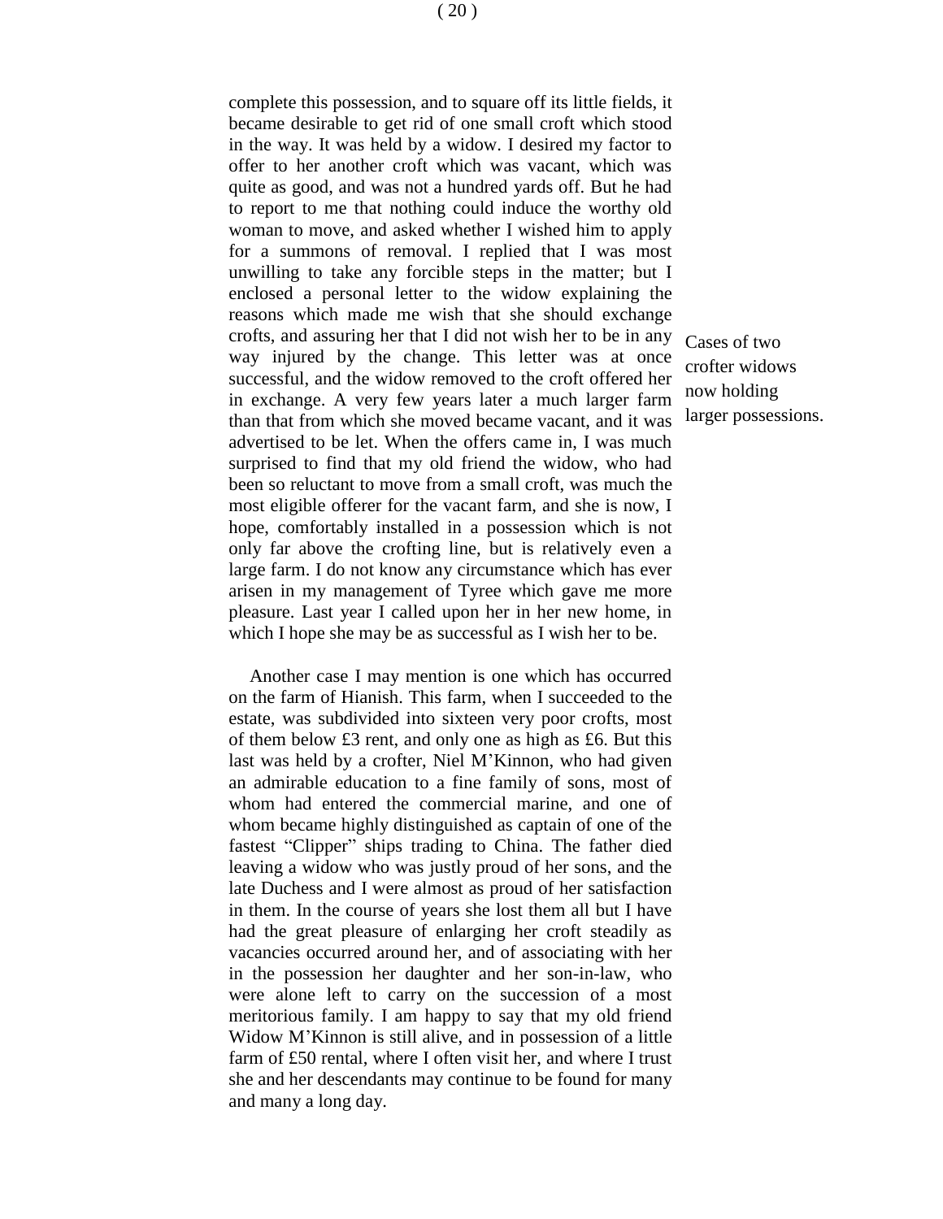complete this possession, and to square off its little fields, it became desirable to get rid of one small croft which stood in the way. It was held by a widow. I desired my factor to offer to her another croft which was vacant, which was quite as good, and was not a hundred yards off. But he had to report to me that nothing could induce the worthy old woman to move, and asked whether I wished him to apply for a summons of removal. I replied that I was most unwilling to take any forcible steps in the matter; but I enclosed a personal letter to the widow explaining the reasons which made me wish that she should exchange crofts, and assuring her that I did not wish her to be in any way injured by the change. This letter was at once successful, and the widow removed to the croft offered her in exchange. A very few years later a much larger farm than that from which she moved became vacant, and it was advertised to be let. When the offers came in, I was much surprised to find that my old friend the widow, who had been so reluctant to move from a small croft, was much the most eligible offerer for the vacant farm, and she is now, I hope, comfortably installed in a possession which is not only far above the crofting line, but is relatively even a large farm. I do not know any circumstance which has ever arisen in my management of Tyree which gave me more pleasure. Last year I called upon her in her new home, in which I hope she may be as successful as I wish her to be.

*Cases of two crofter widows now holding larger possessions.*

Another case I may mention is one which has occurred on the farm of Hianish. This farm, when I succeeded to the estate, was subdivided into sixteen very poor crofts, most of them below £3 rent, and only one as high as £6. But this last was held by a crofter, Niel M'Kinnon, who had given an admirable education to a fine family of sons, most of whom had entered the commercial marine, and one of whom became highly distinguished as captain of one of the fastest "Clipper" ships trading to China. The father died leaving a widow who was justly proud of her sons, and the late Duchess and I were almost as proud of her satisfaction in them. In the course of years she lost them all but I have had the great pleasure of enlarging her croft steadily as vacancies occurred around her, and of associating with her in the possession her daughter and her son-in-law, who were alone left to carry on the succession of a most meritorious family. I am happy to say that my old friend Widow M'Kinnon is still alive, and in possession of a little farm of £50 rental, where I often visit her, and where I trust she and her descendants may continue to be found for many and many a long day.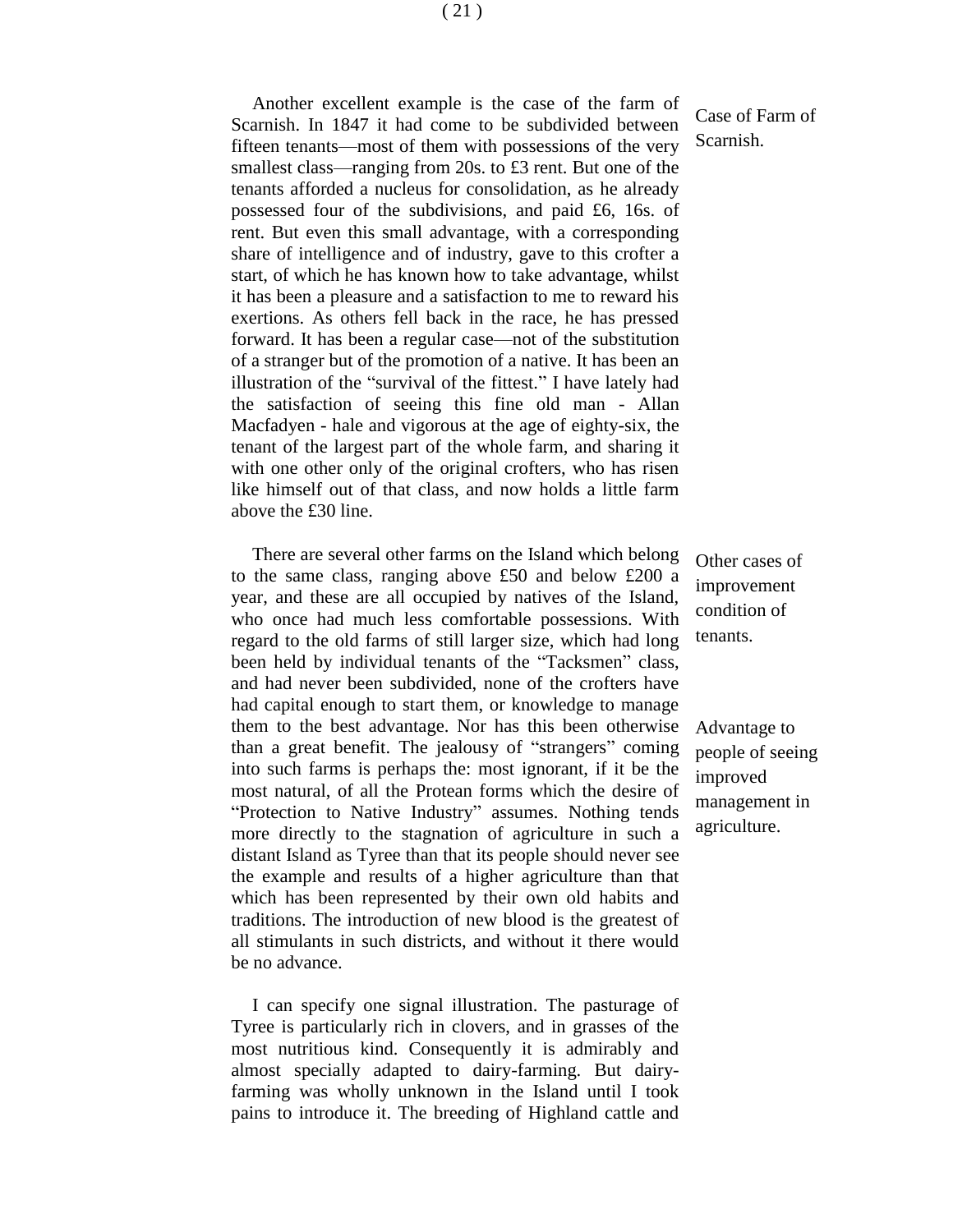Another excellent example is the case of the farm of Scarnish. In 1847 it had come to be subdivided between fifteen tenants—most of them with possessions of the very smallest class—ranging from 20s. to £3 rent. But one of the tenants afforded a nucleus for consolidation, as he already possessed four of the subdivisions, and paid £6, 16s. of rent. But even this small advantage, with a corresponding share of intelligence and of industry, gave to this crofter a start, of which he has known how to take advantage, whilst it has been a pleasure and a satisfaction to me to reward his exertions. As others fell back in the race, he has pressed forward. It has been a regular case—not of the substitution of a stranger but of the promotion of a native. It has been an illustration of the "survival of the fittest." I have lately had the satisfaction of seeing this fine old man - Allan Macfadyen - hale and vigorous at the age of eighty-six, the tenant of the largest part of the whole farm, and sharing it with one other only of the original crofters, who has risen like himself out of that class, and now holds a little farm above the £30 line.

*Case of Farm of Scarnish.*

There are several other farms on the Island which belong to the same class, ranging above £50 and below £200 a year, and these are all occupied by natives of the Island, who once had much less comfortable possessions. With regard to the old farms of still larger size, which had long been held by individual tenants of the "Tacksmen" class, and had never been subdivided, none of the crofters have had capital enough to start them, or knowledge to manage them to the best advantage. Nor has this been otherwise than a great benefit. The jealousy of "strangers" coming into such farms is perhaps the: most ignorant, if it be the most natural, of all the Protean forms which the desire of "Protection to Native Industry" assumes. Nothing tends more directly to the stagnation of agriculture in such a distant Island as Tyree than that its people should never see the example and results of a higher agriculture than that which has been represented by their own old habits and traditions. The introduction of new blood is the greatest of all stimulants in such districts, and without it there would be no advance.

*Other cases of improvement condition of tenants.*

*Advantage to people of seeing improved management in agriculture.*

I can specify one signal illustration. The pasturage of Tyree is particularly rich in clovers, and in grasses of the most nutritious kind. Consequently it is admirably and almost specially adapted to dairy-farming. But dairy-farming was wholly unknown in the Island until I took pains to introduce it. The breeding of Highland cattle and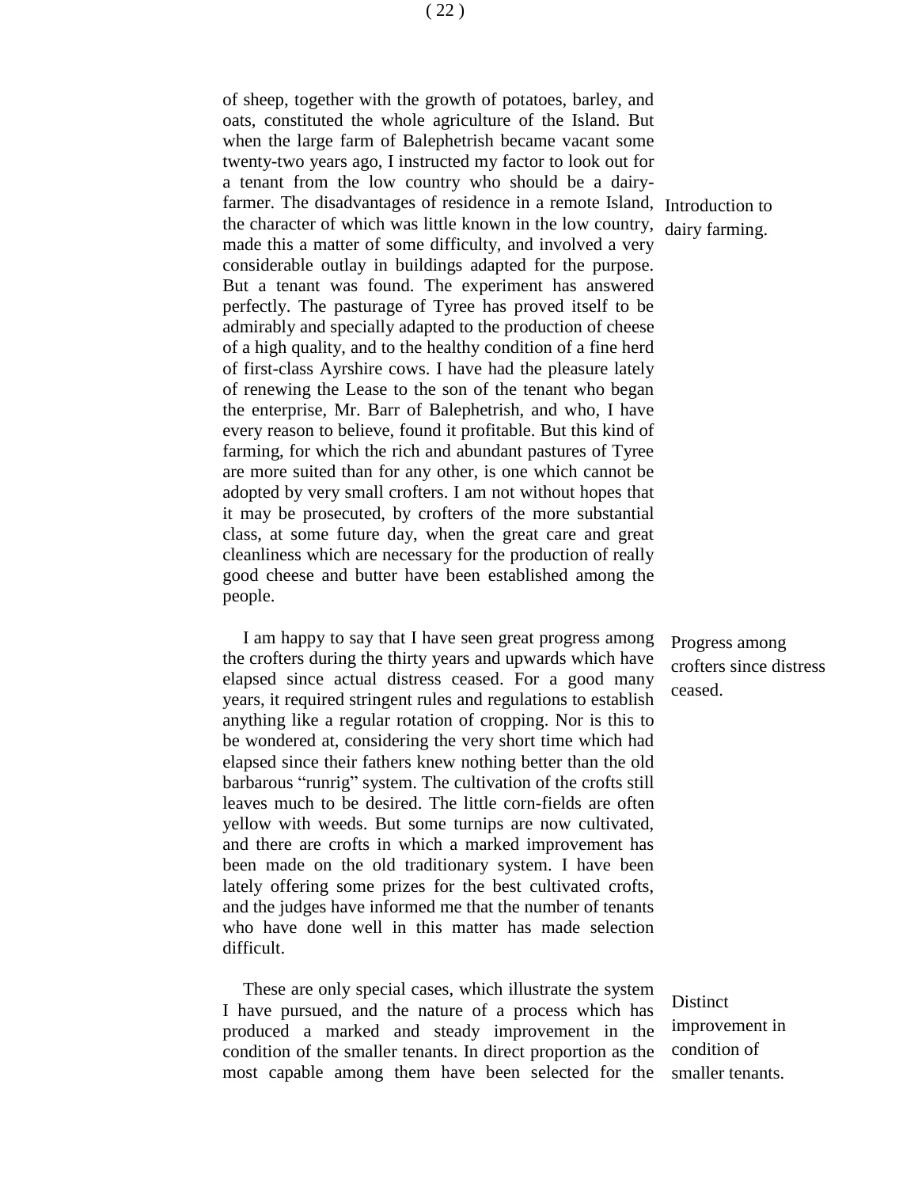of sheep, together with the growth of potatoes, barley, and oats, constituted the whole agriculture of the Island. But when the large farm of Balephetrish became vacant some twenty-two years ago, I instructed my factor to look out for a tenant from the low country who should be a dairy-farmer. The disadvantages of residence in a remote Island, the character of which was little known in the low country, made this a matter of some difficulty, and involved a very considerable outlay in buildings adapted for the purpose. But a tenant was found. The experiment has answered perfectly. The pasturage of Tyree has proved itself to be admirably and specially adapted to the production of cheese of a high quality, and to the healthy condition of a fine herd of first-class Ayrshire cows. I have had the pleasure lately of renewing the Lease to the son of the tenant who began the enterprise, Mr. Barr of Balephetrish, and who, I have every reason to believe, found it profitable. But this kind of farming, for which the rich and abundant pastures of Tyree are more suited than for any other, is one which cannot be adopted by very small crofters. I am not without hopes that it may be prosecuted, by crofters of the more substantial class, at some future day, when the great care and great cleanliness which are necessary for the production of really good cheese and butter have been established among the people.

*Introduction to dairy farming.*

I am happy to say that I have seen great progress among the crofters during the thirty years and upwards which have elapsed since actual distress ceased. For a good many years, it required stringent rules and regulations to establish anything like a regular rotation of cropping. Nor is this to be wondered at, considering the very short time which had elapsed since their fathers knew nothing better than the old barbarous "runrig" system. The cultivation of the crofts still leaves much to be desired. The little corn-fields are often yellow with weeds. But some turnips are now cultivated, and there are crofts in which a marked improvement has been made on the old traditionary system. I have been lately offering some prizes for the best cultivated crofts, and the judges have informed me that the number of tenants who have done well in this matter has made selection difficult.

*Progress among crofters since distress ceased.*

These are only special cases, which illustrate the system I have pursued, and the nature of a process which has produced a marked and steady improvement in the condition of the smaller tenants. In direct proportion as the most capable among them have been selected for the

*Distinct improvement in condition of smaller tenants.*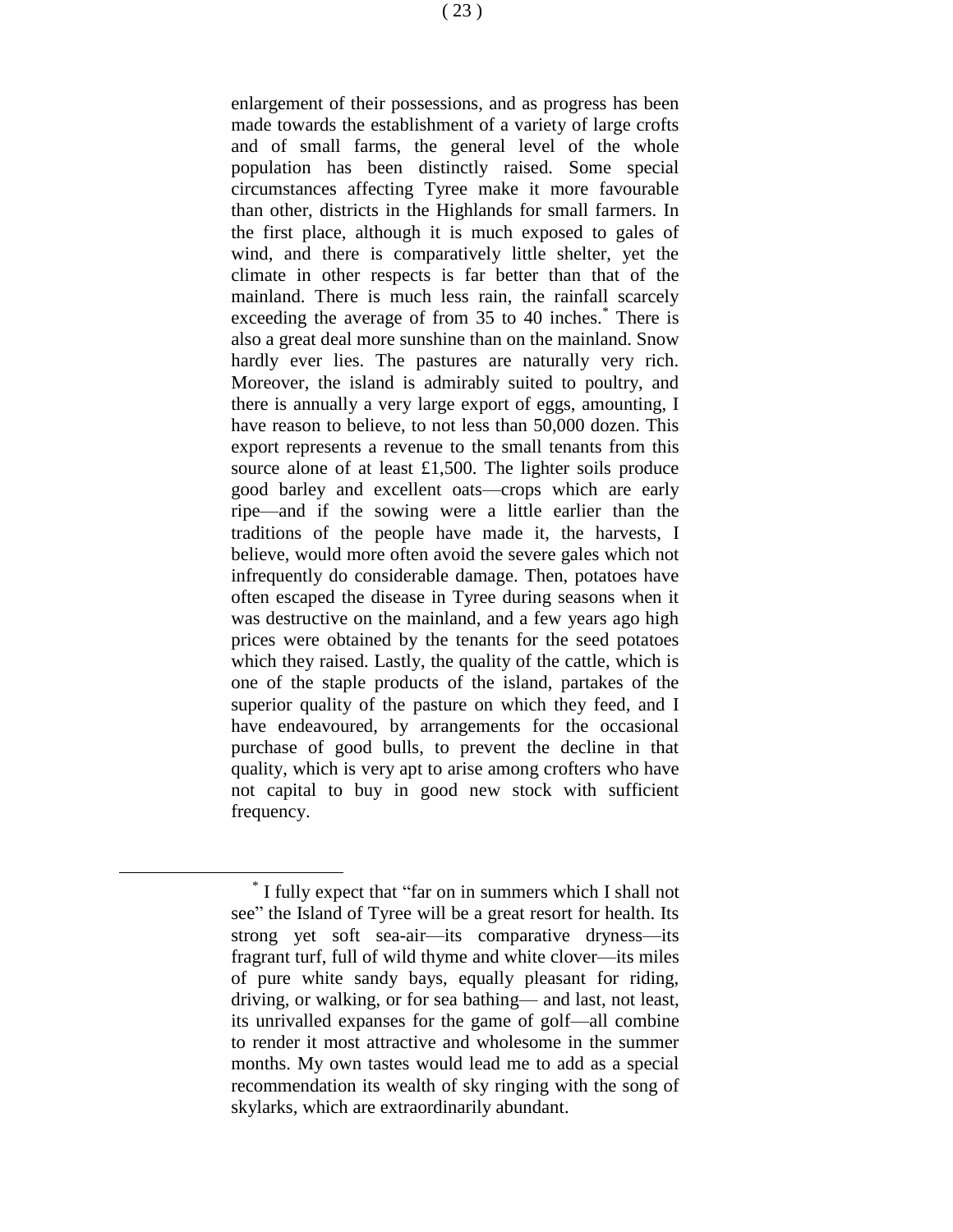enlargement of their possessions, and as progress has been made towards the establishment of a variety of large crofts and of small farms, the general level of the whole population has been distinctly raised. Some special circumstances affecting Tyree make it more favourable than other, districts in the Highlands for small farmers. In the first place, although it is much exposed to gales of wind, and there is comparatively little shelter, yet the climate in other respects is far better than that of the mainland. There is much less rain, the rainfall scarcely exceeding the average of from 35 to 40 inches.* There is also a great deal more sunshine than on the mainland. Snow hardly ever lies. The pastures are naturally very rich. Moreover, the island is admirably suited to poultry, and there is annually a very large export of eggs, amounting, I have reason to believe, to not less than 50,000 dozen. This export represents a revenue to the small tenants from this source alone of at least £1,500. The lighter soils produce good barley and excellent oats—crops which are early ripe—and if the sowing were a little earlier than the traditions of the people have made it, the harvests, I believe, would more often avoid the severe gales which not infrequently do considerable damage. Then, potatoes have often escaped the disease in Tyree during seasons when it was destructive on the mainland, and a few years ago high prices were obtained by the tenants for the seed potatoes which they raised. Lastly, the quality of the cattle, which is one of the staple products of the island, partakes of the superior quality of the pasture on which they feed, and I have endeavoured, by arrangements for the occasional purchase of good bulls, to prevent the decline in that quality, which is very apt to arise among crofters who have not capital to buy in good new stock with sufficient frequency.

---

* I fully expect that "far on in summers which I shall not see" the Island of Tyree will be a great resort for health. Its strong yet soft sea-air—its comparative dryness—its fragrant turf, full of wild thyme and white clover—its miles of pure white sandy bays, equally pleasant for riding, driving, or walking, or for sea bathing— and last, not least, its unrivalled expanses for the game of golf—all combine to render it most attractive and wholesome in the summer months. My own tastes would lead me to add as a special recommendation its wealth of sky ringing with the song of skylarks, which are extraordinarily abundant.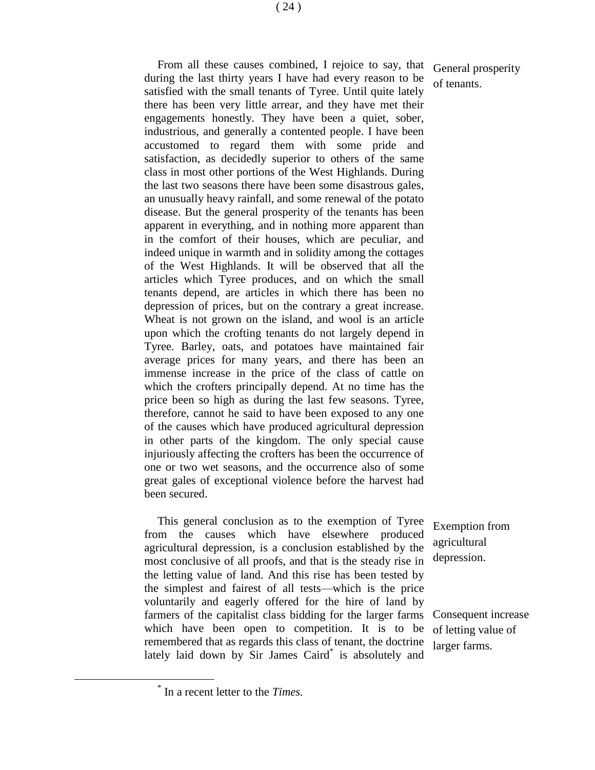From all these causes combined, I rejoice to say, that during the last thirty years I have had every reason to be satisfied with the small tenants of Tyree. Until quite lately there has been very little arrear, and they have met their engagements honestly. They have been a quiet, sober, industrious, and generally a contented people. I have been accustomed to regard them with some pride and satisfaction, as decidedly superior to others of the same class in most other portions of the West Highlands. During the last two seasons there have been some disastrous gales, an unusually heavy rainfall, and some renewal of the potato disease. But the general prosperity of the tenants has been apparent in everything, and in nothing more apparent than in the comfort of their houses, which are peculiar, and indeed unique in warmth and in solidity among the cottages of the West Highlands. It will be observed that all the articles which Tyree produces, and on which the small tenants depend, are articles in which there has been no depression of prices, but on the contrary a great increase. Wheat is not grown on the island, and wool is an article upon which the crofting tenants do not largely depend in Tyree. Barley, oats, and potatoes have maintained fair average prices for many years, and there has been an immense increase in the price of the class of cattle on which the crofters principally depend. At no time has the price been so high as during the last few seasons. Tyree, therefore, cannot he said to have been exposed to any one of the causes which have produced agricultural depression in other parts of the kingdom. The only special cause injuriously affecting the crofters has been the occurrence of one or two wet seasons, and the occurrence also of some great gales of exceptional violence before the harvest had been secured.

General prosperity of tenants.

This general conclusion as to the exemption of Tyree from the causes which have elsewhere produced agricultural depression, is a conclusion established by the most conclusive of all proofs, and that is the steady rise in the letting value of land. And this rise has been tested by the simplest and fairest of all tests—which is the price voluntarily and eagerly offered for the hire of land by farmers of the capitalist class bidding for the larger farms which have been open to competition. It is to be remembered that as regards this class of tenant, the doctrine lately laid down by Sir James Caird* is absolutely and

Exemption from agricultural depression.

Consequent increase of letting value of larger farms.

* In a recent letter to the *Times.*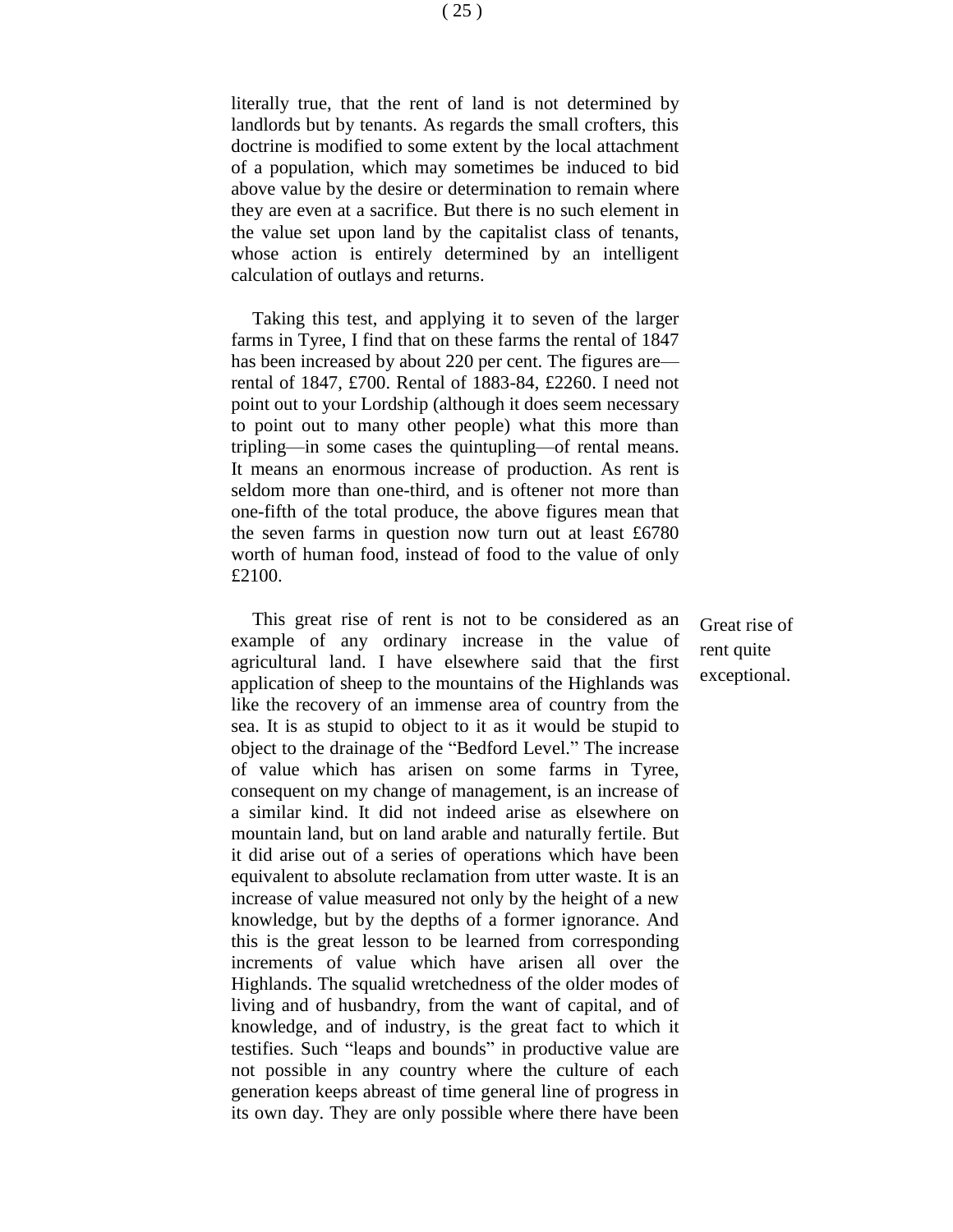literally true, that the rent of land is not determined by landlords but by tenants. As regards the small crofters, this doctrine is modified to some extent by the local attachment of a population, which may sometimes be induced to bid above value by the desire or determination to remain where they are even at a sacrifice. But there is no such element in the value set upon land by the capitalist class of tenants, whose action is entirely determined by an intelligent calculation of outlays and returns.

Taking this test, and applying it to seven of the larger farms in Tyree, I find that on these farms the rental of 1847 has been increased by about 220 per cent. The figures are—rental of 1847, £700. Rental of 1883-84, £2260. I need not point out to your Lordship (although it does seem necessary to point out to many other people) what this more than tripling—in some cases the quintupling—of rental means. It means an enormous increase of production. As rent is seldom more than one-third, and is oftener not more than one-fifth of the total produce, the above figures mean that the seven farms in question now turn out at least £6780 worth of human food, instead of food to the value of only £2100.

*Great rise of rent quite exceptional.*

This great rise of rent is not to be considered as an example of any ordinary increase in the value of agricultural land. I have elsewhere said that the first application of sheep to the mountains of the Highlands was like the recovery of an immense area of country from the sea. It is as stupid to object to it as it would be stupid to object to the drainage of the "Bedford Level." The increase of value which has arisen on some farms in Tyree, consequent on my change of management, is an increase of a similar kind. It did not indeed arise as elsewhere on mountain land, but on land arable and naturally fertile. But it did arise out of a series of operations which have been equivalent to absolute reclamation from utter waste. It is an increase of value measured not only by the height of a new knowledge, but by the depths of a former ignorance. And this is the great lesson to be learned from corresponding increments of value which have arisen all over the Highlands. The squalid wretchedness of the older modes of living and of husbandry, from the want of capital, and of knowledge, and of industry, is the great fact to which it testifies. Such "leaps and bounds" in productive value are not possible in any country where the culture of each generation keeps abreast of time general line of progress in its own day. They are only possible where there have been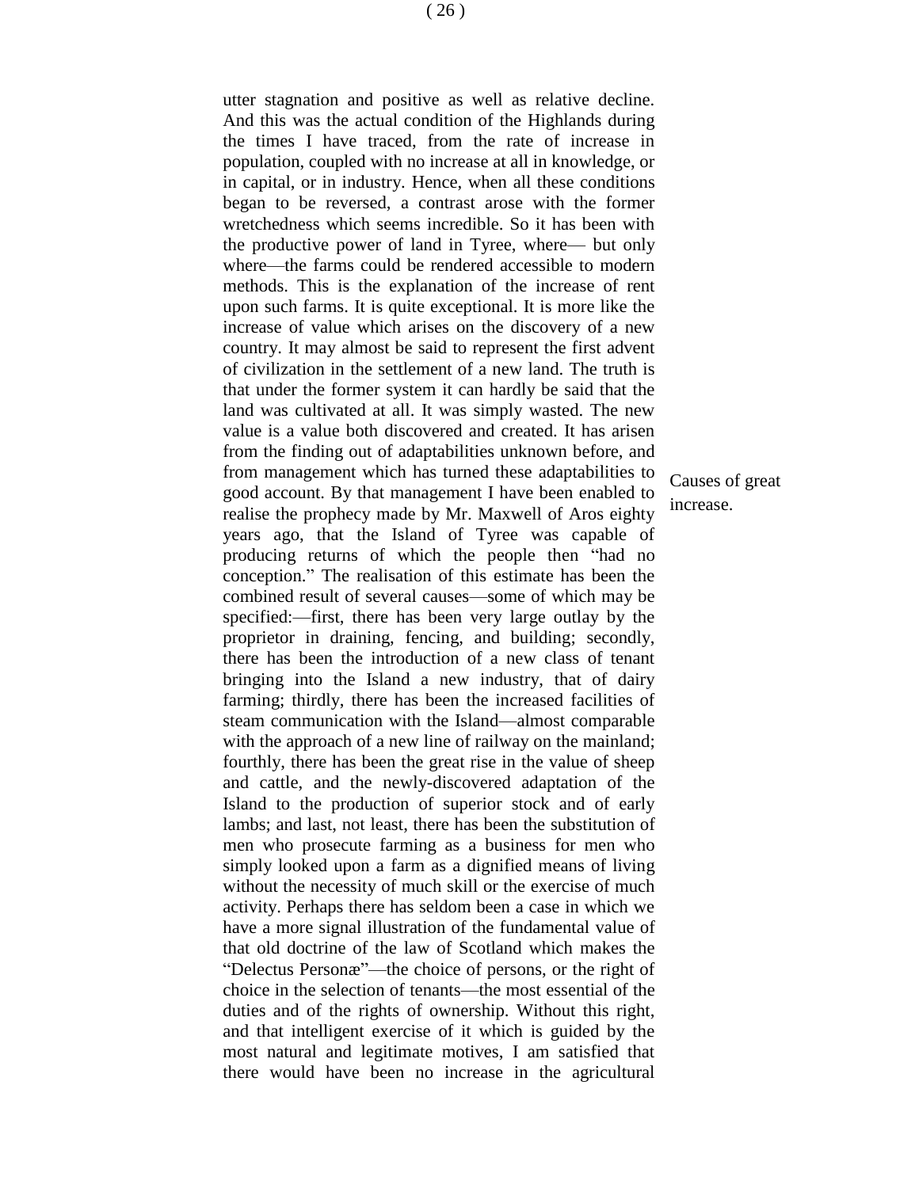utter stagnation and positive as well as relative decline. And this was the actual condition of the Highlands during the times I have traced, from the rate of increase in population, coupled with no increase at all in knowledge, or in capital, or in industry. Hence, when all these conditions began to be reversed, a contrast arose with the former wretchedness which seems incredible. So it has been with the productive power of land in Tyree, where— but only where—the farms could be rendered accessible to modern methods. This is the explanation of the increase of rent upon such farms. It is quite exceptional. It is more like the increase of value which arises on the discovery of a new country. It may almost be said to represent the first advent of civilization in the settlement of a new land. The truth is that under the former system it can hardly be said that the land was cultivated at all. It was simply wasted. The new value is a value both discovered and created. It has arisen from the finding out of adaptabilities unknown before, and from management which has turned these adaptabilities to good account. By that management I have been enabled to realise the prophecy made by Mr. Maxwell of Aros eighty years ago, that the Island of Tyree was capable of producing returns of which the people then "had no conception." The realisation of this estimate has been the combined result of several causes—some of which may be specified:—first, there has been very large outlay by the proprietor in draining, fencing, and building; secondly, there has been the introduction of a new class of tenant bringing into the Island a new industry, that of dairy farming; thirdly, there has been the increased facilities of steam communication with the Island—almost comparable with the approach of a new line of railway on the mainland; fourthly, there has been the great rise in the value of sheep and cattle, and the newly-discovered adaptation of the Island to the production of superior stock and of early lambs; and last, not least, there has been the substitution of men who prosecute farming as a business for men who simply looked upon a farm as a dignified means of living without the necessity of much skill or the exercise of much activity. Perhaps there has seldom been a case in which we have a more signal illustration of the fundamental value of that old doctrine of the law of Scotland which makes the "Delectus Personæ"—the choice of persons, or the right of choice in the selection of tenants—the most essential of the duties and of the rights of ownership. Without this right, and that intelligent exercise of it which is guided by the most natural and legitimate motives, I am satisfied that there would have been no increase in the agricultural

*Causes of great increase.*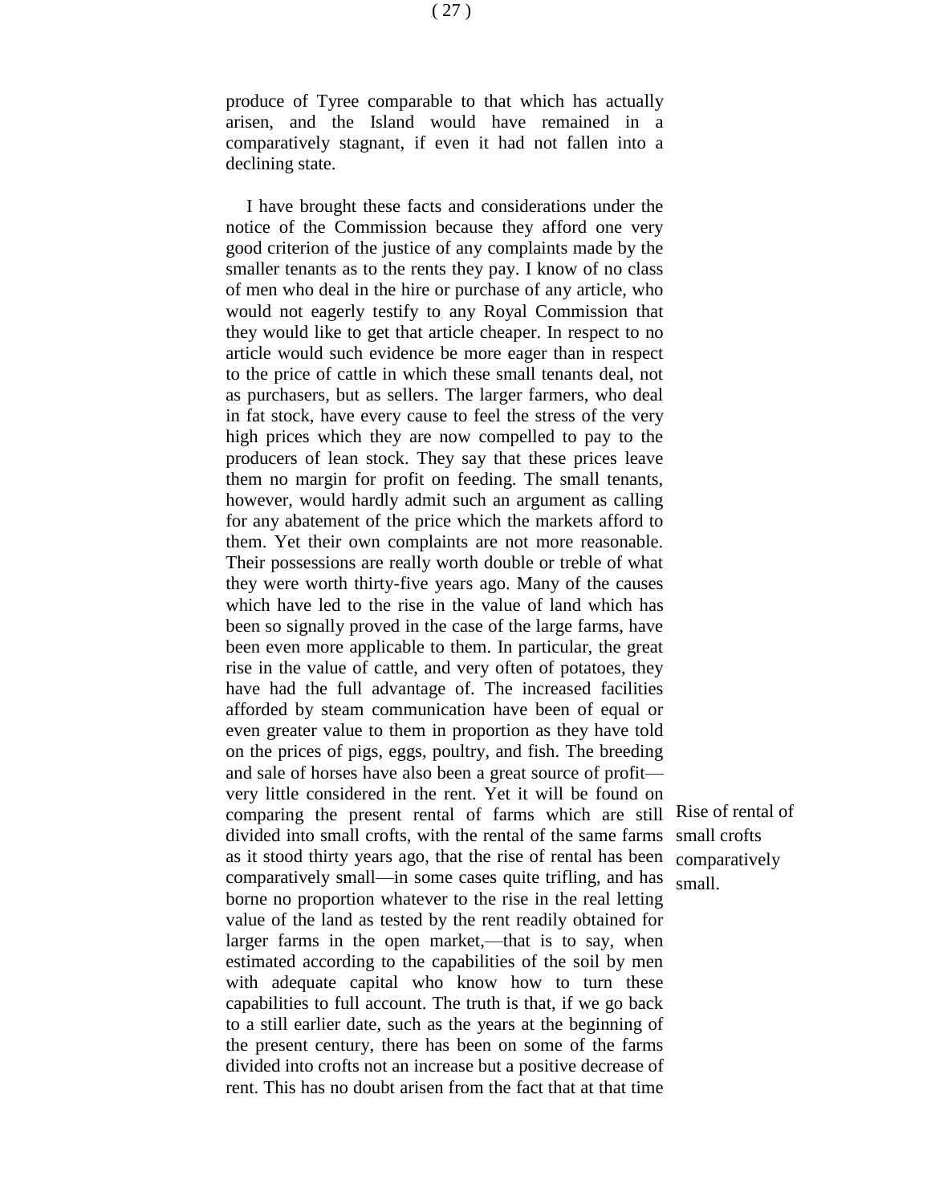produce of Tyree comparable to that which has actually arisen, and the Island would have remained in a comparatively stagnant, if even it had not fallen into a declining state.

I have brought these facts and considerations under the notice of the Commission because they afford one very good criterion of the justice of any complaints made by the smaller tenants as to the rents they pay. I know of no class of men who deal in the hire or purchase of any article, who would not eagerly testify to any Royal Commission that they would like to get that article cheaper. In respect to no article would such evidence be more eager than in respect to the price of cattle in which these small tenants deal, not as purchasers, but as sellers. The larger farmers, who deal in fat stock, have every cause to feel the stress of the very high prices which they are now compelled to pay to the producers of lean stock. They say that these prices leave them no margin for profit on feeding. The small tenants, however, would hardly admit such an argument as calling for any abatement of the price which the markets afford to them. Yet their own complaints are not more reasonable. Their possessions are really worth double or treble of what they were worth thirty-five years ago. Many of the causes which have led to the rise in the value of land which has been so signally proved in the case of the large farms, have been even more applicable to them. In particular, the great rise in the value of cattle, and very often of potatoes, they have had the full advantage of. The increased facilities afforded by steam communication have been of equal or even greater value to them in proportion as they have told on the prices of pigs, eggs, poultry, and fish. The breeding and sale of horses have also been a great source of profit—very little considered in the rent. Yet it will be found on comparing the present rental of farms which are still divided into small crofts, with the rental of the same farms as it stood thirty years ago, that the rise of rental has been comparatively small—in some cases quite trifling, and has borne no proportion whatever to the rise in the real letting value of the land as tested by the rent readily obtained for larger farms in the open market,—that is to say, when estimated according to the capabilities of the soil by men with adequate capital who know how to turn these capabilities to full account. The truth is that, if we go back to a still earlier date, such as the years at the beginning of the present century, there has been on some of the farms divided into crofts not an increase but a positive decrease of rent. This has no doubt arisen from the fact that at that time

*Rise of rental of small crofts comparatively small.*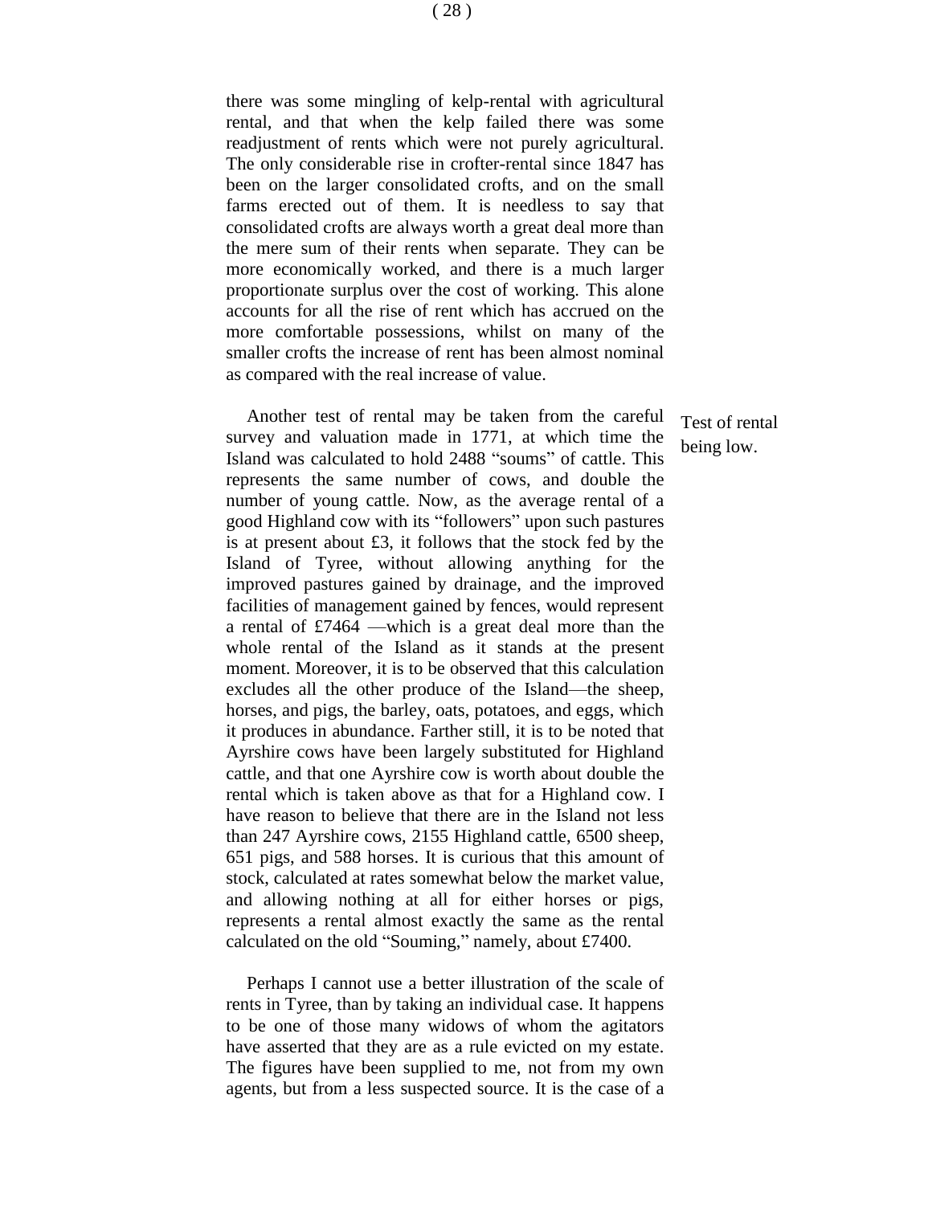there was some mingling of kelp-rental with agricultural rental, and that when the kelp failed there was some readjustment of rents which were not purely agricultural. The only considerable rise in crofter-rental since 1847 has been on the larger consolidated crofts, and on the small farms erected out of them. It is needless to say that consolidated crofts are always worth a great deal more than the mere sum of their rents when separate. They can be more economically worked, and there is a much larger proportionate surplus over the cost of working. This alone accounts for all the rise of rent which has accrued on the more comfortable possessions, whilst on many of the smaller crofts the increase of rent has been almost nominal as compared with the real increase of value.

Test of rental being low.

Another test of rental may be taken from the careful survey and valuation made in 1771, at which time the Island was calculated to hold 2488 "soums" of cattle. This represents the same number of cows, and double the number of young cattle. Now, as the average rental of a good Highland cow with its "followers" upon such pastures is at present about £3, it follows that the stock fed by the Island of Tyree, without allowing anything for the improved pastures gained by drainage, and the improved facilities of management gained by fences, would represent a rental of £7464 —which is a great deal more than the whole rental of the Island as it stands at the present moment. Moreover, it is to be observed that this calculation excludes all the other produce of the Island—the sheep, horses, and pigs, the barley, oats, potatoes, and eggs, which it produces in abundance. Farther still, it is to be noted that Ayrshire cows have been largely substituted for Highland cattle, and that one Ayrshire cow is worth about double the rental which is taken above as that for a Highland cow. I have reason to believe that there are in the Island not less than 247 Ayrshire cows, 2155 Highland cattle, 6500 sheep, 651 pigs, and 588 horses. It is curious that this amount of stock, calculated at rates somewhat below the market value, and allowing nothing at all for either horses or pigs, represents a rental almost exactly the same as the rental calculated on the old "Souming," namely, about £7400.

Perhaps I cannot use a better illustration of the scale of rents in Tyree, than by taking an individual case. It happens to be one of those many widows of whom the agitators have asserted that they are as a rule evicted on my estate. The figures have been supplied to me, not from my own agents, but from a less suspected source. It is the case of a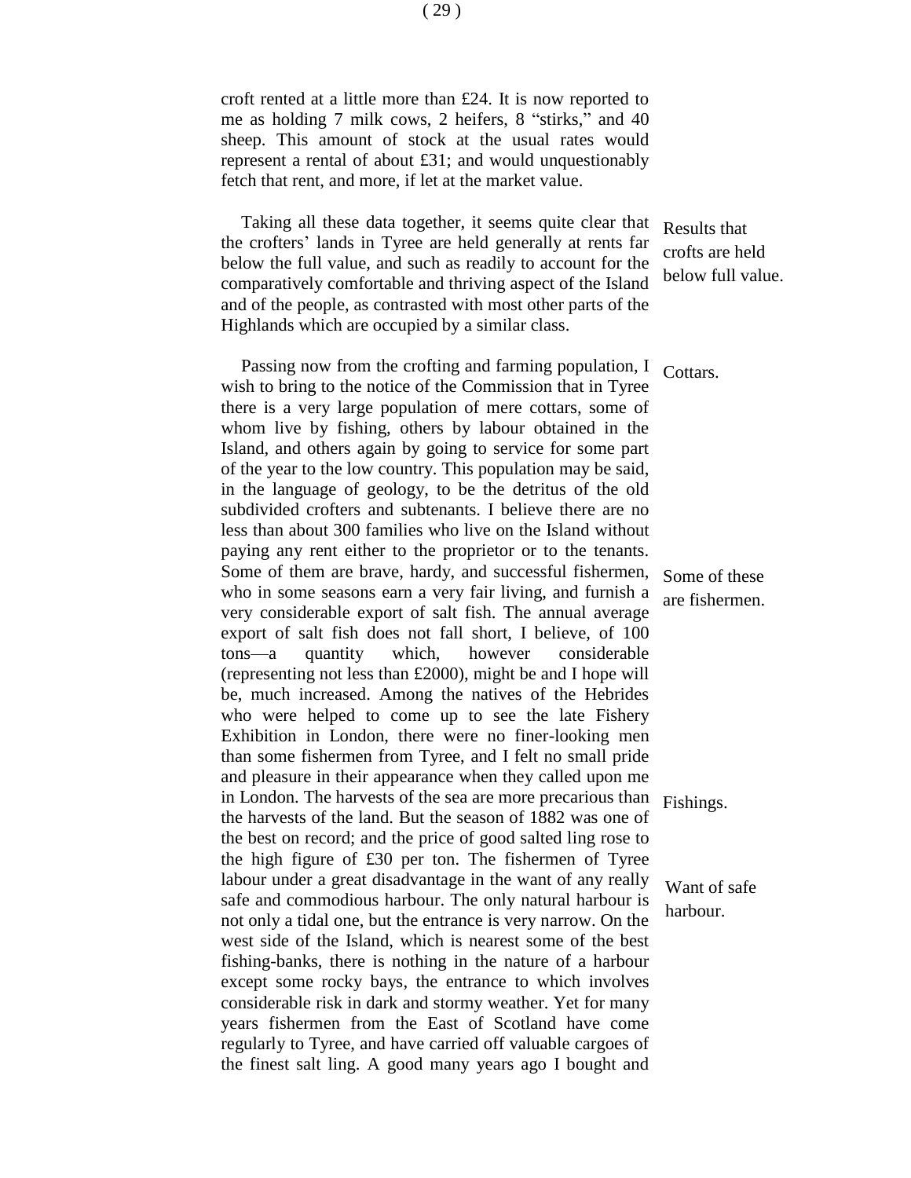croft rented at a little more than £24. It is now reported to me as holding 7 milk cows, 2 heifers, 8 "stirks," and 40 sheep. This amount of stock at the usual rates would represent a rental of about £31; and would unquestionably fetch that rent, and more, if let at the market value.

*Results that crofts are held below full value.*

Taking all these data together, it seems quite clear that the crofters' lands in Tyree are held generally at rents far below the full value, and such as readily to account for the comparatively comfortable and thriving aspect of the Island and of the people, as contrasted with most other parts of the Highlands which are occupied by a similar class.

*Cottars.*

Passing now from the crofting and farming population, I wish to bring to the notice of the Commission that in Tyree there is a very large population of mere cottars, some of whom live by fishing, others by labour obtained in the Island, and others again by going to service for some part of the year to the low country. This population may be said, in the language of geology, to be the detritus of the old subdivided crofters and subtenants. I believe there are no less than about 300 families who live on the Island without paying any rent either to the proprietor or to the tenants. Some of them are brave, hardy, and successful fishermen, who in some seasons earn a very fair living, and furnish a very considerable export of salt fish. The annual average export of salt fish does not fall short, I believe, of 100 tons—a quantity which, however considerable (representing not less than £2000), might be and I hope will be, much increased. Among the natives of the Hebrides who were helped to come up to see the late Fishery Exhibition in London, there were no finer-looking men than some fishermen from Tyree, and I felt no small pride and pleasure in their appearance when they called upon me in London. The harvests of the sea are more precarious than the harvests of the land. But the season of 1882 was one of the best on record; and the price of good salted ling rose to the high figure of £30 per ton. The fishermen of Tyree labour under a great disadvantage in the want of any really safe and commodious harbour. The only natural harbour is not only a tidal one, but the entrance is very narrow. On the west side of the Island, which is nearest some of the best fishing-banks, there is nothing in the nature of a harbour except some rocky bays, the entrance to which involves considerable risk in dark and stormy weather. Yet for many years fishermen from the East of Scotland have come regularly to Tyree, and have carried off valuable cargoes of the finest salt ling. A good many years ago I bought and

*Some of these are fishermen.*

*Fishings.*

*Want of safe harbour.*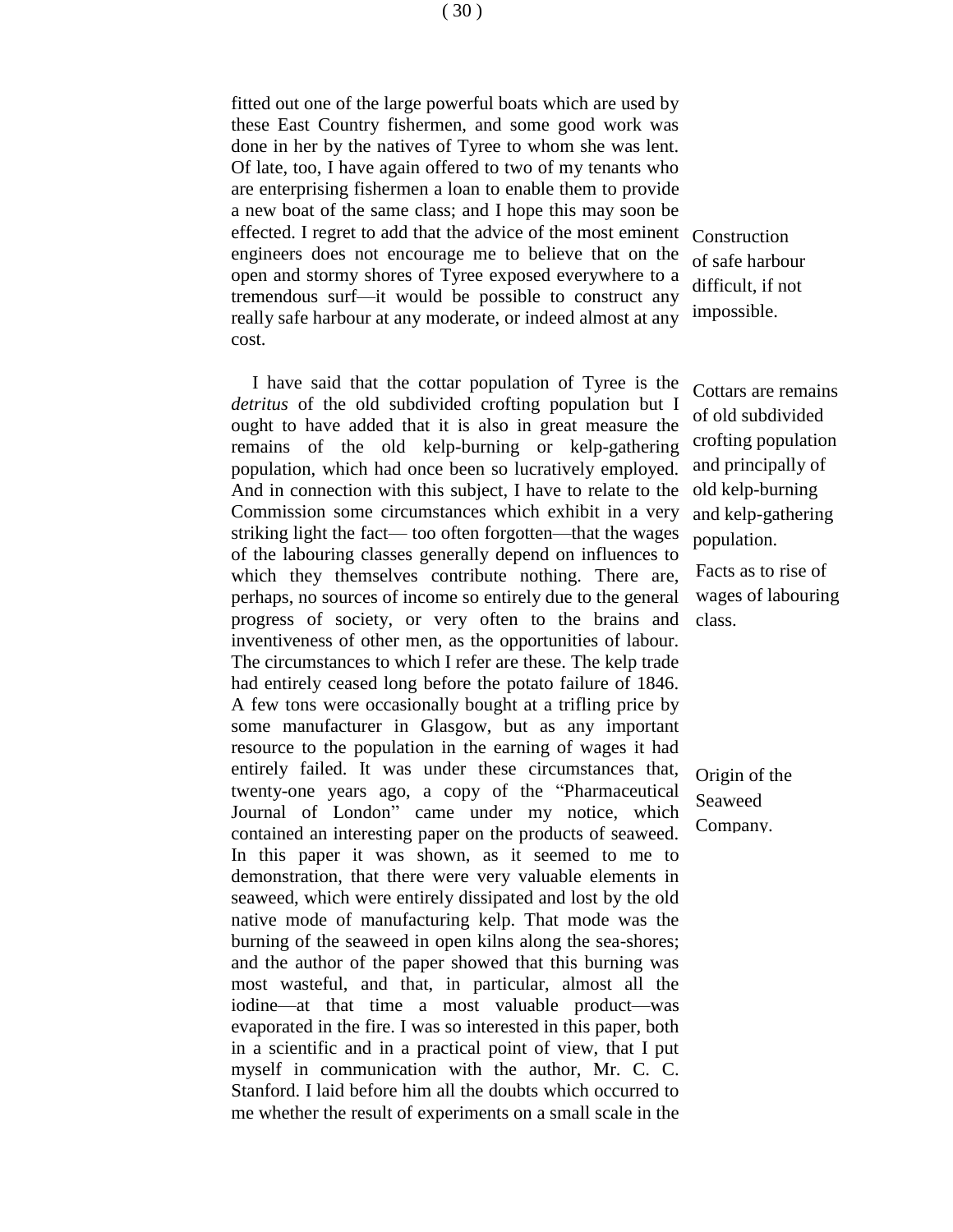fitted out one of the large powerful boats which are used by these East Country fishermen, and some good work was done in her by the natives of Tyree to whom she was lent. Of late, too, I have again offered to two of my tenants who are enterprising fishermen a loan to enable them to provide a new boat of the same class; and I hope this may soon be effected. I regret to add that the advice of the most eminent engineers does not encourage me to believe that on the open and stormy shores of Tyree exposed everywhere to a tremendous surf—it would be possible to construct any really safe harbour at any moderate, or indeed almost at any cost.

*Construction of safe harbour difficult, if not impossible.*

I have said that the cottar population of Tyree is the *detritus* of the old subdivided crofting population but I ought to have added that it is also in great measure the remains of the old kelp-burning or kelp-gathering population, which had once been so lucratively employed. And in connection with this subject, I have to relate to the Commission some circumstances which exhibit in a very striking light the fact— too often forgotten—that the wages of the labouring classes generally depend on influences to which they themselves contribute nothing. There are, perhaps, no sources of income so entirely due to the general progress of society, or very often to the brains and inventiveness of other men, as the opportunities of labour. The circumstances to which I refer are these. The kelp trade had entirely ceased long before the potato failure of 1846. A few tons were occasionally bought at a trifling price by some manufacturer in Glasgow, but as any important resource to the population in the earning of wages it had entirely failed. It was under these circumstances that, twenty-one years ago, a copy of the "Pharmaceutical Journal of London" came under my notice, which contained an interesting paper on the products of seaweed. In this paper it was shown, as it seemed to me to demonstration, that there were very valuable elements in seaweed, which were entirely dissipated and lost by the old native mode of manufacturing kelp. That mode was the burning of the seaweed in open kilns along the sea-shores; and the author of the paper showed that this burning was most wasteful, and that, in particular, almost all the iodine—at that time a most valuable product—was evaporated in the fire. I was so interested in this paper, both in a scientific and in a practical point of view, that I put myself in communication with the author, Mr. C. C. Stanford. I laid before him all the doubts which occurred to me whether the result of experiments on a small scale in the

*Cottars are remains of old subdivided crofting population and principally of old kelp-burning and kelp-gathering population.*

*Facts as to rise of wages of labouring class.*

*Origin of the Seaweed Company.*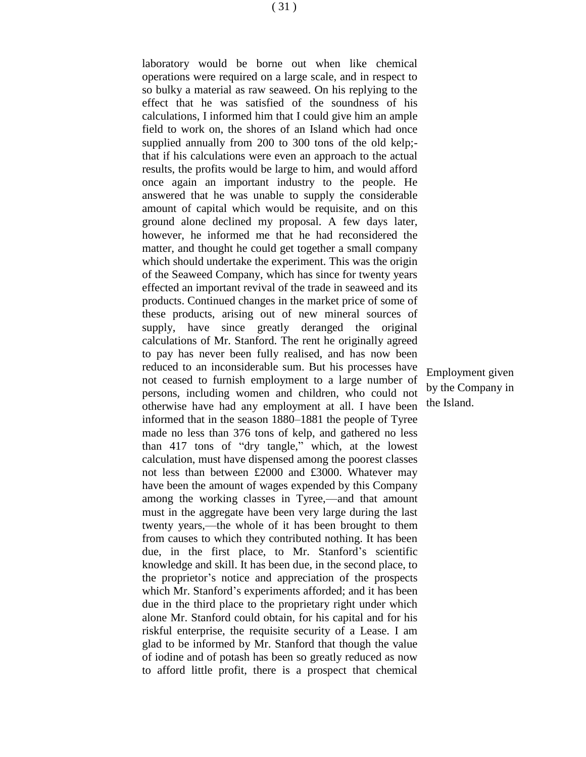laboratory would be borne out when like chemical operations were required on a large scale, and in respect to so bulky a material as raw seaweed. On his replying to the effect that he was satisfied of the soundness of his calculations, I informed him that I could give him an ample field to work on, the shores of an Island which had once supplied annually from 200 to 300 tons of the old kelp;- that if his calculations were even an approach to the actual results, the profits would be large to him, and would afford once again an important industry to the people. He answered that he was unable to supply the considerable amount of capital which would be requisite, and on this ground alone declined my proposal. A few days later, however, he informed me that he had reconsidered the matter, and thought he could get together a small company which should undertake the experiment. This was the origin of the Seaweed Company, which has since for twenty years effected an important revival of the trade in seaweed and its products. Continued changes in the market price of some of these products, arising out of new mineral sources of supply, have since greatly deranged the original calculations of Mr. Stanford. The rent he originally agreed to pay has never been fully realised, and has now been reduced to an inconsiderable sum. But his processes have not ceased to furnish employment to a large number of persons, including women and children, who could not otherwise have had any employment at all. I have been informed that in the season 1880–1881 the people of Tyree made no less than 376 tons of kelp, and gathered no less than 417 tons of "dry tangle," which, at the lowest calculation, must have dispensed among the poorest classes not less than between £2000 and £3000. Whatever may have been the amount of wages expended by this Company among the working classes in Tyree,—and that amount must in the aggregate have been very large during the last twenty years,—the whole of it has been brought to them from causes to which they contributed nothing. It has been due, in the first place, to Mr. Stanford's scientific knowledge and skill. It has been due, in the second place, to the proprietor's notice and appreciation of the prospects which Mr. Stanford's experiments afforded; and it has been due in the third place to the proprietary right under which alone Mr. Stanford could obtain, for his capital and for his riskful enterprise, the requisite security of a Lease. I am glad to be informed by Mr. Stanford that though the value of iodine and of potash has been so greatly reduced as now to afford little profit, there is a prospect that chemical

*Employment given by the Company in the Island.*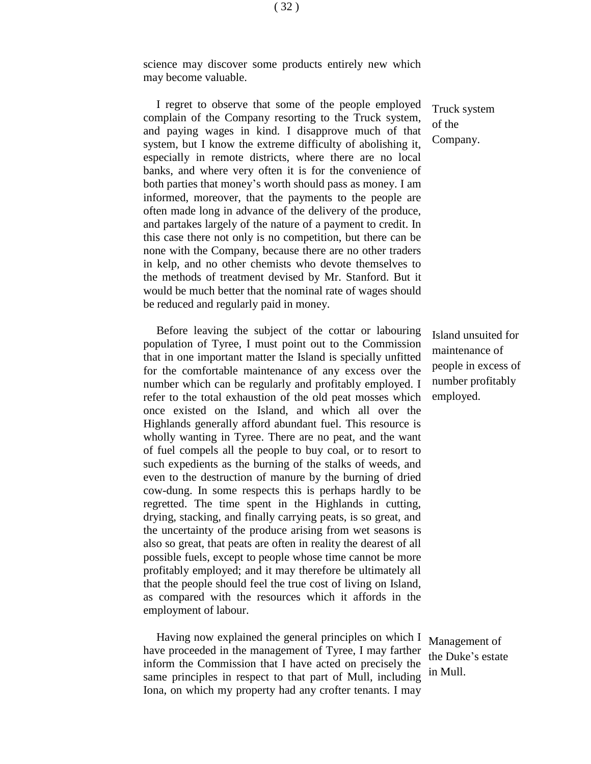science may discover some products entirely new which may become valuable.

Truck system of the Company.

I regret to observe that some of the people employed complain of the Company resorting to the Truck system, and paying wages in kind. I disapprove much of that system, but I know the extreme difficulty of abolishing it, especially in remote districts, where there are no local banks, and where very often it is for the convenience of both parties that money's worth should pass as money. I am informed, moreover, that the payments to the people are often made long in advance of the delivery of the produce, and partakes largely of the nature of a payment to credit. In this case there not only is no competition, but there can be none with the Company, because there are no other traders in kelp, and no other chemists who devote themselves to the methods of treatment devised by Mr. Stanford. But it would be much better that the nominal rate of wages should be reduced and regularly paid in money.

Island unsuited for maintenance of people in excess of number profitably employed.

Before leaving the subject of the cottar or labouring population of Tyree, I must point out to the Commission that in one important matter the Island is specially unfitted for the comfortable maintenance of any excess over the number which can be regularly and profitably employed. I refer to the total exhaustion of the old peat mosses which once existed on the Island, and which all over the Highlands generally afford abundant fuel. This resource is wholly wanting in Tyree. There are no peat, and the want of fuel compels all the people to buy coal, or to resort to such expedients as the burning of the stalks of weeds, and even to the destruction of manure by the burning of dried cow-dung. In some respects this is perhaps hardly to be regretted. The time spent in the Highlands in cutting, drying, stacking, and finally carrying peats, is so great, and the uncertainty of the produce arising from wet seasons is also so great, that peats are often in reality the dearest of all possible fuels, except to people whose time cannot be more profitably employed; and it may therefore be ultimately all that the people should feel the true cost of living on Island, as compared with the resources which it affords in the employment of labour.

Management of the Duke's estate in Mull.

Having now explained the general principles on which I have proceeded in the management of Tyree, I may farther inform the Commission that I have acted on precisely the same principles in respect to that part of Mull, including Iona, on which my property had any crofter tenants. I may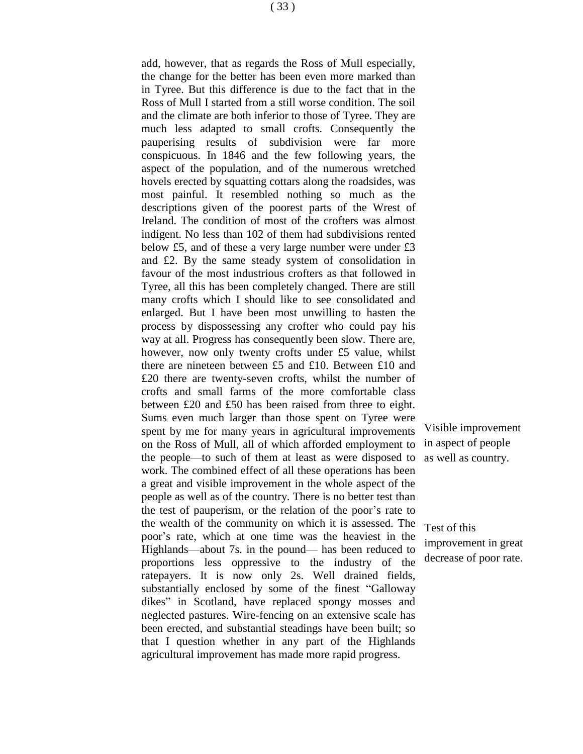add, however, that as regards the Ross of Mull especially, the change for the better has been even more marked than in Tyree. But this difference is due to the fact that in the Ross of Mull I started from a still worse condition. The soil and the climate are both inferior to those of Tyree. They are much less adapted to small crofts. Consequently the pauperising results of subdivision were far more conspicuous. In 1846 and the few following years, the aspect of the population, and of the numerous wretched hovels erected by squatting cottars along the roadsides, was most painful. It resembled nothing so much as the descriptions given of the poorest parts of the Wrest of Ireland. The condition of most of the crofters was almost indigent. No less than 102 of them had subdivisions rented below £5, and of these a very large number were under £3 and £2. By the same steady system of consolidation in favour of the most industrious crofters as that followed in Tyree, all this has been completely changed. There are still many crofts which I should like to see consolidated and enlarged. But I have been most unwilling to hasten the process by dispossessing any crofter who could pay his way at all. Progress has consequently been slow. There are, however, now only twenty crofts under £5 value, whilst there are nineteen between £5 and £10. Between £10 and £20 there are twenty-seven crofts, whilst the number of crofts and small farms of the more comfortable class between £20 and £50 has been raised from three to eight. Sums even much larger than those spent on Tyree were spent by me for many years in agricultural improvements on the Ross of Mull, all of which afforded employment to the people—to such of them at least as were disposed to work. The combined effect of all these operations has been a great and visible improvement in the whole aspect of the people as well as of the country. There is no better test than the test of pauperism, or the relation of the poor's rate to the wealth of the community on which it is assessed. The poor's rate, which at one time was the heaviest in the Highlands—about 7s. in the pound— has been reduced to proportions less oppressive to the industry of the ratepayers. It is now only 2s. Well drained fields, substantially enclosed by some of the finest "Galloway dikes" in Scotland, have replaced spongy mosses and neglected pastures. Wire-fencing on an extensive scale has been erected, and substantial steadings have been built; so that I question whether in any part of the Highlands agricultural improvement has made more rapid progress.

*Visible improvement in aspect of people as well as country.*

*Test of this improvement in great decrease of poor rate.*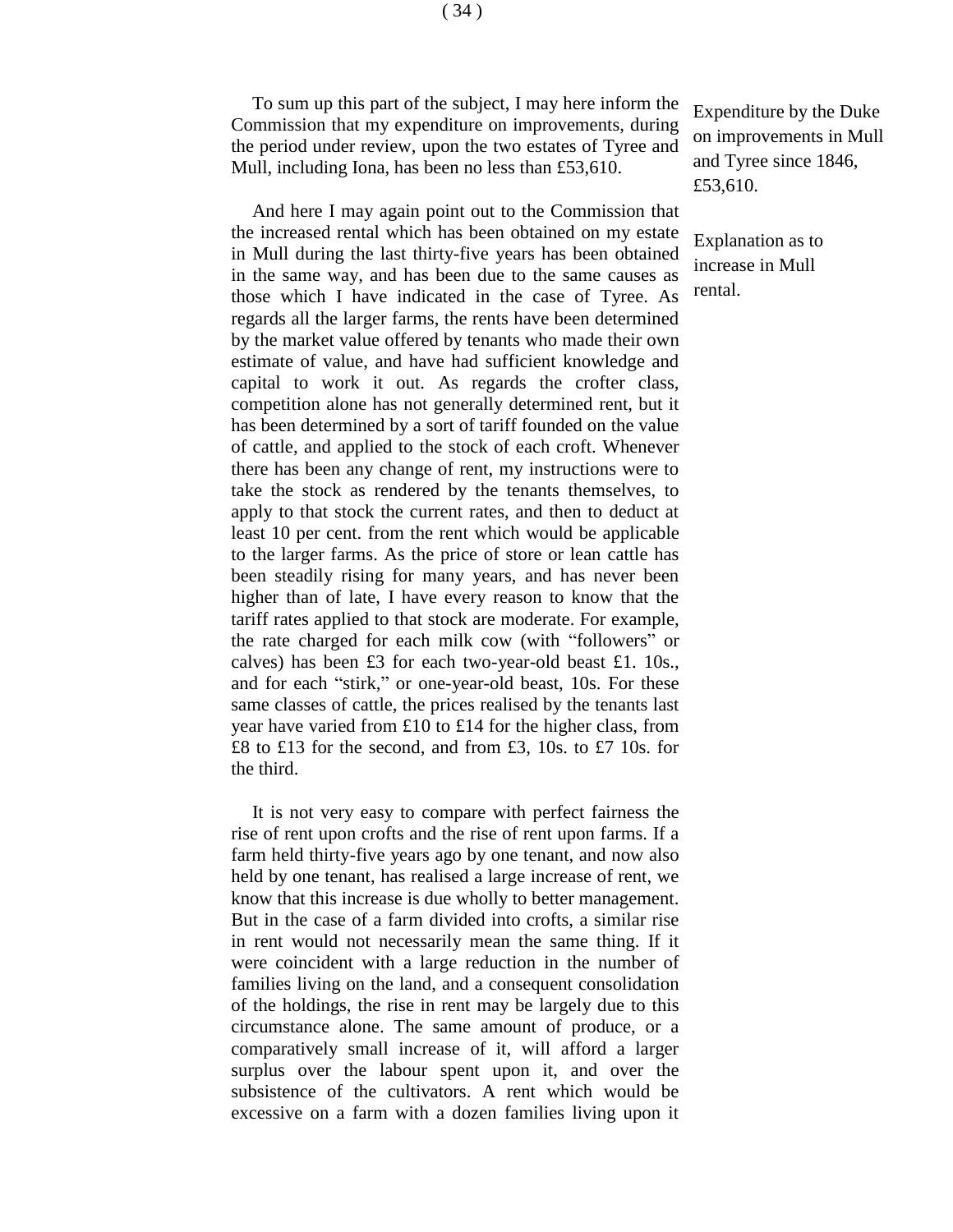To sum up this part of the subject, I may here inform the Commission that my expenditure on improvements, during the period under review, upon the two estates of Tyree and Mull, including Iona, has been no less than £53,610.

Expenditure by the Duke on improvements in Mull and Tyree since 1846, £53,610.

And here I may again point out to the Commission that the increased rental which has been obtained on my estate in Mull during the last thirty-five years has been obtained in the same way, and has been due to the same causes as those which I have indicated in the case of Tyree. As regards all the larger farms, the rents have been determined by the market value offered by tenants who made their own estimate of value, and have had sufficient knowledge and capital to work it out. As regards the crofter class, competition alone has not generally determined rent, but it has been determined by a sort of tariff founded on the value of cattle, and applied to the stock of each croft. Whenever there has been any change of rent, my instructions were to take the stock as rendered by the tenants themselves, to apply to that stock the current rates, and then to deduct at least 10 per cent. from the rent which would be applicable to the larger farms. As the price of store or lean cattle has been steadily rising for many years, and has never been higher than of late, I have every reason to know that the tariff rates applied to that stock are moderate. For example, the rate charged for each milk cow (with "followers" or calves) has been £3 for each two-year-old beast £1. 10s., and for each "stirk," or one-year-old beast, 10s. For these same classes of cattle, the prices realised by the tenants last year have varied from £10 to £14 for the higher class, from £8 to £13 for the second, and from £3, 10s. to £7 10s. for the third.

Explanation as to increase in Mull rental.

It is not very easy to compare with perfect fairness the rise of rent upon crofts and the rise of rent upon farms. If a farm held thirty-five years ago by one tenant, and now also held by one tenant, has realised a large increase of rent, we know that this increase is due wholly to better management. But in the case of a farm divided into crofts, a similar rise in rent would not necessarily mean the same thing. If it were coincident with a large reduction in the number of families living on the land, and a consequent consolidation of the holdings, the rise in rent may be largely due to this circumstance alone. The same amount of produce, or a comparatively small increase of it, will afford a larger surplus over the labour spent upon it, and over the subsistence of the cultivators. A rent which would be excessive on a farm with a dozen families living upon it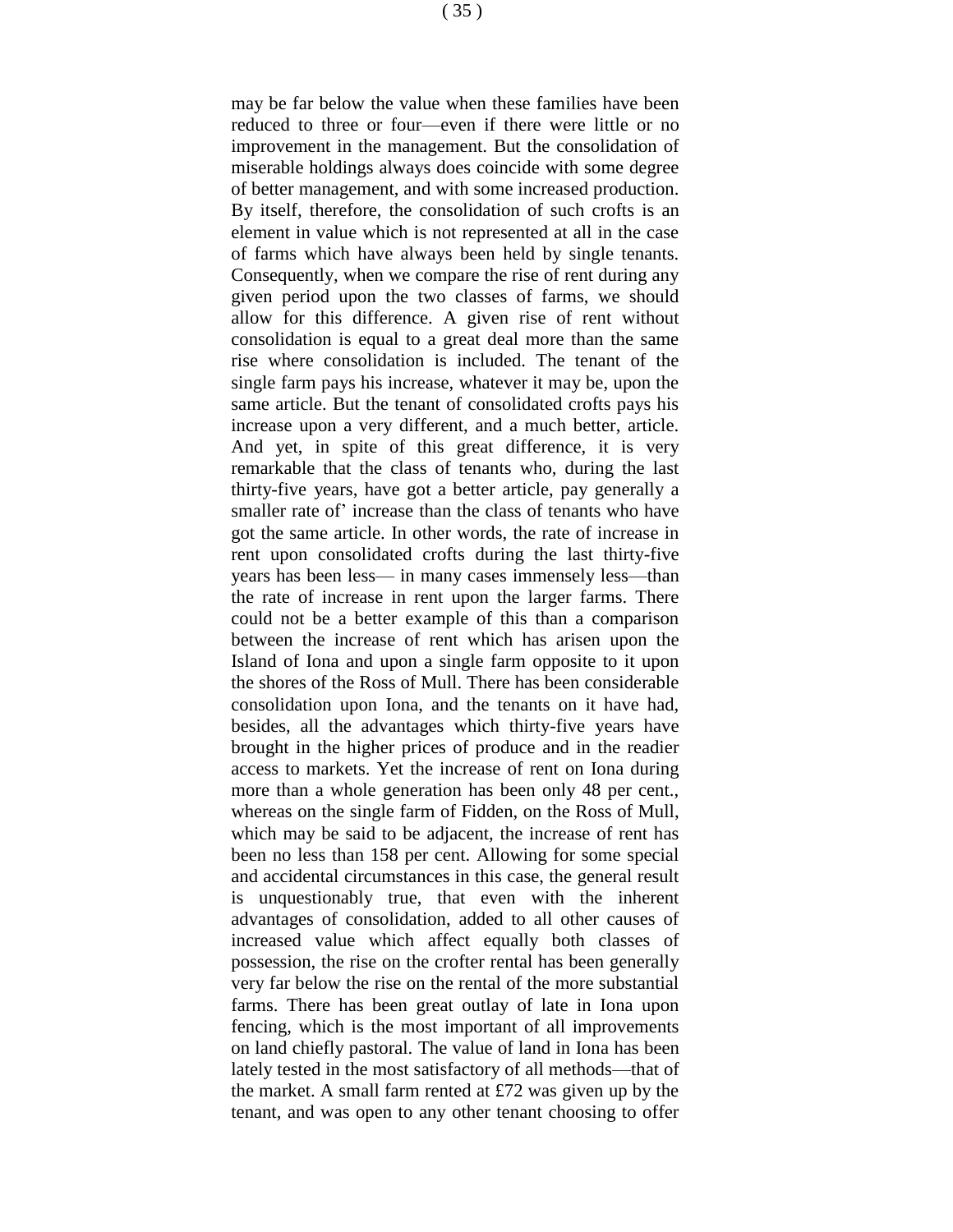may be far below the value when these families have been reduced to three or four—even if there were little or no improvement in the management. But the consolidation of miserable holdings always does coincide with some degree of better management, and with some increased production. By itself, therefore, the consolidation of such crofts is an element in value which is not represented at all in the case of farms which have always been held by single tenants. Consequently, when we compare the rise of rent during any given period upon the two classes of farms, we should allow for this difference. A given rise of rent without consolidation is equal to a great deal more than the same rise where consolidation is included. The tenant of the single farm pays his increase, whatever it may be, upon the same article. But the tenant of consolidated crofts pays his increase upon a very different, and a much better, article. And yet, in spite of this great difference, it is very remarkable that the class of tenants who, during the last thirty-five years, have got a better article, pay generally a smaller rate of' increase than the class of tenants who have got the same article. In other words, the rate of increase in rent upon consolidated crofts during the last thirty-five years has been less— in many cases immensely less—than the rate of increase in rent upon the larger farms. There could not be a better example of this than a comparison between the increase of rent which has arisen upon the Island of Iona and upon a single farm opposite to it upon the shores of the Ross of Mull. There has been considerable consolidation upon Iona, and the tenants on it have had, besides, all the advantages which thirty-five years have brought in the higher prices of produce and in the readier access to markets. Yet the increase of rent on Iona during more than a whole generation has been only 48 per cent., whereas on the single farm of Fidden, on the Ross of Mull, which may be said to be adjacent, the increase of rent has been no less than 158 per cent. Allowing for some special and accidental circumstances in this case, the general result is unquestionably true, that even with the inherent advantages of consolidation, added to all other causes of increased value which affect equally both classes of possession, the rise on the crofter rental has been generally very far below the rise on the rental of the more substantial farms. There has been great outlay of late in Iona upon fencing, which is the most important of all improvements on land chiefly pastoral. The value of land in Iona has been lately tested in the most satisfactory of all methods—that of the market. A small farm rented at £72 was given up by the tenant, and was open to any other tenant choosing to offer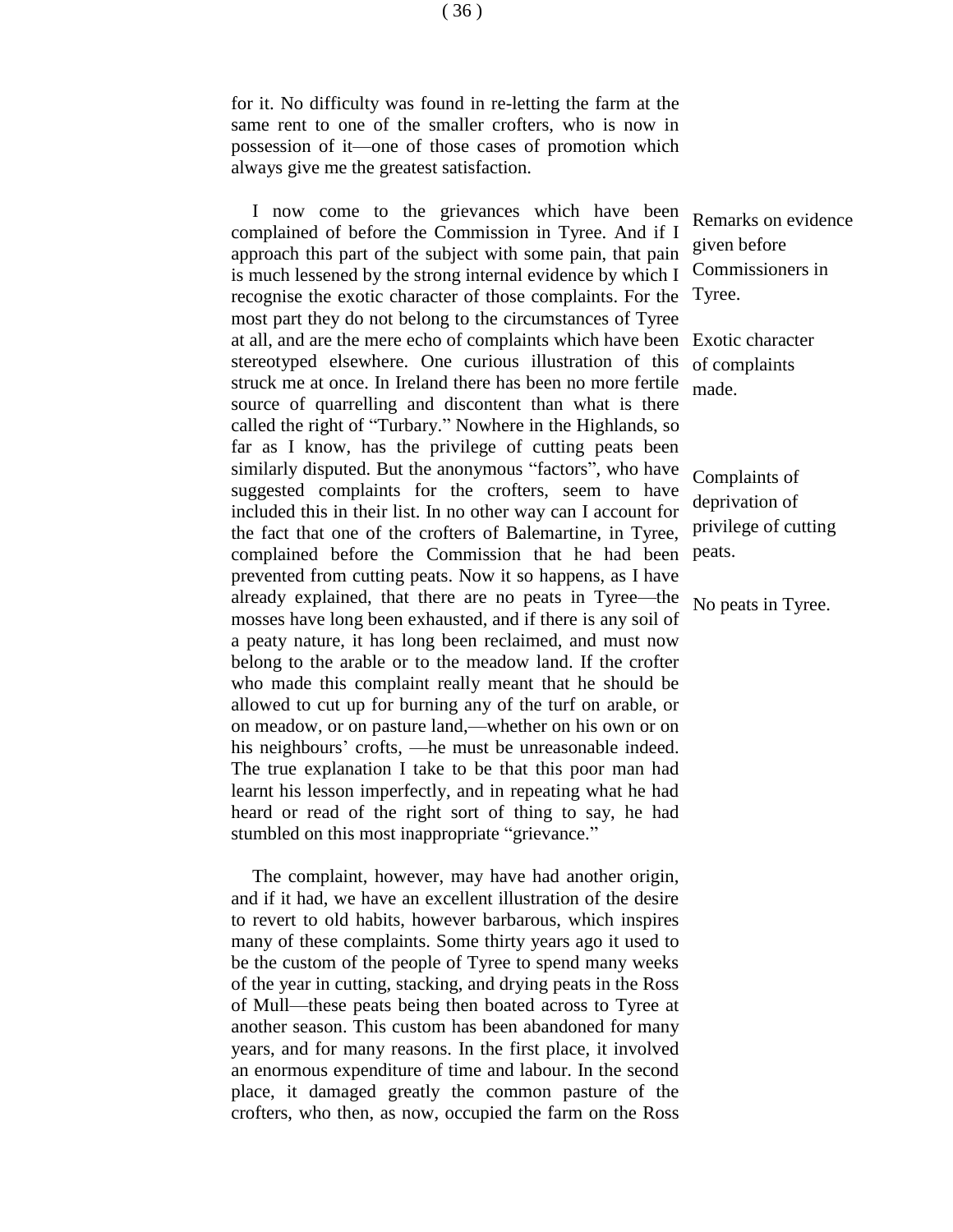for it. No difficulty was found in re-letting the farm at the same rent to one of the smaller crofters, who is now in possession of it—one of those cases of promotion which always give me the greatest satisfaction.

*Remarks on evidence given before Commissioners in Tyree.*

I now come to the grievances which have been complained of before the Commission in Tyree. And if I approach this part of the subject with some pain, that pain is much lessened by the strong internal evidence by which I recognise the exotic character of those complaints. For the most part they do not belong to the circumstances of Tyree at all, and are the mere echo of complaints which have been stereotyped elsewhere. One curious illustration of this struck me at once. In Ireland there has been no more fertile source of quarrelling and discontent than what is there called the right of "Turbary." Nowhere in the Highlands, so far as I know, has the privilege of cutting peats been similarly disputed. But the anonymous "factors", who have suggested complaints for the crofters, seem to have included this in their list. In no other way can I account for the fact that one of the crofters of Balemartine, in Tyree, complained before the Commission that he had been prevented from cutting peats. Now it so happens, as I have already explained, that there are no peats in Tyree—the mosses have long been exhausted, and if there is any soil of a peaty nature, it has long been reclaimed, and must now belong to the arable or to the meadow land. If the crofter who made this complaint really meant that he should be allowed to cut up for burning any of the turf on arable, or on meadow, or on pasture land,—whether on his own or on his neighbours' crofts, —he must be unreasonable indeed. The true explanation I take to be that this poor man had learnt his lesson imperfectly, and in repeating what he had heard or read of the right sort of thing to say, he had stumbled on this most inappropriate "grievance."

*Exotic character of complaints made.*

*Complaints of deprivation of privilege of cutting peats.*

*No peats in Tyree.*

The complaint, however, may have had another origin, and if it had, we have an excellent illustration of the desire to revert to old habits, however barbarous, which inspires many of these complaints. Some thirty years ago it used to be the custom of the people of Tyree to spend many weeks of the year in cutting, stacking, and drying peats in the Ross of Mull—these peats being then boated across to Tyree at another season. This custom has been abandoned for many years, and for many reasons. In the first place, it involved an enormous expenditure of time and labour. In the second place, it damaged greatly the common pasture of the crofters, who then, as now, occupied the farm on the Ross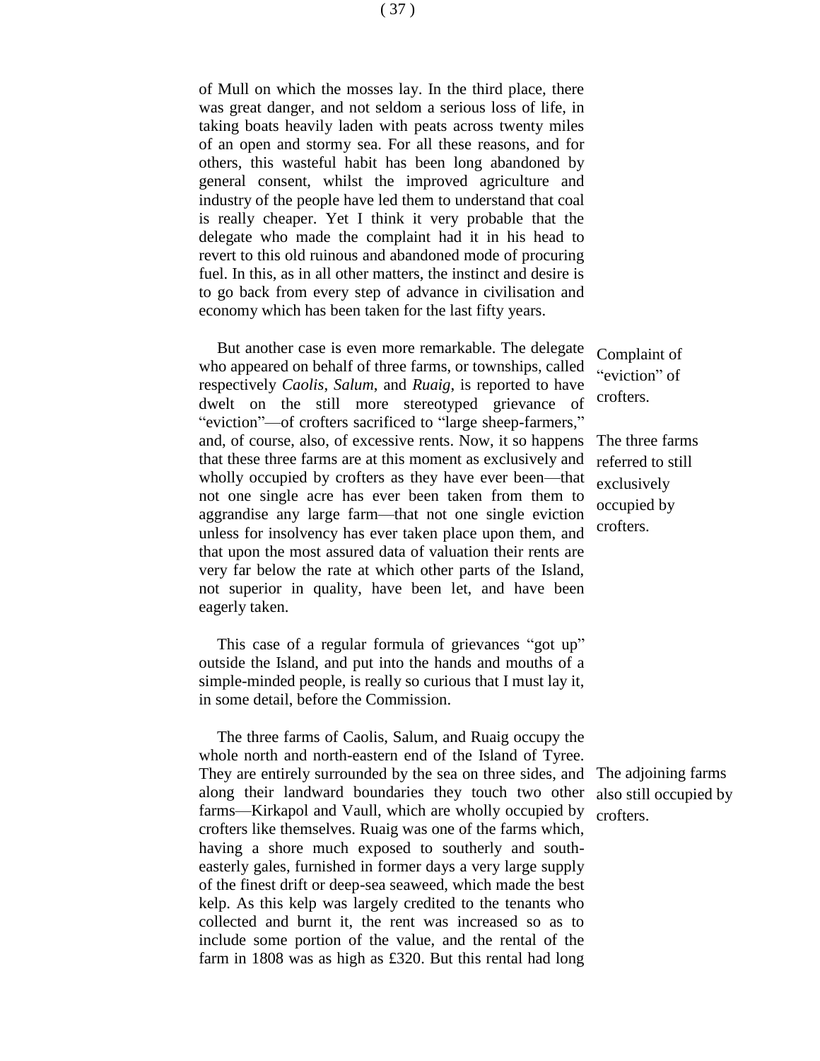of Mull on which the mosses lay. In the third place, there was great danger, and not seldom a serious loss of life, in taking boats heavily laden with peats across twenty miles of an open and stormy sea. For all these reasons, and for others, this wasteful habit has been long abandoned by general consent, whilst the improved agriculture and industry of the people have led them to understand that coal is really cheaper. Yet I think it very probable that the delegate who made the complaint had it in his head to revert to this old ruinous and abandoned mode of procuring fuel. In this, as in all other matters, the instinct and desire is to go back from every step of advance in civilisation and economy which has been taken for the last fifty years.

Complaint of "eviction" of crofters.

But another case is even more remarkable. The delegate who appeared on behalf of three farms, or townships, called respectively *Caolis*, *Salum*, and *Ruaig*, is reported to have dwelt on the still more stereotyped grievance of "eviction"—of crofters sacrificed to "large sheep-farmers," and, of course, also, of excessive rents. Now, it so happens that these three farms are at this moment as exclusively and wholly occupied by crofters as they have ever been—that not one single acre has ever been taken from them to aggrandise any large farm—that not one single eviction unless for insolvency has ever taken place upon them, and that upon the most assured data of valuation their rents are very far below the rate at which other parts of the Island, not superior in quality, have been let, and have been eagerly taken.

The three farms referred to still exclusively occupied by crofters.

This case of a regular formula of grievances "got up" outside the Island, and put into the hands and mouths of a simple-minded people, is really so curious that I must lay it, in some detail, before the Commission.

The adjoining farms also still occupied by crofters.

The three farms of Caolis, Salum, and Ruaig occupy the whole north and north-eastern end of the Island of Tyree. They are entirely surrounded by the sea on three sides, and along their landward boundaries they touch two other farms—Kirkapol and Vaull, which are wholly occupied by crofters like themselves. Ruaig was one of the farms which, having a shore much exposed to southerly and south-easterly gales, furnished in former days a very large supply of the finest drift or deep-sea seaweed, which made the best kelp. As this kelp was largely credited to the tenants who collected and burnt it, the rent was increased so as to include some portion of the value, and the rental of the farm in 1808 was as high as £320. But this rental had long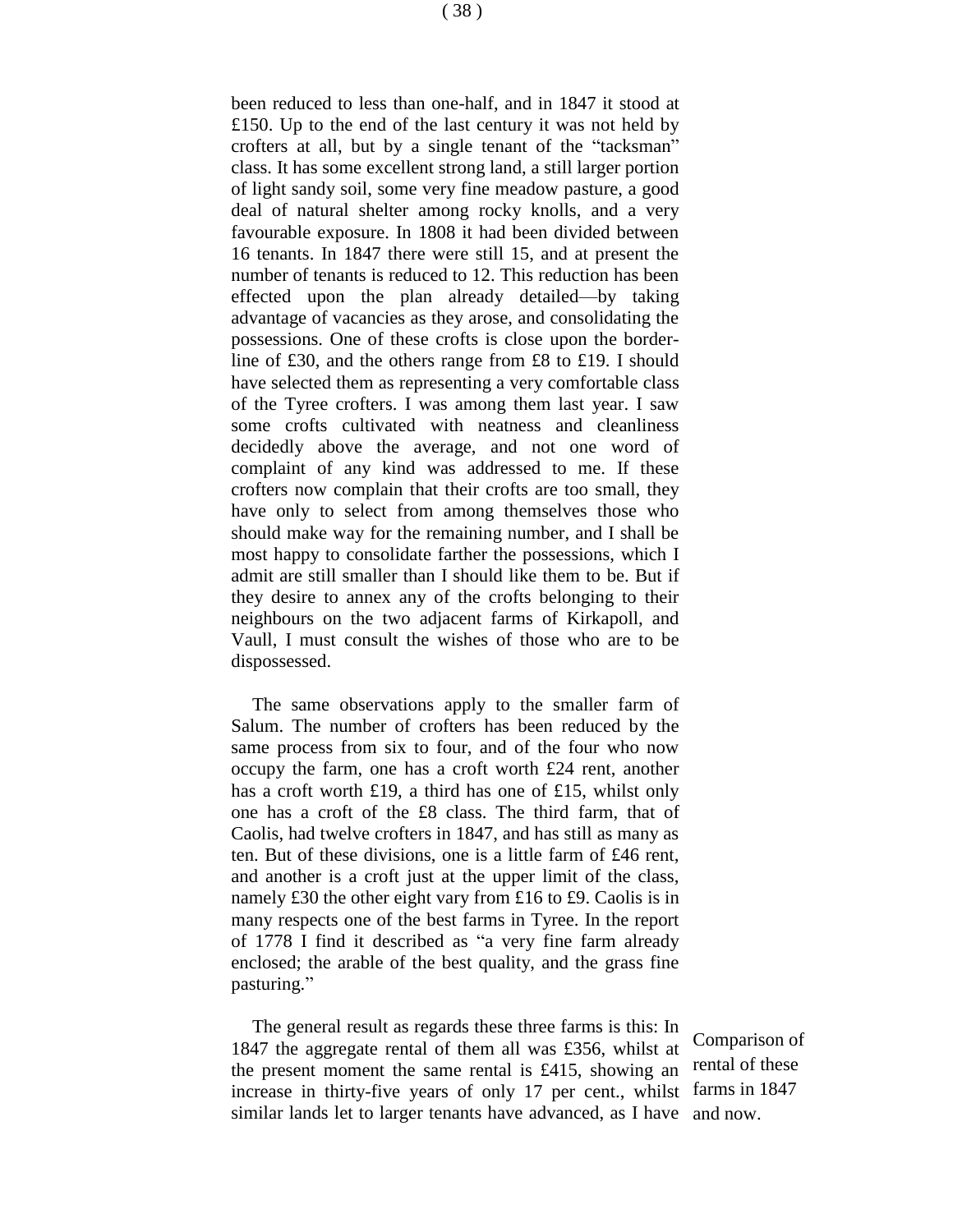been reduced to less than one-half, and in 1847 it stood at £150. Up to the end of the last century it was not held by crofters at all, but by a single tenant of the "tacksman" class. It has some excellent strong land, a still larger portion of light sandy soil, some very fine meadow pasture, a good deal of natural shelter among rocky knolls, and a very favourable exposure. In 1808 it had been divided between 16 tenants. In 1847 there were still 15, and at present the number of tenants is reduced to 12. This reduction has been effected upon the plan already detailed—by taking advantage of vacancies as they arose, and consolidating the possessions. One of these crofts is close upon the border-line of £30, and the others range from £8 to £19. I should have selected them as representing a very comfortable class of the Tyree crofters. I was among them last year. I saw some crofts cultivated with neatness and cleanliness decidedly above the average, and not one word of complaint of any kind was addressed to me. If these crofters now complain that their crofts are too small, they have only to select from among themselves those who should make way for the remaining number, and I shall be most happy to consolidate farther the possessions, which I admit are still smaller than I should like them to be. But if they desire to annex any of the crofts belonging to their neighbours on the two adjacent farms of Kirkapoll, and Vaull, I must consult the wishes of those who are to be dispossessed.

The same observations apply to the smaller farm of Salum. The number of crofters has been reduced by the same process from six to four, and of the four who now occupy the farm, one has a croft worth £24 rent, another has a croft worth £19, a third has one of £15, whilst only one has a croft of the £8 class. The third farm, that of Caolis, had twelve crofters in 1847, and has still as many as ten. But of these divisions, one is a little farm of £46 rent, and another is a croft just at the upper limit of the class, namely £30 the other eight vary from £16 to £9. Caolis is in many respects one of the best farms in Tyree. In the report of 1778 I find it described as "a very fine farm already enclosed; the arable of the best quality, and the grass fine pasturing."

*Comparison of rental of these farms in 1847 and now.*

The general result as regards these three farms is this: In 1847 the aggregate rental of them all was £356, whilst at the present moment the same rental is £415, showing an increase in thirty-five years of only 17 per cent., whilst similar lands let to larger tenants have advanced, as I have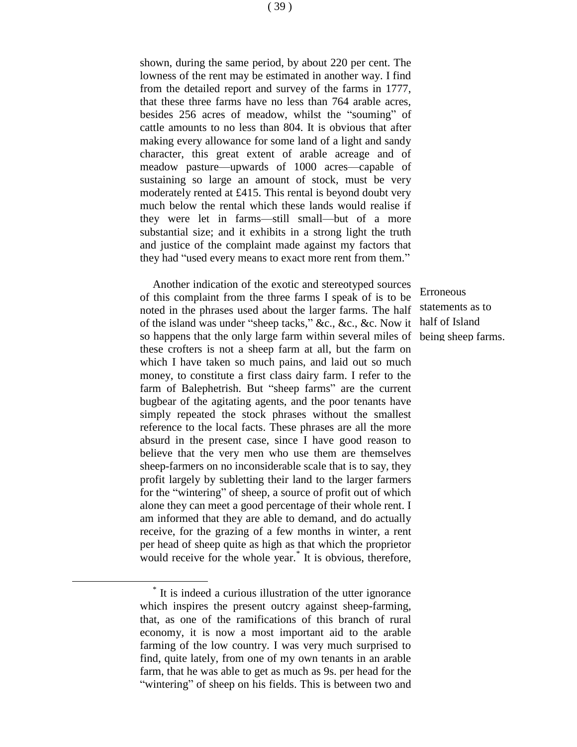shown, during the same period, by about 220 per cent. The lowness of the rent may be estimated in another way. I find from the detailed report and survey of the farms in 1777, that these three farms have no less than 764 arable acres, besides 256 acres of meadow, whilst the "souming" of cattle amounts to no less than 804. It is obvious that after making every allowance for some land of a light and sandy character, this great extent of arable acreage and of meadow pasture—upwards of 1000 acres—capable of sustaining so large an amount of stock, must be very moderately rented at £415. This rental is beyond doubt very much below the rental which these lands would realise if they were let in farms—still small—but of a more substantial size; and it exhibits in a strong light the truth and justice of the complaint made against my factors that they had "used every means to exact more rent from them."

Erroneous statements as to half of Island being sheep farms.

Another indication of the exotic and stereotyped sources of this complaint from the three farms I speak of is to be noted in the phrases used about the larger farms. The half of the island was under "sheep tacks," &c., &c., &c. Now it so happens that the only large farm within several miles of these crofters is not a sheep farm at all, but the farm on which I have taken so much pains, and laid out so much money, to constitute a first class dairy farm. I refer to the farm of Balephetrish. But "sheep farms" are the current bugbear of the agitating agents, and the poor tenants have simply repeated the stock phrases without the smallest reference to the local facts. These phrases are all the more absurd in the present case, since I have good reason to believe that the very men who use them are themselves sheep-farmers on no inconsiderable scale that is to say, they profit largely by subletting their land to the larger farmers for the "wintering" of sheep, a source of profit out of which alone they can meet a good percentage of their whole rent. I am informed that they are able to demand, and do actually receive, for the grazing of a few months in winter, a rent per head of sheep quite as high as that which the proprietor would receive for the whole year.* It is obvious, therefore,

* It is indeed a curious illustration of the utter ignorance which inspires the present outcry against sheep-farming, that, as one of the ramifications of this branch of rural economy, it is now a most important aid to the arable farming of the low country. I was very much surprised to find, quite lately, from one of my own tenants in an arable farm, that he was able to get as much as 9s. per head for the "wintering" of sheep on his fields. This is between two and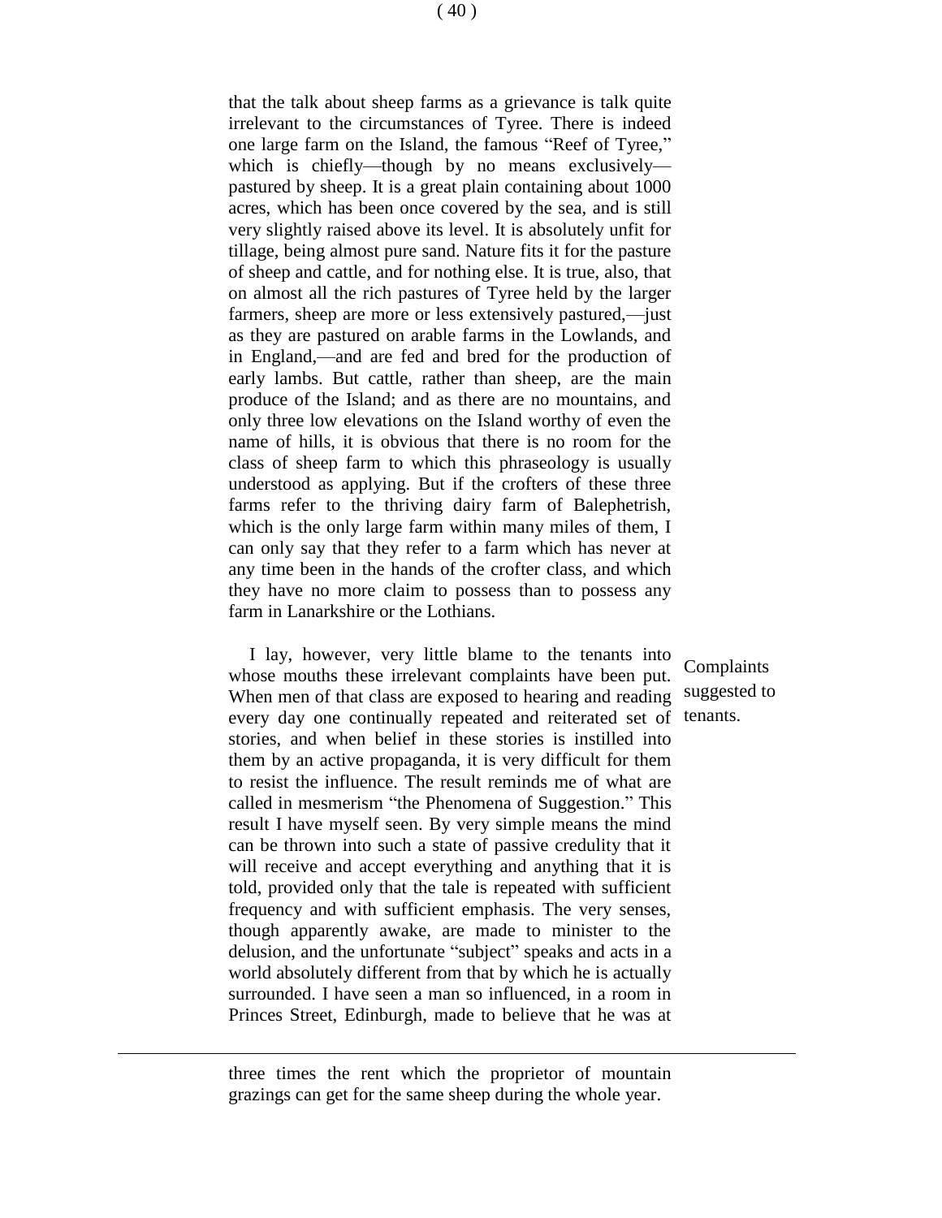that the talk about sheep farms as a grievance is talk quite irrelevant to the circumstances of Tyree. There is indeed one large farm on the Island, the famous "Reef of Tyree," which is chiefly—though by no means exclusively—pastured by sheep. It is a great plain containing about 1000 acres, which has been once covered by the sea, and is still very slightly raised above its level. It is absolutely unfit for tillage, being almost pure sand. Nature fits it for the pasture of sheep and cattle, and for nothing else. It is true, also, that on almost all the rich pastures of Tyree held by the larger farmers, sheep are more or less extensively pastured,—just as they are pastured on arable farms in the Lowlands, and in England,—and are fed and bred for the production of early lambs. But cattle, rather than sheep, are the main produce of the Island; and as there are no mountains, and only three low elevations on the Island worthy of even the name of hills, it is obvious that there is no room for the class of sheep farm to which this phraseology is usually understood as applying. But if the crofters of these three farms refer to the thriving dairy farm of Balephetrish, which is the only large farm within many miles of them, I can only say that they refer to a farm which has never at any time been in the hands of the crofter class, and which they have no more claim to possess than to possess any farm in Lanarkshire or the Lothians.

*Complaints suggested to tenants.*

I lay, however, very little blame to the tenants into whose mouths these irrelevant complaints have been put. When men of that class are exposed to hearing and reading every day one continually repeated and reiterated set of stories, and when belief in these stories is instilled into them by an active propaganda, it is very difficult for them to resist the influence. The result reminds me of what are called in mesmerism "the Phenomena of Suggestion." This result I have myself seen. By very simple means the mind can be thrown into such a state of passive credulity that it will receive and accept everything and anything that it is told, provided only that the tale is repeated with sufficient frequency and with sufficient emphasis. The very senses, though apparently awake, are made to minister to the delusion, and the unfortunate "subject" speaks and acts in a world absolutely different from that by which he is actually surrounded. I have seen a man so influenced, in a room in Princes Street, Edinburgh, made to believe that he was at

---

three times the rent which the proprietor of mountain grazings can get for the same sheep during the whole year.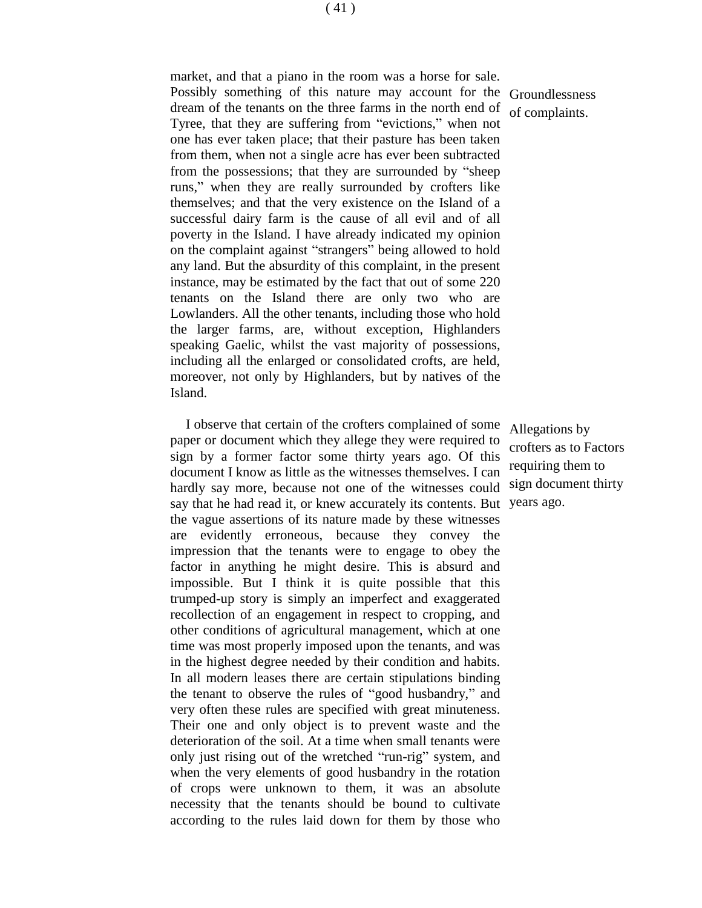market, and that a piano in the room was a horse for sale. Possibly something of this nature may account for the dream of the tenants on the three farms in the north end of Tyree, that they are suffering from "evictions," when not one has ever taken place; that their pasture has been taken from them, when not a single acre has ever been subtracted from the possessions; that they are surrounded by "sheep runs," when they are really surrounded by crofters like themselves; and that the very existence on the Island of a successful dairy farm is the cause of all evil and of all poverty in the Island. I have already indicated my opinion on the complaint against "strangers" being allowed to hold any land. But the absurdity of this complaint, in the present instance, may be estimated by the fact that out of some 220 tenants on the Island there are only two who are Lowlanders. All the other tenants, including those who hold the larger farms, are, without exception, Highlanders speaking Gaelic, whilst the vast majority of possessions, including all the enlarged or consolidated crofts, are held, moreover, not only by Highlanders, but by natives of the Island.

*Groundlessness of complaints.*

I observe that certain of the crofters complained of some paper or document which they allege they were required to sign by a former factor some thirty years ago. Of this document I know as little as the witnesses themselves. I can hardly say more, because not one of the witnesses could say that he had read it, or knew accurately its contents. But the vague assertions of its nature made by these witnesses are evidently erroneous, because they convey the impression that the tenants were to engage to obey the factor in anything he might desire. This is absurd and impossible. But I think it is quite possible that this trumped-up story is simply an imperfect and exaggerated recollection of an engagement in respect to cropping, and other conditions of agricultural management, which at one time was most properly imposed upon the tenants, and was in the highest degree needed by their condition and habits. In all modern leases there are certain stipulations binding the tenant to observe the rules of "good husbandry," and very often these rules are specified with great minuteness. Their one and only object is to prevent waste and the deterioration of the soil. At a time when small tenants were only just rising out of the wretched "run-rig" system, and when the very elements of good husbandry in the rotation of crops were unknown to them, it was an absolute necessity that the tenants should be bound to cultivate according to the rules laid down for them by those who

*Allegations by crofters as to Factors requiring them to sign document thirty years ago.*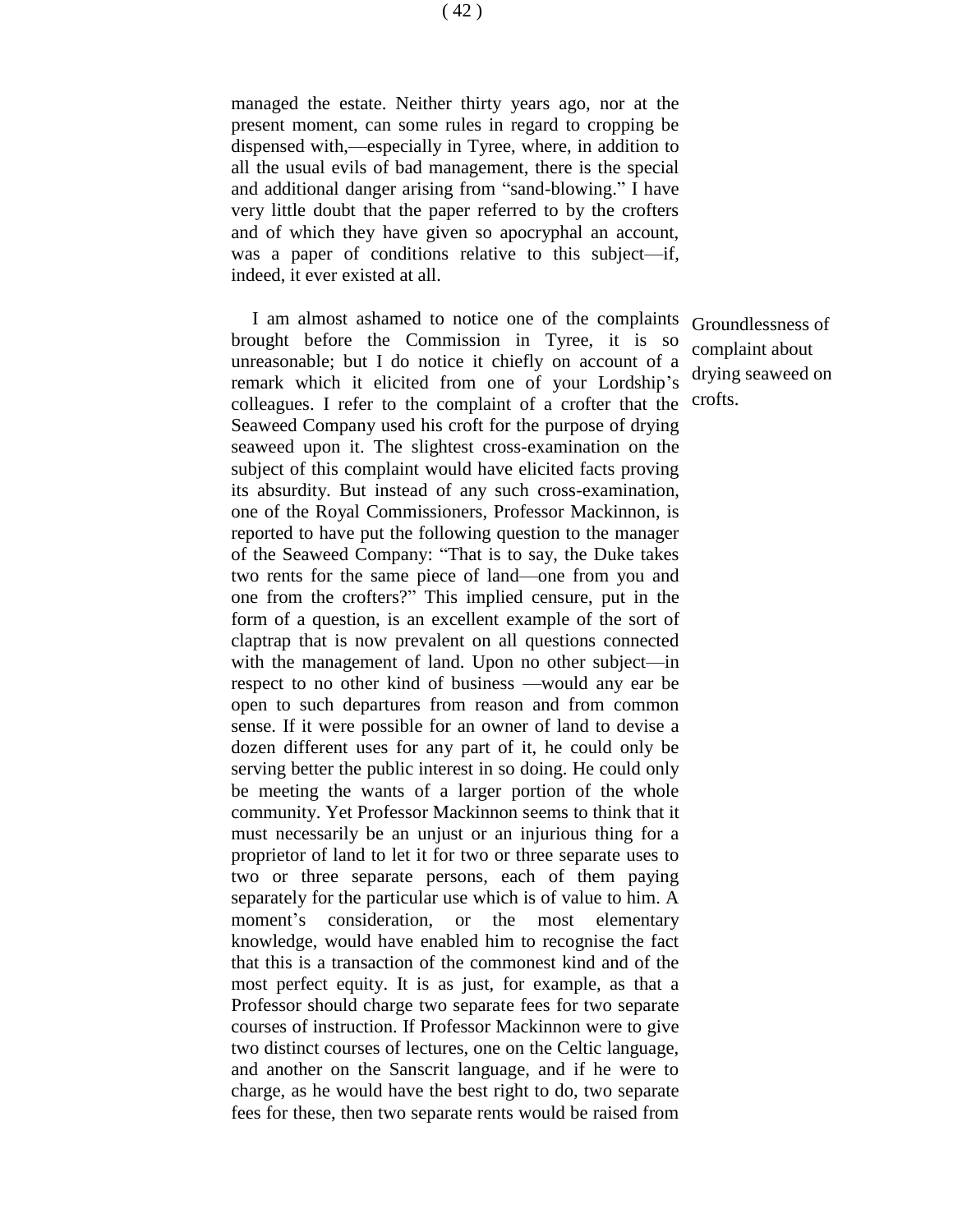managed the estate. Neither thirty years ago, nor at the present moment, can some rules in regard to cropping be dispensed with,—especially in Tyree, where, in addition to all the usual evils of bad management, there is the special and additional danger arising from "sand-blowing." I have very little doubt that the paper referred to by the crofters and of which they have given so apocryphal an account, was a paper of conditions relative to this subject—if, indeed, it ever existed at all.

Groundlessness of complaint about drying seaweed on crofts.

I am almost ashamed to notice one of the complaints brought before the Commission in Tyree, it is so unreasonable; but I do notice it chiefly on account of a remark which it elicited from one of your Lordship's colleagues. I refer to the complaint of a crofter that the Seaweed Company used his croft for the purpose of drying seaweed upon it. The slightest cross-examination on the subject of this complaint would have elicited facts proving its absurdity. But instead of any such cross-examination, one of the Royal Commissioners, Professor Mackinnon, is reported to have put the following question to the manager of the Seaweed Company: "That is to say, the Duke takes two rents for the same piece of land—one from you and one from the crofters?" This implied censure, put in the form of a question, is an excellent example of the sort of claptrap that is now prevalent on all questions connected with the management of land. Upon no other subject—in respect to no other kind of business —would any ear be open to such departures from reason and from common sense. If it were possible for an owner of land to devise a dozen different uses for any part of it, he could only be serving better the public interest in so doing. He could only be meeting the wants of a larger portion of the whole community. Yet Professor Mackinnon seems to think that it must necessarily be an unjust or an injurious thing for a proprietor of land to let it for two or three separate uses to two or three separate persons, each of them paying separately for the particular use which is of value to him. A moment's consideration, or the most elementary knowledge, would have enabled him to recognise the fact that this is a transaction of the commonest kind and of the most perfect equity. It is as just, for example, as that a Professor should charge two separate fees for two separate courses of instruction. If Professor Mackinnon were to give two distinct courses of lectures, one on the Celtic language, and another on the Sanscrit language, and if he were to charge, as he would have the best right to do, two separate fees for these, then two separate rents would be raised from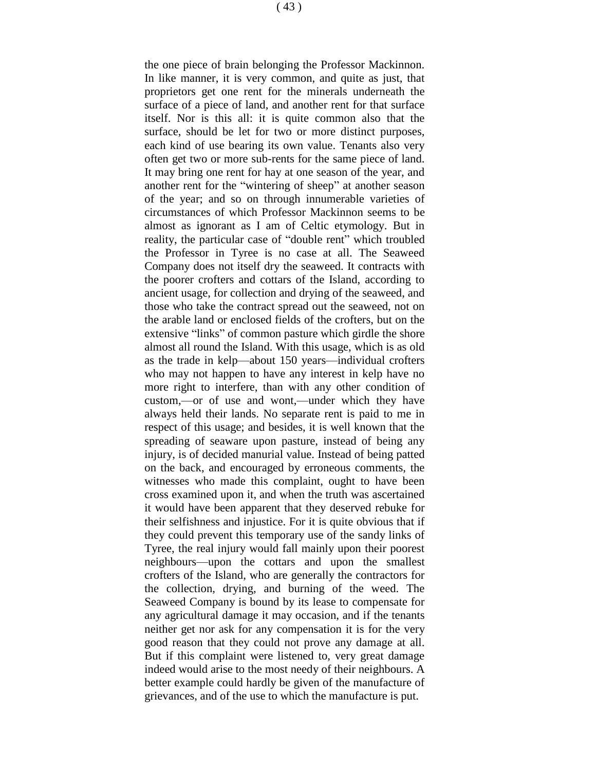the one piece of brain belonging the Professor Mackinnon. In like manner, it is very common, and quite as just, that proprietors get one rent for the minerals underneath the surface of a piece of land, and another rent for that surface itself. Nor is this all: it is quite common also that the surface, should be let for two or more distinct purposes, each kind of use bearing its own value. Tenants also very often get two or more sub-rents for the same piece of land. It may bring one rent for hay at one season of the year, and another rent for the "wintering of sheep" at another season of the year; and so on through innumerable varieties of circumstances of which Professor Mackinnon seems to be almost as ignorant as I am of Celtic etymology. But in reality, the particular case of "double rent" which troubled the Professor in Tyree is no case at all. The Seaweed Company does not itself dry the seaweed. It contracts with the poorer crofters and cottars of the Island, according to ancient usage, for collection and drying of the seaweed, and those who take the contract spread out the seaweed, not on the arable land or enclosed fields of the crofters, but on the extensive "links" of common pasture which girdle the shore almost all round the Island. With this usage, which is as old as the trade in kelp—about 150 years—individual crofters who may not happen to have any interest in kelp have no more right to interfere, than with any other condition of custom,—or of use and wont,—under which they have always held their lands. No separate rent is paid to me in respect of this usage; and besides, it is well known that the spreading of seaware upon pasture, instead of being any injury, is of decided manurial value. Instead of being patted on the back, and encouraged by erroneous comments, the witnesses who made this complaint, ought to have been cross examined upon it, and when the truth was ascertained it would have been apparent that they deserved rebuke for their selfishness and injustice. For it is quite obvious that if they could prevent this temporary use of the sandy links of Tyree, the real injury would fall mainly upon their poorest neighbours—upon the cottars and upon the smallest crofters of the Island, who are generally the contractors for the collection, drying, and burning of the weed. The Seaweed Company is bound by its lease to compensate for any agricultural damage it may occasion, and if the tenants neither get nor ask for any compensation it is for the very good reason that they could not prove any damage at all. But if this complaint were listened to, very great damage indeed would arise to the most needy of their neighbours. A better example could hardly be given of the manufacture of grievances, and of the use to which the manufacture is put.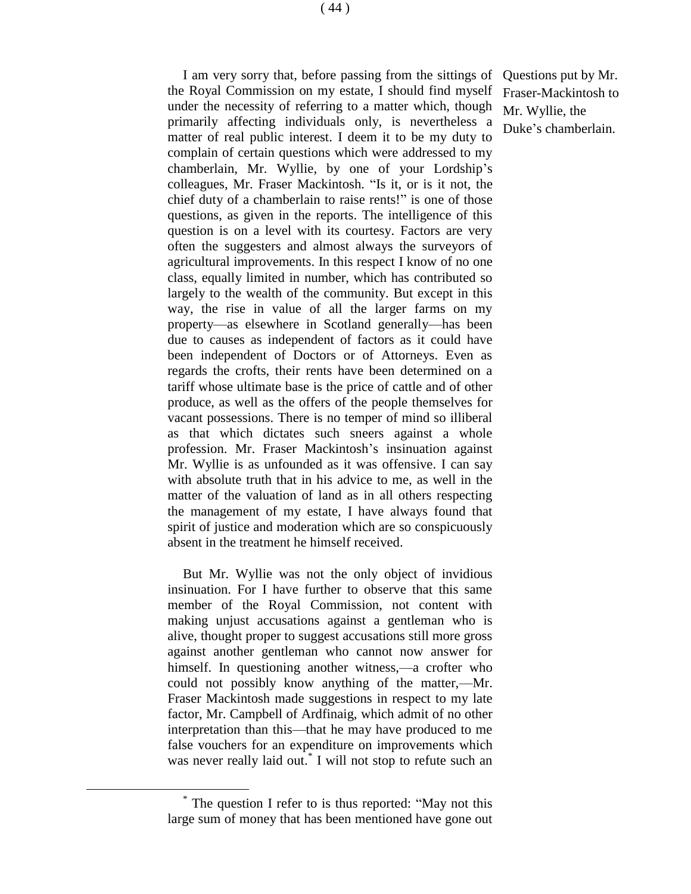Questions put by Mr. Fraser-Mackintosh to Mr. Wyllie, the Duke's chamberlain.

I am very sorry that, before passing from the sittings of the Royal Commission on my estate, I should find myself under the necessity of referring to a matter which, though primarily affecting individuals only, is nevertheless a matter of real public interest. I deem it to be my duty to complain of certain questions which were addressed to my chamberlain, Mr. Wyllie, by one of your Lordship's colleagues, Mr. Fraser Mackintosh. "Is it, or is it not, the chief duty of a chamberlain to raise rents!" is one of those questions, as given in the reports. The intelligence of this question is on a level with its courtesy. Factors are very often the suggesters and almost always the surveyors of agricultural improvements. In this respect I know of no one class, equally limited in number, which has contributed so largely to the wealth of the community. But except in this way, the rise in value of all the larger farms on my property—as elsewhere in Scotland generally—has been due to causes as independent of factors as it could have been independent of Doctors or of Attorneys. Even as regards the crofts, their rents have been determined on a tariff whose ultimate base is the price of cattle and of other produce, as well as the offers of the people themselves for vacant possessions. There is no temper of mind so illiberal as that which dictates such sneers against a whole profession. Mr. Fraser Mackintosh's insinuation against Mr. Wyllie is as unfounded as it was offensive. I can say with absolute truth that in his advice to me, as well in the matter of the valuation of land as in all others respecting the management of my estate, I have always found that spirit of justice and moderation which are so conspicuously absent in the treatment he himself received.

But Mr. Wyllie was not the only object of invidious insinuation. For I have further to observe that this same member of the Royal Commission, not content with making unjust accusations against a gentleman who is alive, thought proper to suggest accusations still more gross against another gentleman who cannot now answer for himself. In questioning another witness,—a crofter who could not possibly know anything of the matter,—Mr. Fraser Mackintosh made suggestions in respect to my late factor, Mr. Campbell of Ardfinaig, which admit of no other interpretation than this—that he may have produced to me false vouchers for an expenditure on improvements which was never really laid out.[*] I will not stop to refute such an

[*] The question I refer to is thus reported: "May not this large sum of money that has been mentioned have gone out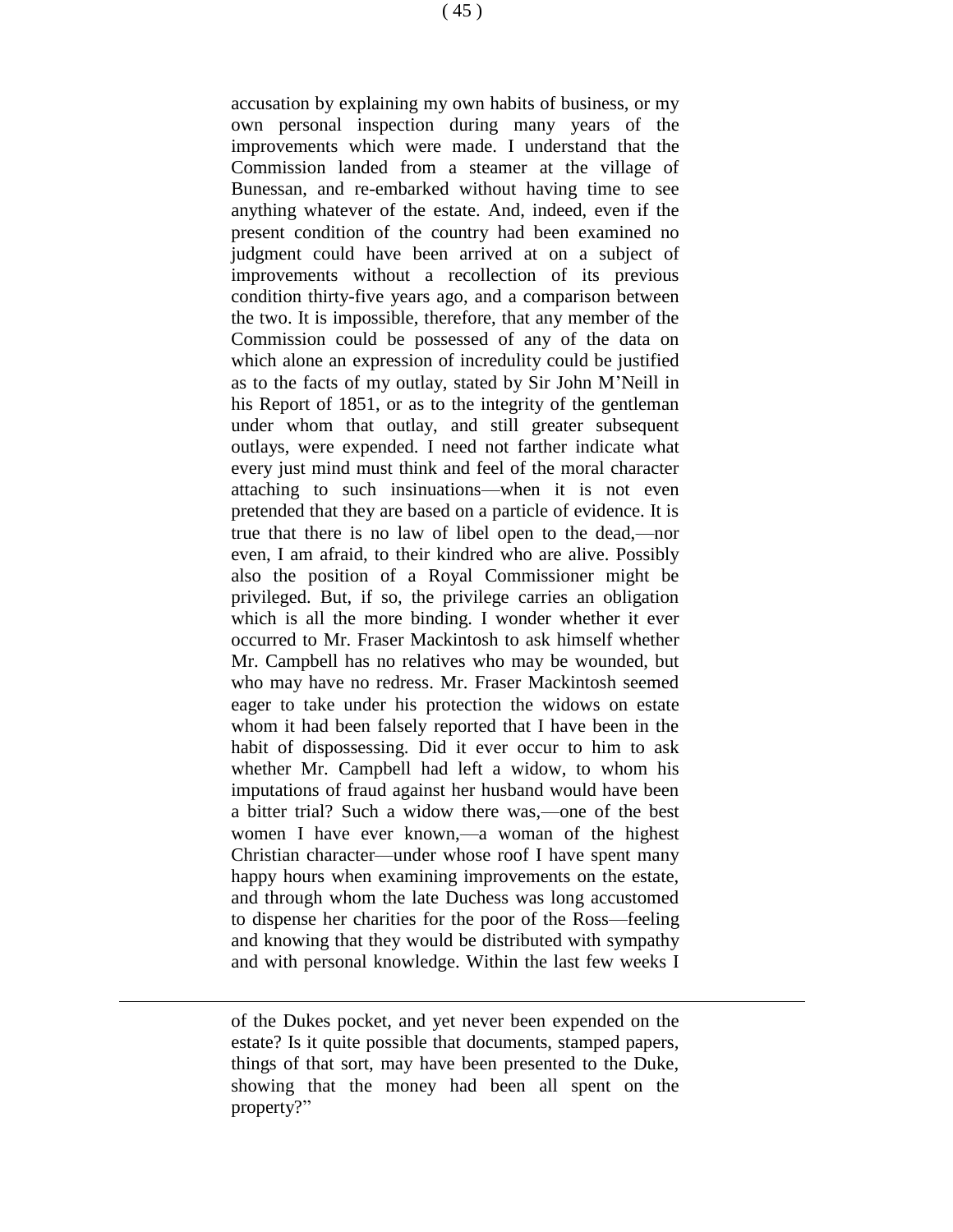accusation by explaining my own habits of business, or my own personal inspection during many years of the improvements which were made. I understand that the Commission landed from a steamer at the village of Bunessan, and re-embarked without having time to see anything whatever of the estate. And, indeed, even if the present condition of the country had been examined no judgment could have been arrived at on a subject of improvements without a recollection of its previous condition thirty-five years ago, and a comparison between the two. It is impossible, therefore, that any member of the Commission could be possessed of any of the data on which alone an expression of incredulity could be justified as to the facts of my outlay, stated by Sir John M'Neill in his Report of 1851, or as to the integrity of the gentleman under whom that outlay, and still greater subsequent outlays, were expended. I need not farther indicate what every just mind must think and feel of the moral character attaching to such insinuations—when it is not even pretended that they are based on a particle of evidence. It is true that there is no law of libel open to the dead,—nor even, I am afraid, to their kindred who are alive. Possibly also the position of a Royal Commissioner might be privileged. But, if so, the privilege carries an obligation which is all the more binding. I wonder whether it ever occurred to Mr. Fraser Mackintosh to ask himself whether Mr. Campbell has no relatives who may be wounded, but who may have no redress. Mr. Fraser Mackintosh seemed eager to take under his protection the widows on estate whom it had been falsely reported that I have been in the habit of dispossessing. Did it ever occur to him to ask whether Mr. Campbell had left a widow, to whom his imputations of fraud against her husband would have been a bitter trial? Such a widow there was,—one of the best women I have ever known,—a woman of the highest Christian character—under whose roof I have spent many happy hours when examining improvements on the estate, and through whom the late Duchess was long accustomed to dispense her charities for the poor of the Ross—feeling and knowing that they would be distributed with sympathy and with personal knowledge. Within the last few weeks I

---

of the Dukes pocket, and yet never been expended on the estate? Is it quite possible that documents, stamped papers, things of that sort, may have been presented to the Duke, showing that the money had been all spent on the property?"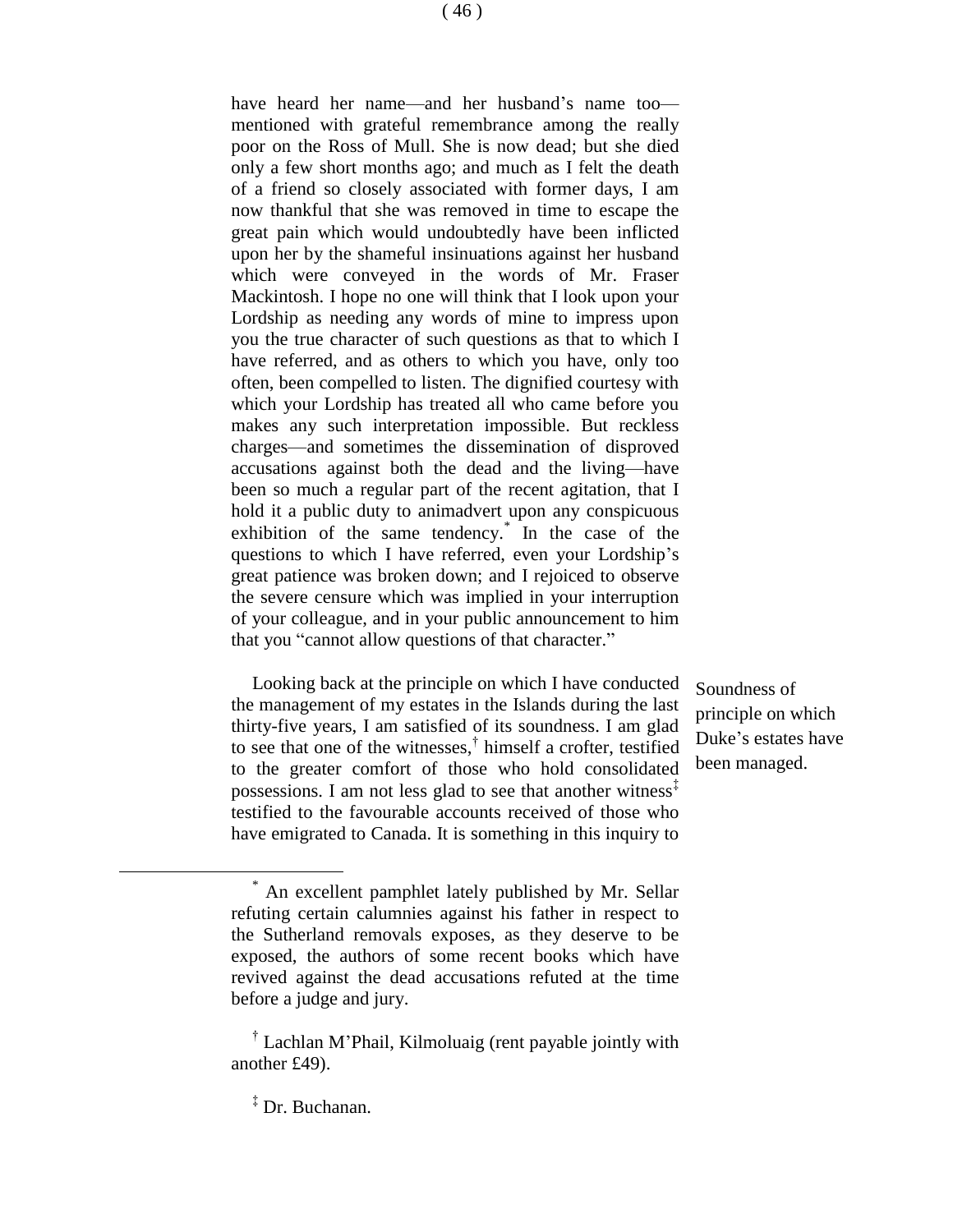have heard her name—and her husband's name too—mentioned with grateful remembrance among the really poor on the Ross of Mull. She is now dead; but she died only a few short months ago; and much as I felt the death of a friend so closely associated with former days, I am now thankful that she was removed in time to escape the great pain which would undoubtedly have been inflicted upon her by the shameful insinuations against her husband which were conveyed in the words of Mr. Fraser Mackintosh. I hope no one will think that I look upon your Lordship as needing any words of mine to impress upon you the true character of such questions as that to which I have referred, and as others to which you have, only too often, been compelled to listen. The dignified courtesy with which your Lordship has treated all who came before you makes any such interpretation impossible. But reckless charges—and sometimes the dissemination of disproved accusations against both the dead and the living—have been so much a regular part of the recent agitation, that I hold it a public duty to animadvert upon any conspicuous exhibition of the same tendency.[*] In the case of the questions to which I have referred, even your Lordship's great patience was broken down; and I rejoiced to observe the severe censure which was implied in your interruption of your colleague, and in your public announcement to him that you "cannot allow questions of that character."

Soundness of principle on which Duke's estates have been managed.

Looking back at the principle on which I have conducted the management of my estates in the Islands during the last thirty-five years, I am satisfied of its soundness. I am glad to see that one of the witnesses,[†] himself a crofter, testified to the greater comfort of those who hold consolidated possessions. I am not less glad to see that another witness[‡] testified to the favourable accounts received of those who have emigrated to Canada. It is something in this inquiry to

---

[*] An excellent pamphlet lately published by Mr. Sellar refuting certain calumnies against his father in respect to the Sutherland removals exposes, as they deserve to be exposed, the authors of some recent books which have revived against the dead accusations refuted at the time before a judge and jury.

[†] Lachlan M'Phail, Kilmoluaig (rent payable jointly with another £49).

[‡] Dr. Buchanan.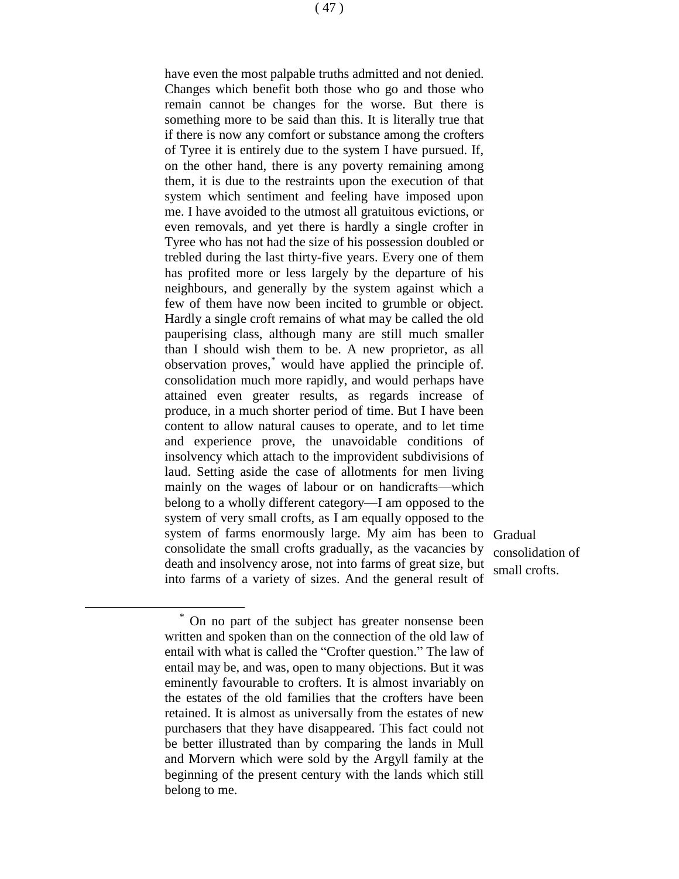have even the most palpable truths admitted and not denied. Changes which benefit both those who go and those who remain cannot be changes for the worse. But there is something more to be said than this. It is literally true that if there is now any comfort or substance among the crofters of Tyree it is entirely due to the system I have pursued. If, on the other hand, there is any poverty remaining among them, it is due to the restraints upon the execution of that system which sentiment and feeling have imposed upon me. I have avoided to the utmost all gratuitous evictions, or even removals, and yet there is hardly a single crofter in Tyree who has not had the size of his possession doubled or trebled during the last thirty-five years. Every one of them has profited more or less largely by the departure of his neighbours, and generally by the system against which a few of them have now been incited to grumble or object. Hardly a single croft remains of what may be called the old pauperising class, although many are still much smaller than I should wish them to be. A new proprietor, as all observation proves,* would have applied the principle of. consolidation much more rapidly, and would perhaps have attained even greater results, as regards increase of produce, in a much shorter period of time. But I have been content to allow natural causes to operate, and to let time and experience prove, the unavoidable conditions of insolvency which attach to the improvident subdivisions of laud. Setting aside the case of allotments for men living mainly on the wages of labour or on handicrafts—which belong to a wholly different category—I am opposed to the system of very small crofts, as I am equally opposed to the system of farms enormously large. My aim has been to consolidate the small crofts gradually, as the vacancies by death and insolvency arose, not into farms of great size, but into farms of a variety of sizes. And the general result of

*Gradual consolidation of small crofts.*

---

\* On no part of the subject has greater nonsense been written and spoken than on the connection of the old law of entail with what is called the "Crofter question." The law of entail may be, and was, open to many objections. But it was eminently favourable to crofters. It is almost invariably on the estates of the old families that the crofters have been retained. It is almost as universally from the estates of new purchasers that they have disappeared. This fact could not be better illustrated than by comparing the lands in Mull and Morvern which were sold by the Argyll family at the beginning of the present century with the lands which still belong to me.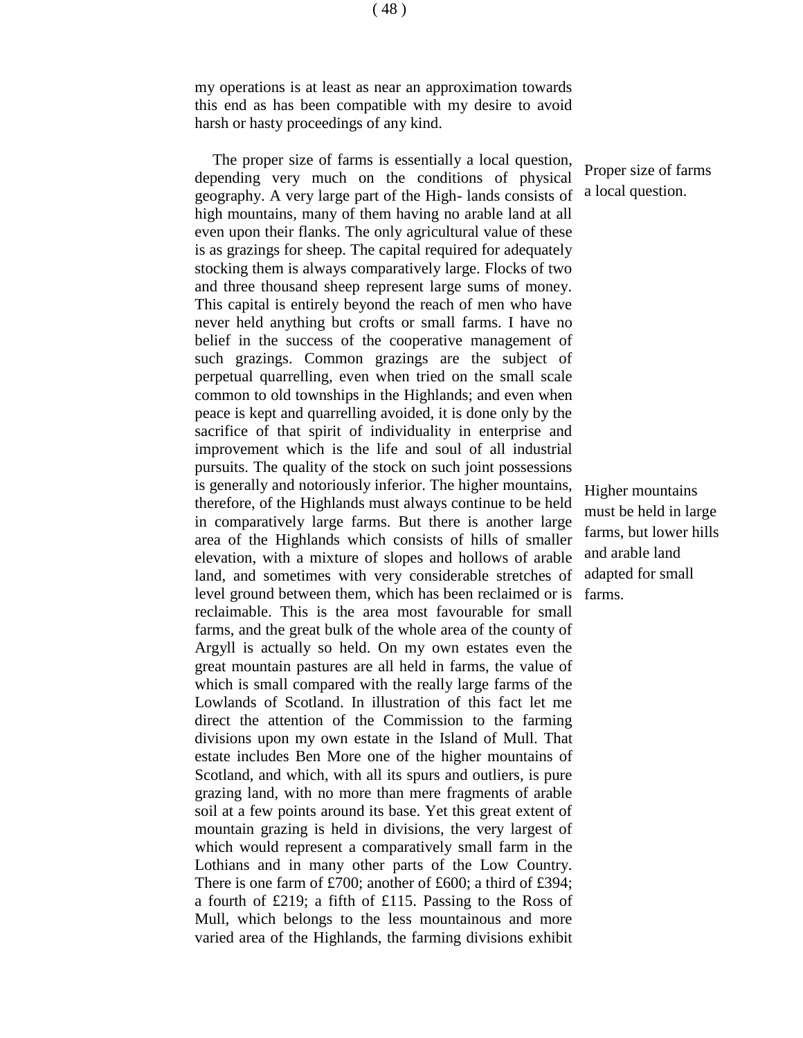my operations is at least as near an approximation towards this end as has been compatible with my desire to avoid harsh or hasty proceedings of any kind.

*Proper size of farms a local question.*

The proper size of farms is essentially a local question, depending very much on the conditions of physical geography. A very large part of the High- lands consists of high mountains, many of them having no arable land at all even upon their flanks. The only agricultural value of these is as grazings for sheep. The capital required for adequately stocking them is always comparatively large. Flocks of two and three thousand sheep represent large sums of money. This capital is entirely beyond the reach of men who have never held anything but crofts or small farms. I have no belief in the success of the cooperative management of such grazings. Common grazings are the subject of perpetual quarrelling, even when tried on the small scale common to old townships in the Highlands; and even when peace is kept and quarrelling avoided, it is done only by the sacrifice of that spirit of individuality in enterprise and improvement which is the life and soul of all industrial pursuits. The quality of the stock on such joint possessions is generally and notoriously inferior. The higher mountains, therefore, of the Highlands must always continue to be held in comparatively large farms. But there is another large area of the Highlands which consists of hills of smaller elevation, with a mixture of slopes and hollows of arable land, and sometimes with very considerable stretches of level ground between them, which has been reclaimed or is reclaimable. This is the area most favourable for small farms, and the great bulk of the whole area of the county of Argyll is actually so held. On my own estates even the great mountain pastures are all held in farms, the value of which is small compared with the really large farms of the Lowlands of Scotland. In illustration of this fact let me direct the attention of the Commission to the farming divisions upon my own estate in the Island of Mull. That estate includes Ben More one of the higher mountains of Scotland, and which, with all its spurs and outliers, is pure grazing land, with no more than mere fragments of arable soil at a few points around its base. Yet this great extent of mountain grazing is held in divisions, the very largest of which would represent a comparatively small farm in the Lothians and in many other parts of the Low Country. There is one farm of £700; another of £600; a third of £394; a fourth of £219; a fifth of £115. Passing to the Ross of Mull, which belongs to the less mountainous and more varied area of the Highlands, the farming divisions exhibit

*Higher mountains must be held in large farms, but lower hills and arable land adapted for small farms.*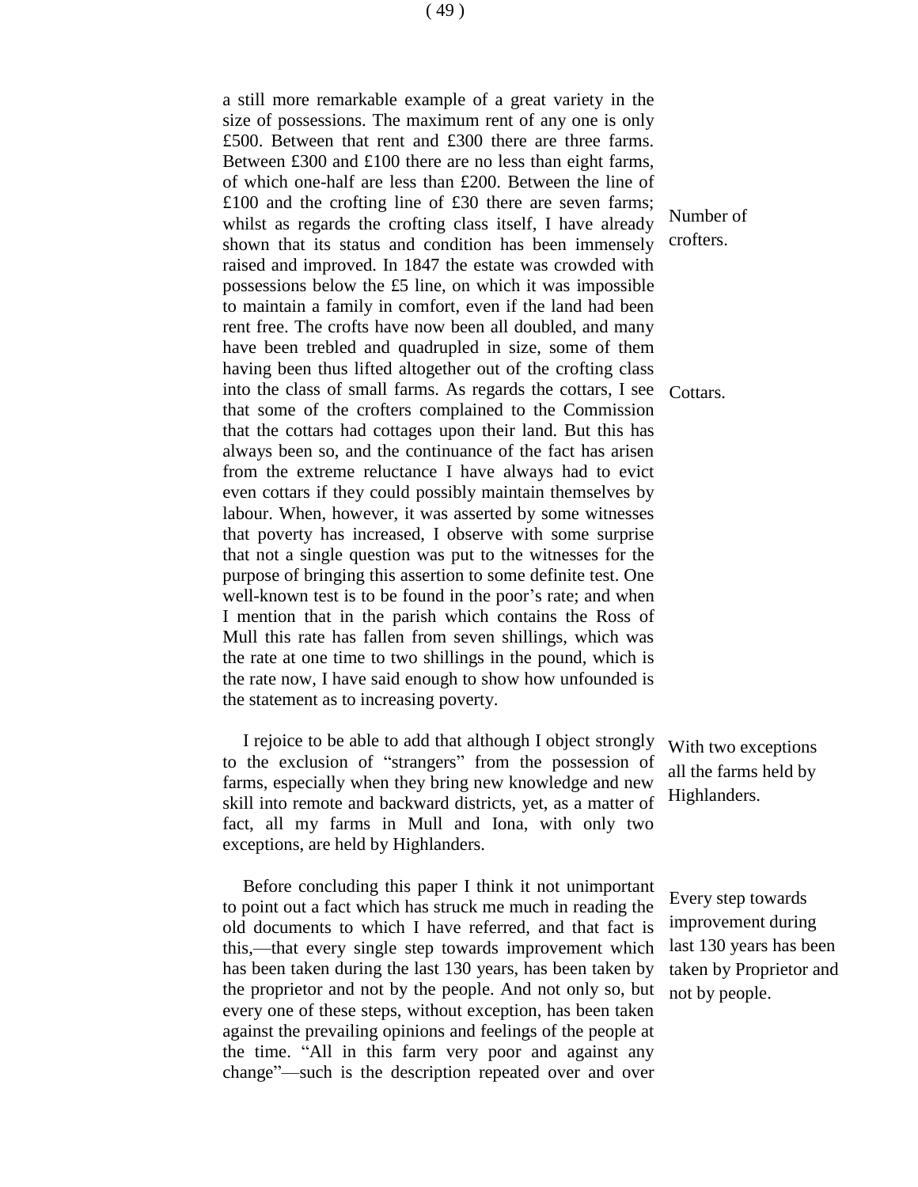a still more remarkable example of a great variety in the size of possessions. The maximum rent of any one is only £500. Between that rent and £300 there are three farms. Between £300 and £100 there are no less than eight farms, of which one-half are less than £200. Between the line of £100 and the crofting line of £30 there are seven farms; whilst as regards the crofting class itself, I have already shown that its status and condition has been immensely raised and improved. In 1847 the estate was crowded with possessions below the £5 line, on which it was impossible to maintain a family in comfort, even if the land had been rent free. The crofts have now been all doubled, and many have been trebled and quadrupled in size, some of them having been thus lifted altogether out of the crofting class into the class of small farms. As regards the cottars, I see that some of the crofters complained to the Commission that the cottars had cottages upon their land. But this has always been so, and the continuance of the fact has arisen from the extreme reluctance I have always had to evict even cottars if they could possibly maintain themselves by labour. When, however, it was asserted by some witnesses that poverty has increased, I observe with some surprise that not a single question was put to the witnesses for the purpose of bringing this assertion to some definite test. One well-known test is to be found in the poor's rate; and when I mention that in the parish which contains the Ross of Mull this rate has fallen from seven shillings, which was the rate at one time to two shillings in the pound, which is the rate now, I have said enough to show how unfounded is the statement as to increasing poverty.

*Number of crofters.*

*Cottars.*

*With two exceptions all the farms held by Highlanders.*

I rejoice to be able to add that although I object strongly to the exclusion of "strangers" from the possession of farms, especially when they bring new knowledge and new skill into remote and backward districts, yet, as a matter of fact, all my farms in Mull and Iona, with only two exceptions, are held by Highlanders.

*Every step towards improvement during last 130 years has been taken by Proprietor and not by people.*

Before concluding this paper I think it not unimportant to point out a fact which has struck me much in reading the old documents to which I have referred, and that fact is this,—that every single step towards improvement which has been taken during the last 130 years, has been taken by the proprietor and not by the people. And not only so, but every one of these steps, without exception, has been taken against the prevailing opinions and feelings of the people at the time. "All in this farm very poor and against any change"—such is the description repeated over and over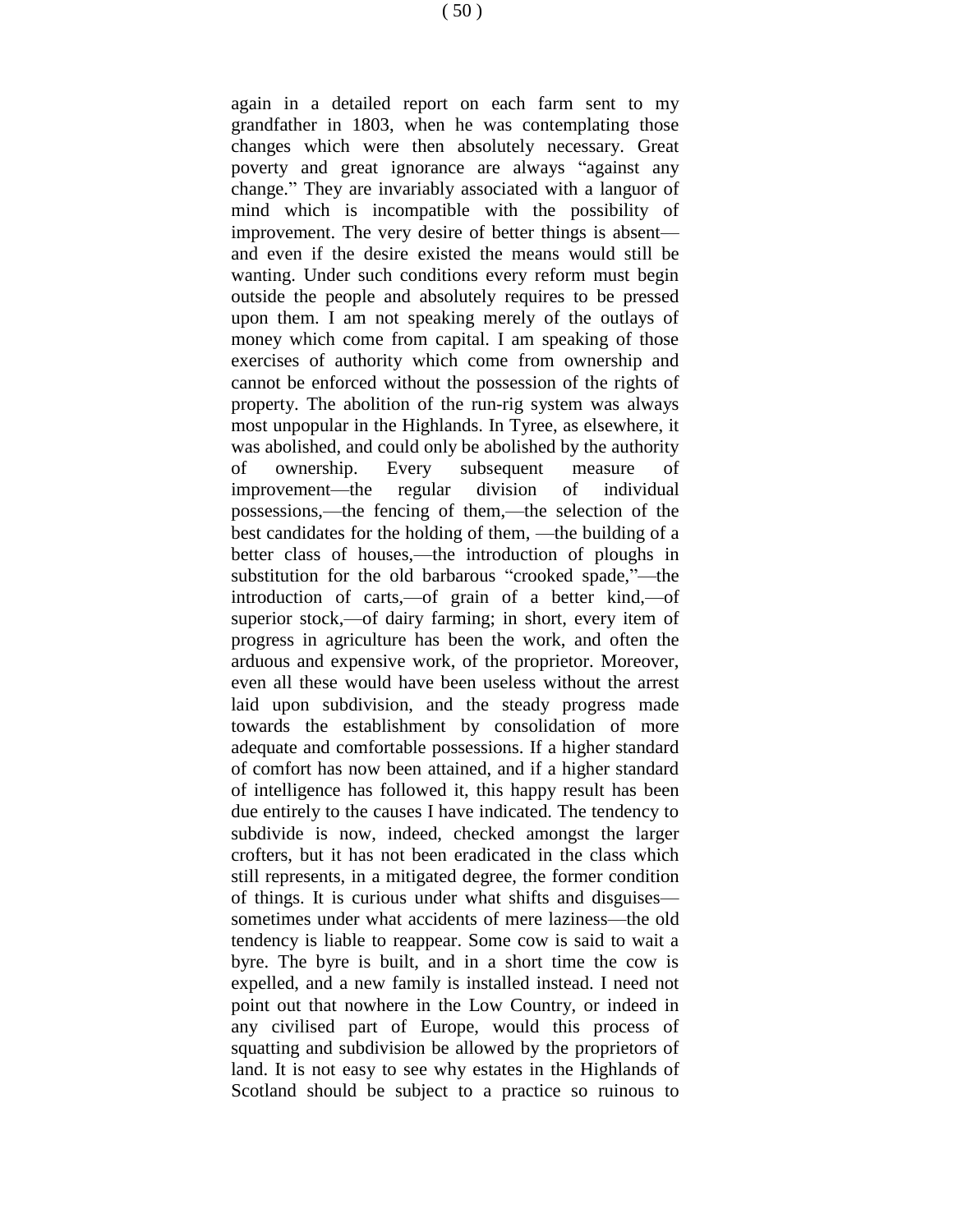again in a detailed report on each farm sent to my grandfather in 1803, when he was contemplating those changes which were then absolutely necessary. Great poverty and great ignorance are always "against any change." They are invariably associated with a languor of mind which is incompatible with the possibility of improvement. The very desire of better things is absent—and even if the desire existed the means would still be wanting. Under such conditions every reform must begin outside the people and absolutely requires to be pressed upon them. I am not speaking merely of the outlays of money which come from capital. I am speaking of those exercises of authority which come from ownership and cannot be enforced without the possession of the rights of property. The abolition of the run-rig system was always most unpopular in the Highlands. In Tyree, as elsewhere, it was abolished, and could only be abolished by the authority of ownership. Every subsequent measure of improvement—the regular division of individual possessions,—the fencing of them,—the selection of the best candidates for the holding of them, —the building of a better class of houses,—the introduction of ploughs in substitution for the old barbarous "crooked spade,"—the introduction of carts,—of grain of a better kind,—of superior stock,—of dairy farming; in short, every item of progress in agriculture has been the work, and often the arduous and expensive work, of the proprietor. Moreover, even all these would have been useless without the arrest laid upon subdivision, and the steady progress made towards the establishment by consolidation of more adequate and comfortable possessions. If a higher standard of comfort has now been attained, and if a higher standard of intelligence has followed it, this happy result has been due entirely to the causes I have indicated. The tendency to subdivide is now, indeed, checked amongst the larger crofters, but it has not been eradicated in the class which still represents, in a mitigated degree, the former condition of things. It is curious under what shifts and disguises—sometimes under what accidents of mere laziness—the old tendency is liable to reappear. Some cow is said to wait a byre. The byre is built, and in a short time the cow is expelled, and a new family is installed instead. I need not point out that nowhere in the Low Country, or indeed in any civilised part of Europe, would this process of squatting and subdivision be allowed by the proprietors of land. It is not easy to see why estates in the Highlands of Scotland should be subject to a practice so ruinous to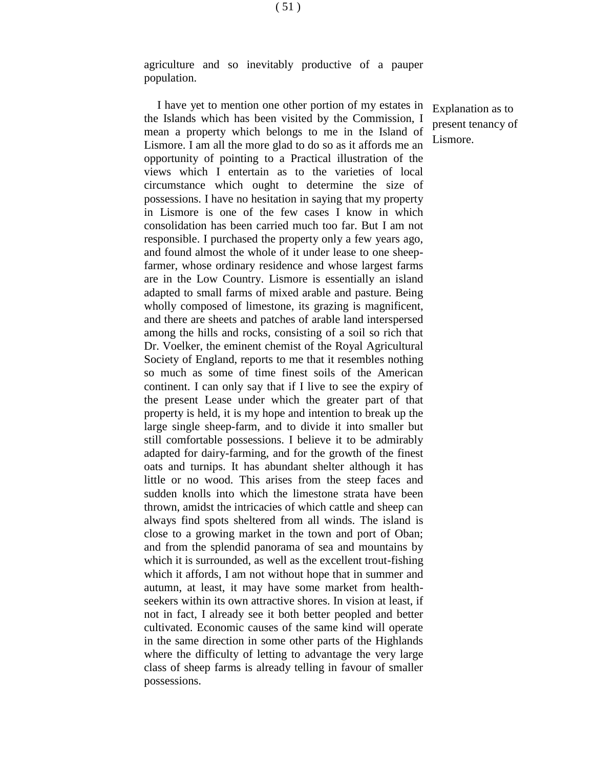agriculture and so inevitably productive of a pauper population.

*Explanation as to present tenancy of Lismore.*

I have yet to mention one other portion of my estates in the Islands which has been visited by the Commission, I mean a property which belongs to me in the Island of Lismore. I am all the more glad to do so as it affords me an opportunity of pointing to a Practical illustration of the views which I entertain as to the varieties of local circumstance which ought to determine the size of possessions. I have no hesitation in saying that my property in Lismore is one of the few cases I know in which consolidation has been carried much too far. But I am not responsible. I purchased the property only a few years ago, and found almost the whole of it under lease to one sheep-farmer, whose ordinary residence and whose largest farms are in the Low Country. Lismore is essentially an island adapted to small farms of mixed arable and pasture. Being wholly composed of limestone, its grazing is magnificent, and there are sheets and patches of arable land interspersed among the hills and rocks, consisting of a soil so rich that Dr. Voelker, the eminent chemist of the Royal Agricultural Society of England, reports to me that it resembles nothing so much as some of time finest soils of the American continent. I can only say that if I live to see the expiry of the present Lease under which the greater part of that property is held, it is my hope and intention to break up the large single sheep-farm, and to divide it into smaller but still comfortable possessions. I believe it to be admirably adapted for dairy-farming, and for the growth of the finest oats and turnips. It has abundant shelter although it has little or no wood. This arises from the steep faces and sudden knolls into which the limestone strata have been thrown, amidst the intricacies of which cattle and sheep can always find spots sheltered from all winds. The island is close to a growing market in the town and port of Oban; and from the splendid panorama of sea and mountains by which it is surrounded, as well as the excellent trout-fishing which it affords, I am not without hope that in summer and autumn, at least, it may have some market from health-seekers within its own attractive shores. In vision at least, if not in fact, I already see it both better peopled and better cultivated. Economic causes of the same kind will operate in the same direction in some other parts of the Highlands where the difficulty of letting to advantage the very large class of sheep farms is already telling in favour of smaller possessions.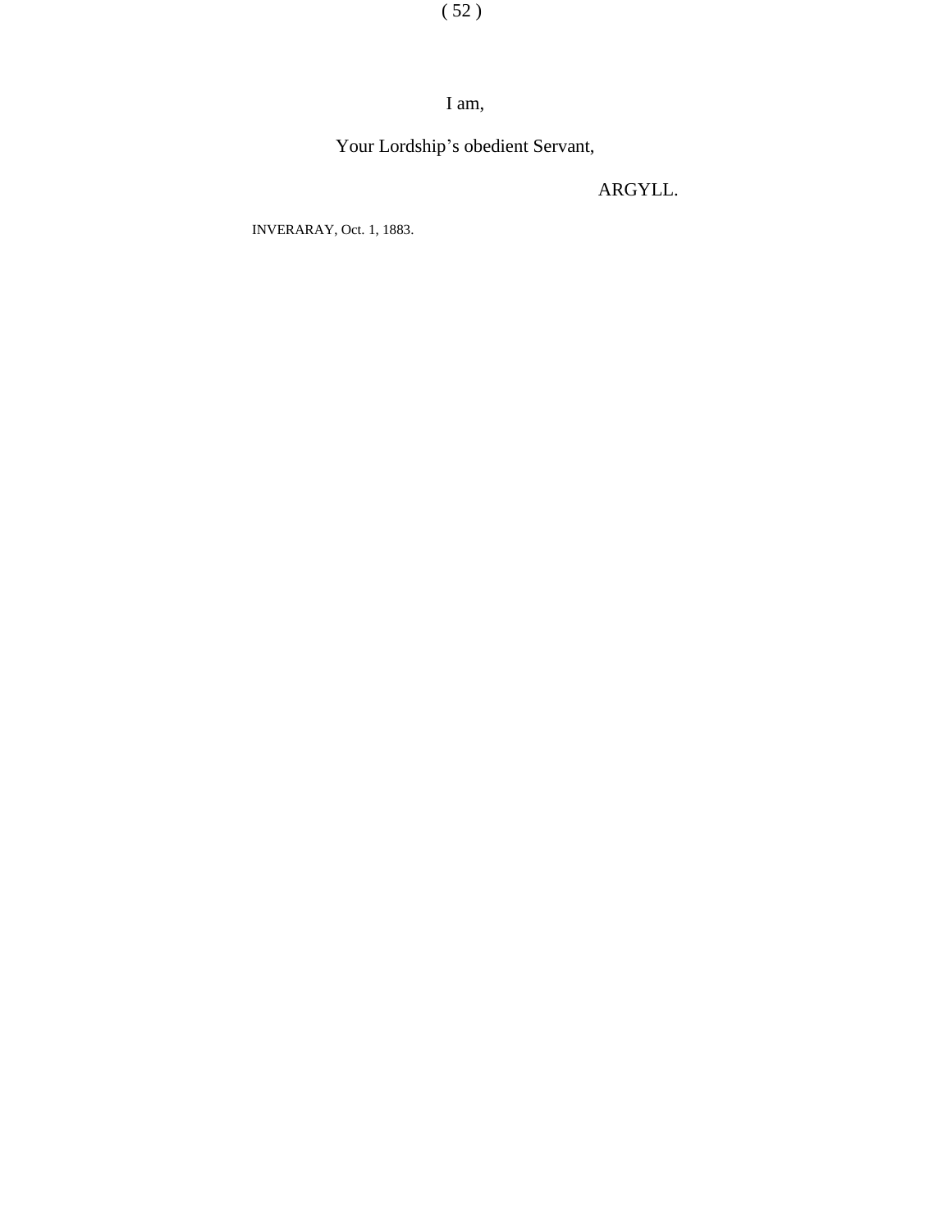I am,

Your Lordship's obedient Servant,

ARGYLL.

INVERARAY, Oct. 1, 1883.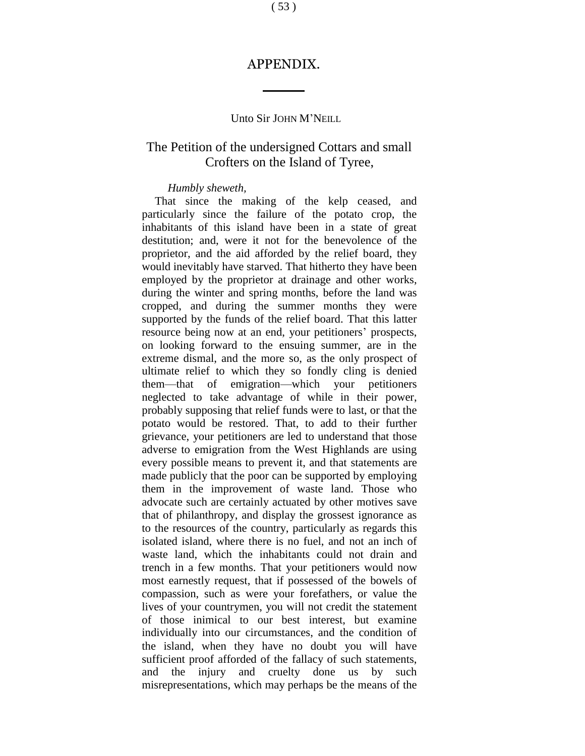# APPENDIX.

Unto Sir JOHN M'NEILL

## The Petition of the undersigned Cottars and small Crofters on the Island of Tyree,

*Humbly sheweth,*

That since the making of the kelp ceased, and particularly since the failure of the potato crop, the inhabitants of this island have been in a state of great destitution; and, were it not for the benevolence of the proprietor, and the aid afforded by the relief board, they would inevitably have starved. That hitherto they have been employed by the proprietor at drainage and other works, during the winter and spring months, before the land was cropped, and during the summer months they were supported by the funds of the relief board. That this latter resource being now at an end, your petitioners' prospects, on looking forward to the ensuing summer, are in the extreme dismal, and the more so, as the only prospect of ultimate relief to which they so fondly cling is denied them—that of emigration—which your petitioners neglected to take advantage of while in their power, probably supposing that relief funds were to last, or that the potato would be restored. That, to add to their further grievance, your petitioners are led to understand that those adverse to emigration from the West Highlands are using every possible means to prevent it, and that statements are made publicly that the poor can be supported by employing them in the improvement of waste land. Those who advocate such are certainly actuated by other motives save that of philanthropy, and display the grossest ignorance as to the resources of the country, particularly as regards this isolated island, where there is no fuel, and not an inch of waste land, which the inhabitants could not drain and trench in a few months. That your petitioners would now most earnestly request, that if possessed of the bowels of compassion, such as were your forefathers, or value the lives of your countrymen, you will not credit the statement of those inimical to our best interest, but examine individually into our circumstances, and the condition of the island, when they have no doubt you will have sufficient proof afforded of the fallacy of such statements, and the injury and cruelty done us by such misrepresentations, which may perhaps be the means of the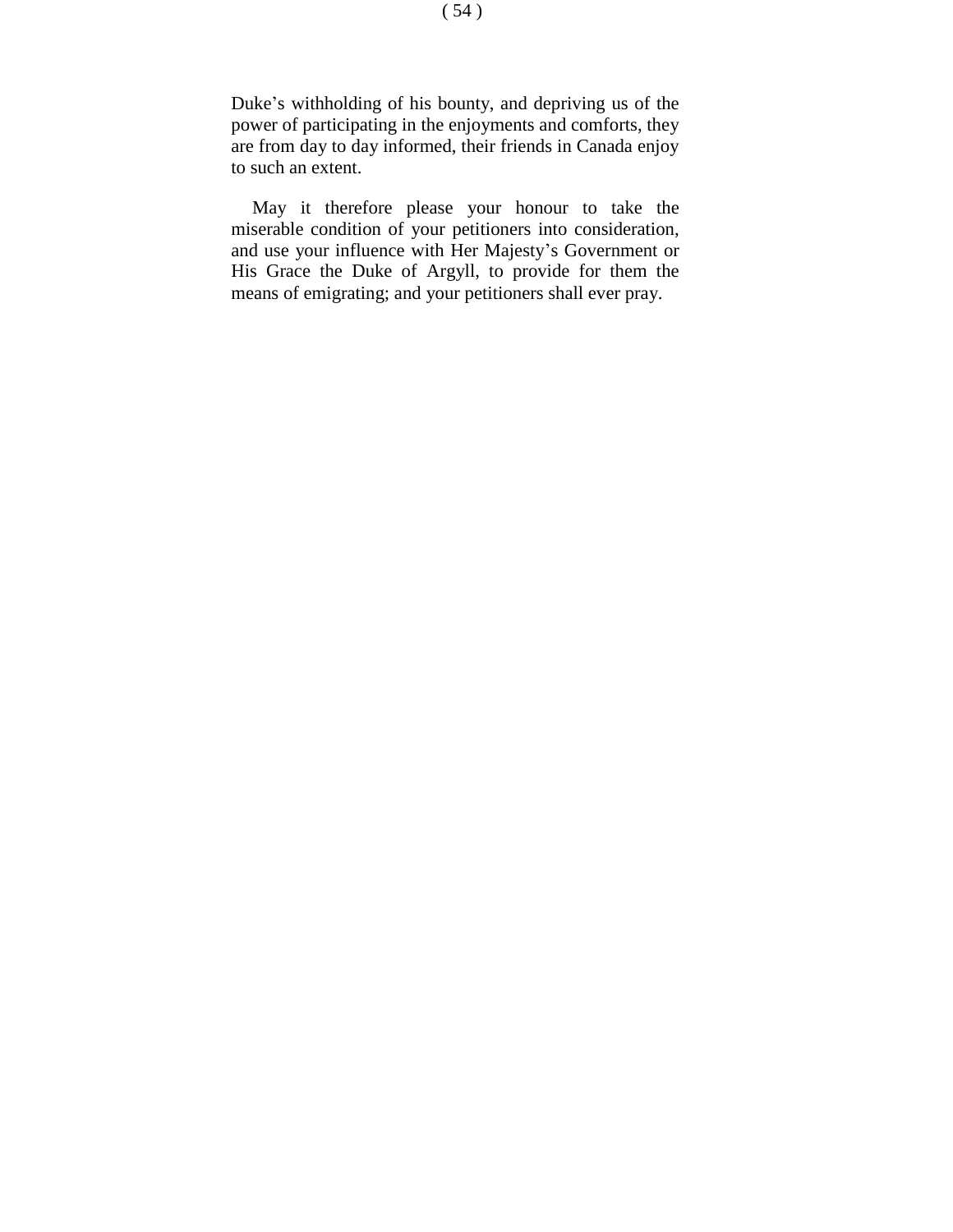Duke’s withholding of his bounty, and depriving us of the power of participating in the enjoyments and comforts, they are from day to day informed, their friends in Canada enjoy to such an extent.

May it therefore please your honour to take the miserable condition of your petitioners into consideration, and use your influence with Her Majesty’s Government or His Grace the Duke of Argyll, to provide for them the means of emigrating; and your petitioners shall ever pray.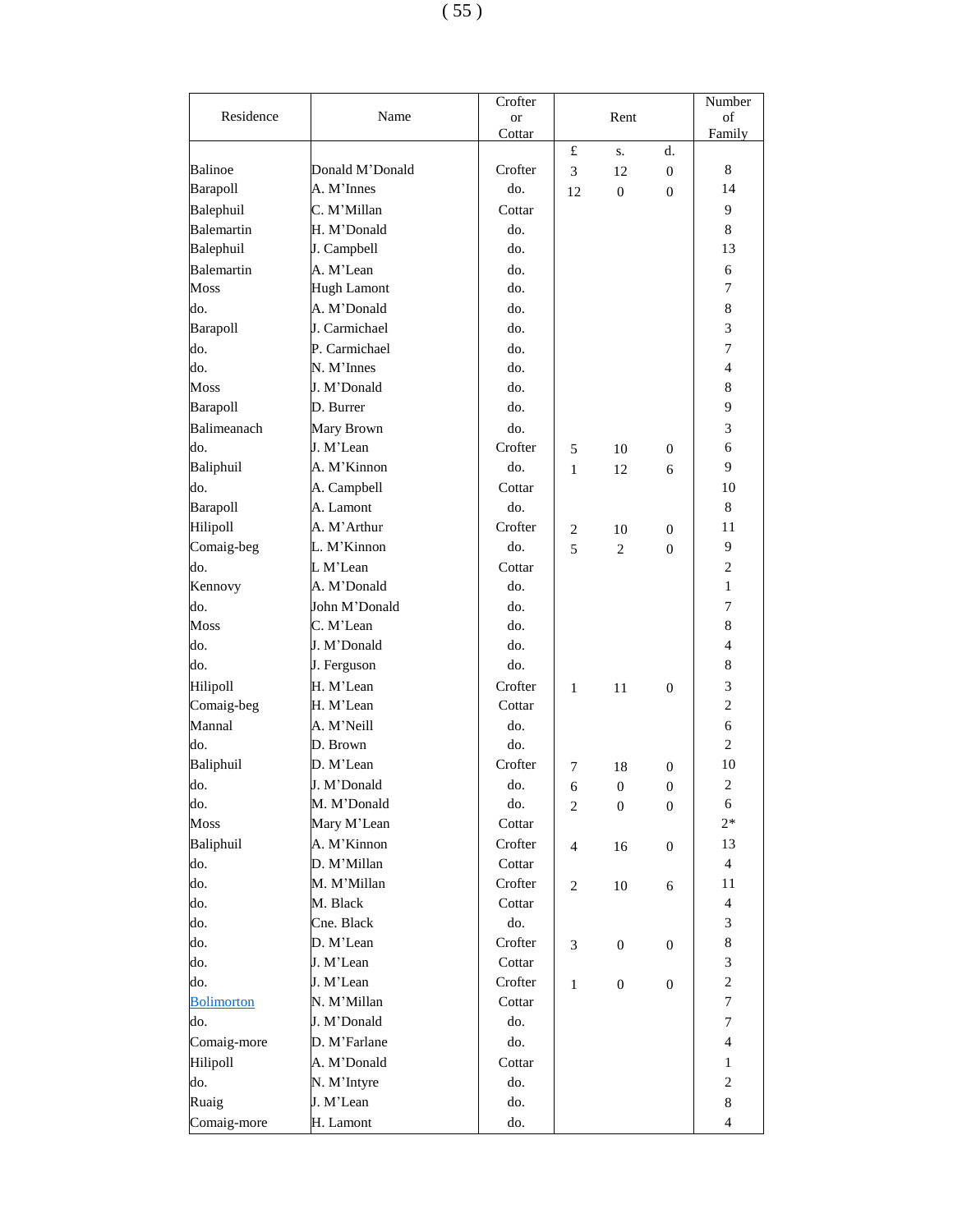| Residence | Name | Crofter or Cottar | Rent | | | Number of Family |
|---|---|---|---|---|---|---|
| | | | £ | s. | d. | |
| Balinoe | Donald M'Donald | Crofter | 3 | 12 | 0 | 8 |
| Barapoll | A. M'Innes | do. | 12 | 0 | 0 | 14 |
| Balephuil | C. M'Millan | Cottar | | | | 9 |
| Balemartin | H. M'Donald | do. | | | | 8 |
| Balephuil | J. Campbell | do. | | | | 13 |
| Balemartin | A. M'Lean | do. | | | | 6 |
| Moss | Hugh Lamont | do. | | | | 7 |
| do. | A. M'Donald | do. | | | | 8 |
| Barapoll | J. Carmichael | do. | | | | 3 |
| do. | P. Carmichael | do. | | | | 7 |
| do. | N. M'Innes | do. | | | | 4 |
| Moss | J. M'Donald | do. | | | | 8 |
| Barapoll | D. Burrer | do. | | | | 9 |
| Balimeanach | Mary Brown | do. | | | | 3 |
| do. | J. M'Lean | Crofter | 5 | 10 | 0 | 6 |
| Baliphuil | A. M'Kinnon | do. | 1 | 12 | 6 | 9 |
| do. | A. Campbell | Cottar | | | | 10 |
| Barapoll | A. Lamont | do. | | | | 8 |
| Hilipoll | A. M'Arthur | Crofter | 2 | 10 | 0 | 11 |
| Comaig-beg | L. M'Kinnon | do. | 5 | 2 | 0 | 9 |
| do. | L M'Lean | Cottar | | | | 2 |
| Kennovy | A. M'Donald | do. | | | | 1 |
| do. | John M'Donald | do. | | | | 7 |
| Moss | C. M'Lean | do. | | | | 8 |
| do. | J. M'Donald | do. | | | | 4 |
| do. | J. Ferguson | do. | | | | 8 |
| Hilipoll | H. M'Lean | Crofter | 1 | 11 | 0 | 3 |
| Comaig-beg | H. M'Lean | Cottar | | | | 2 |
| Mannal | A. M'Neill | do. | | | | 6 |
| do. | D. Brown | do. | | | | 2 |
| Baliphuil | D. M'Lean | Crofter | 7 | 18 | 0 | 10 |
| do. | J. M'Donald | do. | 6 | 0 | 0 | 2 |
| do. | M. M'Donald | do. | 2 | 0 | 0 | 6 |
| Moss | Mary M'Lean | Cottar | | | | 2* |
| Baliphuil | A. M'Kinnon | Crofter | 4 | 16 | 0 | 13 |
| do. | D. M'Millan | Cottar | | | | 4 |
| do. | M. M'Millan | Crofter | 2 | 10 | 6 | 11 |
| do. | M. Black | Cottar | | | | 4 |
| do. | Cne. Black | do. | | | | 3 |
| do. | D. M'Lean | Crofter | 3 | 0 | 0 | 8 |
| do. | J. M'Lean | Cottar | | | | 3 |
| do. | J. M'Lean | Crofter | 1 | 0 | 0 | 2 |
| Bolimorton | N. M'Millan | Cottar | | | | 7 |
| do. | J. M'Donald | do. | | | | 7 |
| Comaig-more | D. M'Farlane | do. | | | | 4 |
| Hilipoll | A. M'Donald | Cottar | | | | 1 |
| do. | N. M'Intyre | do. | | | | 2 |
| Ruaig | J. M'Lean | do. | | | | 8 |
| Comaig-more | H. Lamont | do. | | | | 4 |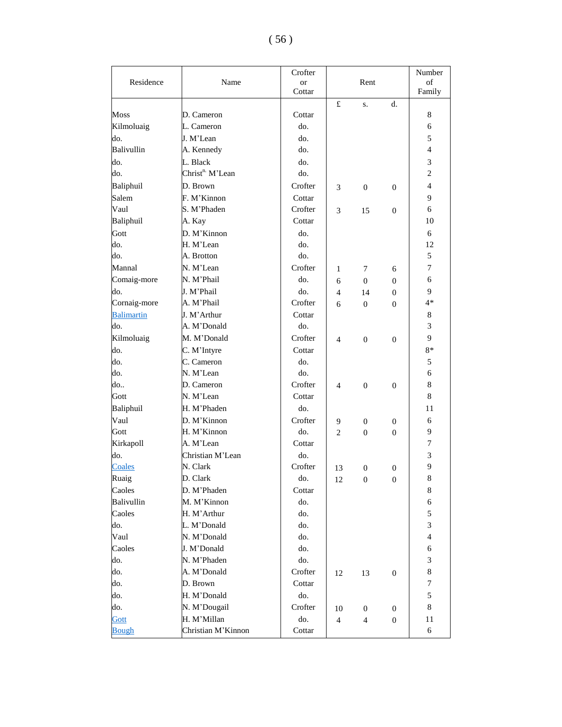| Residence | Name | Crofter or Cottar | Rent | | | Number of Family |
|---|---|---|---|---|---|---|
| | | | £ | s. | d. | |
| Moss | D. Cameron | Cottar | | | | 8 |
| Kilmoluaig | L. Cameron | do. | | | | 6 |
| do. | J. M'Lean | do. | | | | 5 |
| Balivullin | A. Kennedy | do. | | | | 4 |
| do. | L. Black | do. | | | | 3 |
| do. | Christ[n.] M'Lean | do. | | | | 2 |
| Baliphuil | D. Brown | Crofter | 3 | 0 | 0 | 4 |
| Salem | F. M'Kinnon | Cottar | | | | 9 |
| Vaul | S. M'Phaden | Crofter | 3 | 15 | 0 | 6 |
| Baliphuil | A. Kay | Cottar | | | | 10 |
| Gott | D. M'Kinnon | do. | | | | 6 |
| do. | H. M'Lean | do. | | | | 12 |
| do. | A. Brotton | do. | | | | 5 |
| Mannal | N. M'Lean | Crofter | 1 | 7 | 6 | 7 |
| Comaig-more | N. M'Phail | do. | 6 | 0 | 0 | 6 |
| do. | J. M'Phail | do. | 4 | 14 | 0 | 9 |
| Cornaig-more | A. M'Phail | Crofter | 6 | 0 | 0 | 4* |
| Balimartin | J. M'Arthur | Cottar | | | | 8 |
| do. | A. M'Donald | do. | | | | 3 |
| Kilmoluaig | M. M'Donald | Crofter | 4 | 0 | 0 | 9 |
| do. | C. M'Intyre | Cottar | | | | 8* |
| do. | C. Cameron | do. | | | | 5 |
| do. | N. M'Lean | do. | | | | 6 |
| do.. | D. Cameron | Crofter | 4 | 0 | 0 | 8 |
| Gott | N. M'Lean | Cottar | | | | 8 |
| Baliphuil | H. M'Phaden | do. | | | | 11 |
| Vaul | D. M'Kinnon | Crofter | 9 | 0 | 0 | 6 |
| Gott | H. M'Kinnon | do. | 2 | 0 | 0 | 9 |
| Kirkapoll | A. M'Lean | Cottar | | | | 7 |
| do. | Christian M'Lean | do. | | | | 3 |
| Coales | N. Clark | Crofter | 13 | 0 | 0 | 9 |
| Ruaig | D. Clark | do. | 12 | 0 | 0 | 8 |
| Caoles | D. M'Phaden | Cottar | | | | 8 |
| Balivullin | M. M'Kinnon | do. | | | | 6 |
| Caoles | H. M'Arthur | do. | | | | 5 |
| do. | L. M'Donald | do. | | | | 3 |
| Vaul | N. M'Donald | do. | | | | 4 |
| Caoles | J. M'Donald | do. | | | | 6 |
| do. | N. M'Phaden | do. | | | | 3 |
| do. | A. M'Donald | Crofter | 12 | 13 | 0 | 8 |
| do. | D. Brown | Cottar | | | | 7 |
| do. | H. M'Donald | do. | | | | 5 |
| do. | N. M'Dougail | Crofter | 10 | 0 | 0 | 8 |
| Gott | H. M'Millan | do. | 4 | 4 | 0 | 11 |
| Bough | Christian M'Kinnon | Cottar | | | | 6 |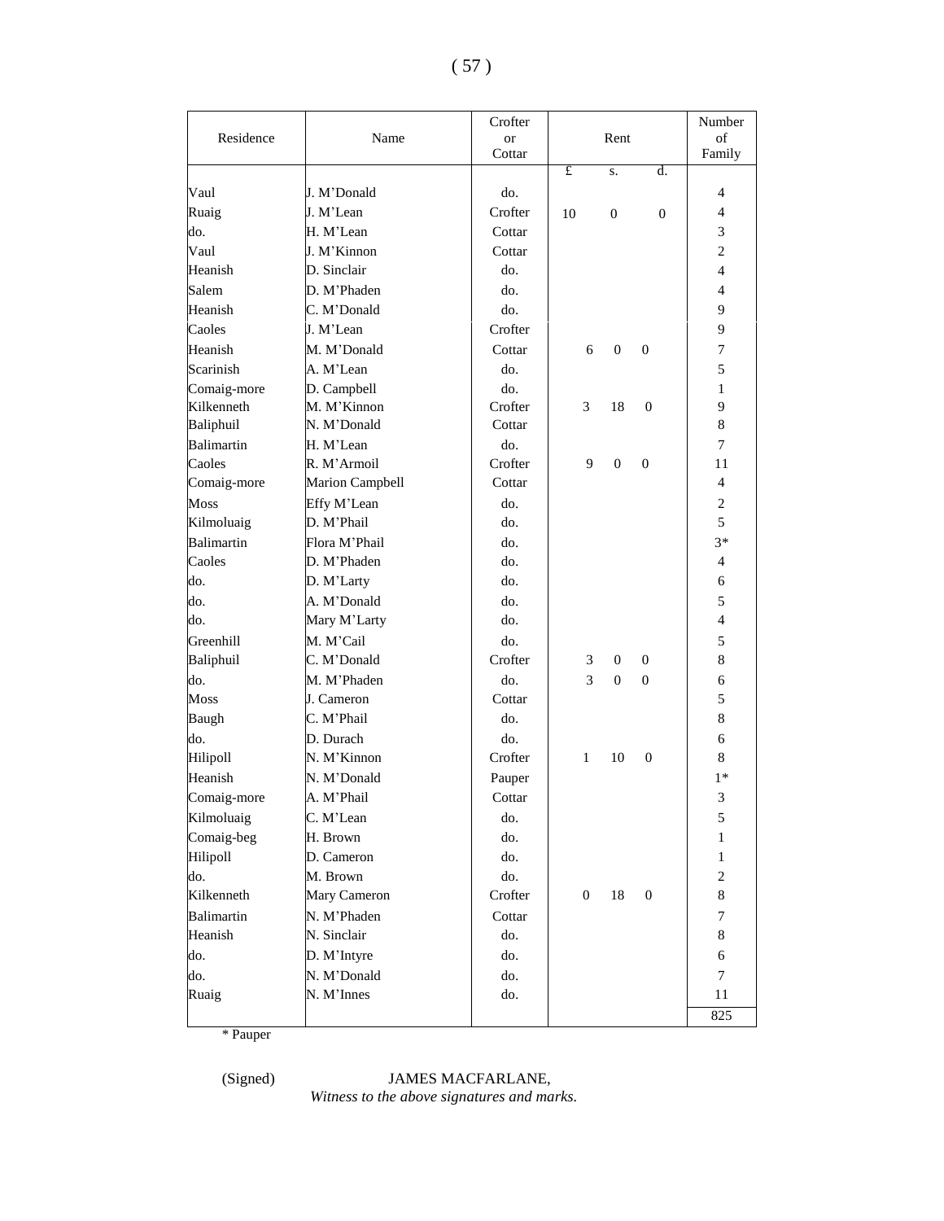| Residence | Name | Crofter or Cottar | Rent | | | Number of Family |
|---|---|---|---|---|---|---|
| | | | £ | s. | d. | |
| Vaul | J. M'Donald | do. | | | | 4 |
| Ruaig | J. M'Lean | Crofter | 10 | 0 | 0 | 4 |
| do. | H. M'Lean | Cottar | | | | 3 |
| Vaul | J. M'Kinnon | Cottar | | | | 2 |
| Heanish | D. Sinclair | do. | | | | 4 |
| Salem | D. M'Phaden | do. | | | | 4 |
| Heanish | C. M'Donald | do. | | | | 9 |
| Caoles | J. M'Lean | Crofter | | | | 9 |
| Heanish | M. M'Donald | Cottar | 6 | 0 | 0 | 7 |
| Scarinish | A. M'Lean | do. | | | | 5 |
| Comaig-more | D. Campbell | do. | | | | 1 |
| Kilkenneth | M. M'Kinnon | Crofter | 3 | 18 | 0 | 9 |
| Baliphuil | N. M'Donald | Cottar | | | | 8 |
| Balimartin | H. M'Lean | do. | | | | 7 |
| Caoles | R. M'Armoil | Crofter | 9 | 0 | 0 | 11 |
| Comaig-more | Marion Campbell | Cottar | | | | 4 |
| Moss | Effy M'Lean | do. | | | | 2 |
| Kilmoluaig | D. M'Phail | do. | | | | 5 |
| Balimartin | Flora M'Phail | do. | | | | 3* |
| Caoles | D. M'Phaden | do. | | | | 4 |
| do. | D. M'Larty | do. | | | | 6 |
| do. | A. M'Donald | do. | | | | 5 |
| do. | Mary M'Larty | do. | | | | 4 |
| Greenhill | M. M'Cail | do. | | | | 5 |
| Baliphuil | C. M'Donald | Crofter | 3 | 0 | 0 | 8 |
| do. | M. M'Phaden | do. | 3 | 0 | 0 | 6 |
| Moss | J. Cameron | Cottar | | | | 5 |
| Baugh | C. M'Phail | do. | | | | 8 |
| do. | D. Durach | do. | | | | 6 |
| Hilipoll | N. M'Kinnon | Crofter | 1 | 10 | 0 | 8 |
| Heanish | N. M'Donald | Pauper | | | | 1* |
| Comaig-more | A. M'Phail | Cottar | | | | 3 |
| Kilmoluaig | C. M'Lean | do. | | | | 5 |
| Comaig-beg | H. Brown | do. | | | | 1 |
| Hilipoll | D. Cameron | do. | | | | 1 |
| do. | M. Brown | do. | | | | 2 |
| Kilkenneth | Mary Cameron | Crofter | 0 | 18 | 0 | 8 |
| Balimartin | N. M'Phaden | Cottar | | | | 7 |
| Heanish | N. Sinclair | do. | | | | 8 |
| do. | D. M'Intyre | do. | | | | 6 |
| do. | N. M'Donald | do. | | | | 7 |
| Ruaig | N. M'Innes | do. | | | | 11 |
| | | | | | | 825 |

\* Pauper

(Signed) JAMES MACFARLANE,
*Witness to the above signatures and marks.*